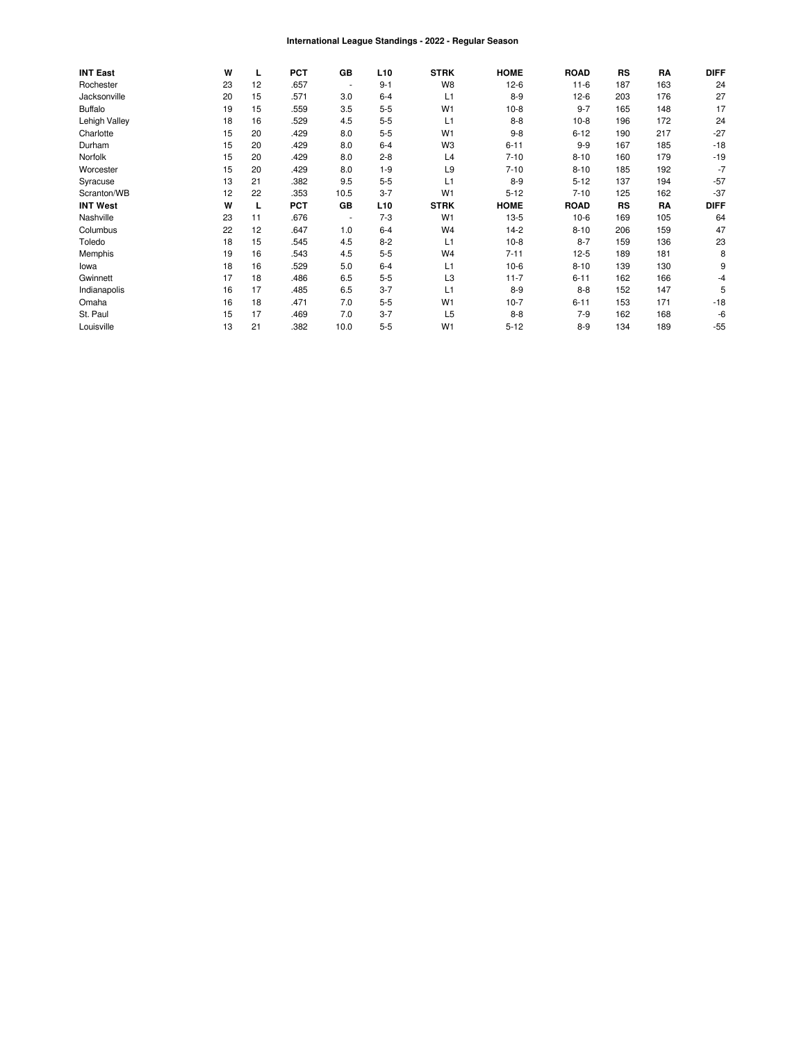# International League Standings - 2022 - Regular Season

| INT East | W | L | PCT | GB | L10 | STRK | HOME | ROAD | RS | RA | DIFF |
|---|---|---|---|---|---|---|---|---|---|---|---|
| Rochester | 23 | 12 | .657 | - | 9-1 | W8 | 12-6 | 11-6 | 187 | 163 | 24 |
| Jacksonville | 20 | 15 | .571 | 3.0 | 6-4 | L1 | 8-9 | 12-6 | 203 | 176 | 27 |
| Buffalo | 19 | 15 | .559 | 3.5 | 5-5 | W1 | 10-8 | 9-7 | 165 | 148 | 17 |
| Lehigh Valley | 18 | 16 | .529 | 4.5 | 5-5 | L1 | 8-8 | 10-8 | 196 | 172 | 24 |
| Charlotte | 15 | 20 | .429 | 8.0 | 5-5 | W1 | 9-8 | 6-12 | 190 | 217 | -27 |
| Durham | 15 | 20 | .429 | 8.0 | 6-4 | W3 | 6-11 | 9-9 | 167 | 185 | -18 |
| Norfolk | 15 | 20 | .429 | 8.0 | 2-8 | L4 | 7-10 | 8-10 | 160 | 179 | -19 |
| Worcester | 15 | 20 | .429 | 8.0 | 1-9 | L9 | 7-10 | 8-10 | 185 | 192 | -7 |
| Syracuse | 13 | 21 | .382 | 9.5 | 5-5 | L1 | 8-9 | 5-12 | 137 | 194 | -57 |
| Scranton/WB | 12 | 22 | .353 | 10.5 | 3-7 | W1 | 5-12 | 7-10 | 125 | 162 | -37 |
| **INT West** | **W** | **L** | **PCT** | **GB** | **L10** | **STRK** | **HOME** | **ROAD** | **RS** | **RA** | **DIFF** |
| Nashville | 23 | 11 | .676 | - | 7-3 | W1 | 13-5 | 10-6 | 169 | 105 | 64 |
| Columbus | 22 | 12 | .647 | 1.0 | 6-4 | W4 | 14-2 | 8-10 | 206 | 159 | 47 |
| Toledo | 18 | 15 | .545 | 4.5 | 8-2 | L1 | 10-8 | 8-7 | 159 | 136 | 23 |
| Memphis | 19 | 16 | .543 | 4.5 | 5-5 | W4 | 7-11 | 12-5 | 189 | 181 | 8 |
| Iowa | 18 | 16 | .529 | 5.0 | 6-4 | L1 | 10-6 | 8-10 | 139 | 130 | 9 |
| Gwinnett | 17 | 18 | .486 | 6.5 | 5-5 | L3 | 11-7 | 6-11 | 162 | 166 | -4 |
| Indianapolis | 16 | 17 | .485 | 6.5 | 3-7 | L1 | 8-9 | 8-8 | 152 | 147 | 5 |
| Omaha | 16 | 18 | .471 | 7.0 | 5-5 | W1 | 10-7 | 6-11 | 153 | 171 | -18 |
| St. Paul | 15 | 17 | .469 | 7.0 | 3-7 | L5 | 8-8 | 7-9 | 162 | 168 | -6 |
| Louisville | 13 | 21 | .382 | 10.0 | 5-5 | W1 | 5-12 | 8-9 | 134 | 189 | -55 |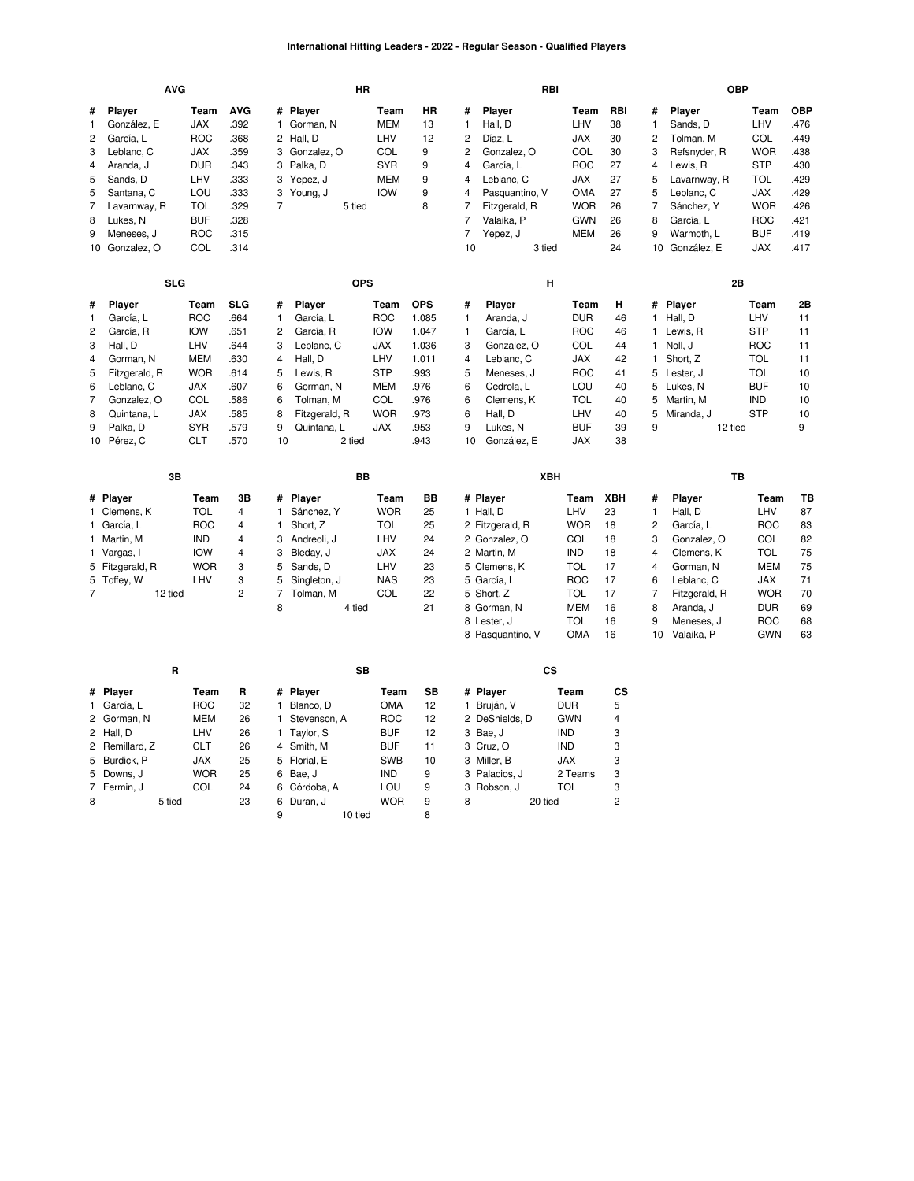# International Hitting Leaders - 2022 - Regular Season - Qualified Players

### AVG

| # | Player | Team | AVG |
|---|---|---|---|
| 1 | González, E | JAX | .392 |
| 2 | García, L | ROC | .368 |
| 3 | Leblanc, C | JAX | .359 |
| 4 | Aranda, J | DUR | .343 |
| 5 | Sands, D | LHV | .333 |
| 5 | Santana, C | LOU | .333 |
| 7 | Lavarnway, R | TOL | .329 |
| 8 | Lukes, N | BUF | .328 |
| 9 | Meneses, J | ROC | .315 |
| 10 | Gonzalez, O | COL | .314 |

### HR

| # | Player | Team | HR |
|---|---|---|---|
| 1 | Gorman, N | MEM | 13 |
| 2 | Hall, D | LHV | 12 |
| 3 | Gonzalez, O | COL | 9 |
| 3 | Palka, D | SYR | 9 |
| 3 | Yepez, J | MEM | 9 |
| 3 | Young, J | IOW | 9 |
| 7 | 5 tied | | 8 |

### RBI

| # | Player | Team | RBI |
|---|---|---|---|
| 1 | Hall, D | LHV | 38 |
| 2 | Díaz, L | JAX | 30 |
| 2 | Gonzalez, O | COL | 30 |
| 4 | García, L | ROC | 27 |
| 4 | Leblanc, C | JAX | 27 |
| 4 | Pasquantino, V | OMA | 27 |
| 7 | Fitzgerald, R | WOR | 26 |
| 7 | Valaika, P | GWN | 26 |
| 7 | Yepez, J | MEM | 26 |
| 10 | 3 tied | | 24 |

### OBP

| # | Player | Team | OBP |
|---|---|---|---|
| 1 | Sands, D | LHV | .476 |
| 2 | Tolman, M | COL | .449 |
| 3 | Refsnyder, R | WOR | .438 |
| 4 | Lewis, R | STP | .430 |
| 5 | Lavarnway, R | TOL | .429 |
| 5 | Leblanc, C | JAX | .429 |
| 7 | Sánchez, Y | WOR | .426 |
| 8 | García, L | ROC | .421 |
| 9 | Warmoth, L | BUF | .419 |
| 10 | González, E | JAX | .417 |

### SLG

| # | Player | Team | SLG |
|---|---|---|---|
| 1 | García, L | ROC | .664 |
| 2 | García, R | IOW | .651 |
| 3 | Hall, D | LHV | .644 |
| 4 | Gorman, N | MEM | .630 |
| 5 | Fitzgerald, R | WOR | .614 |
| 6 | Leblanc, C | JAX | .607 |
| 7 | Gonzalez, O | COL | .586 |
| 8 | Quintana, L | JAX | .585 |
| 9 | Palka, D | SYR | .579 |
| 10 | Pérez, C | CLT | .570 |

### OPS

| # | Player | Team | OPS |
|---|---|---|---|
| 1 | García, L | ROC | 1.085 |
| 2 | García, R | IOW | 1.047 |
| 3 | Leblanc, C | JAX | 1.036 |
| 4 | Hall, D | LHV | 1.011 |
| 5 | Lewis, R | STP | .993 |
| 6 | Gorman, N | MEM | .976 |
| 6 | Tolman, M | COL | .976 |
| 8 | Fitzgerald, R | WOR | .973 |
| 9 | Quintana, L | JAX | .953 |
| 10 | 2 tied | | .943 |

### H

| # | Player | Team | H |
|---|---|---|---|
| 1 | Aranda, J | DUR | 46 |
| 1 | García, L | ROC | 46 |
| 3 | Gonzalez, O | COL | 44 |
| 4 | Leblanc, C | JAX | 42 |
| 5 | Meneses, J | ROC | 41 |
| 6 | Cedrola, L | LOU | 40 |
| 6 | Clemens, K | TOL | 40 |
| 6 | Hall, D | LHV | 40 |
| 9 | Lukes, N | BUF | 39 |
| 10 | González, E | JAX | 38 |

### 2B

| # | Player | Team | 2B |
|---|---|---|---|
| 1 | Hall, D | LHV | 11 |
| 1 | Lewis, R | STP | 11 |
| 1 | Noll, J | ROC | 11 |
| 1 | Short, Z | TOL | 11 |
| 5 | Lester, J | TOL | 10 |
| 5 | Lukes, N | BUF | 10 |
| 5 | Martin, M | IND | 10 |
| 5 | Miranda, J | STP | 10 |
| 9 | 12 tied | | 9 |

### 3B

| # | Player | Team | 3B |
|---|---|---|---|
| 1 | Clemens, K | TOL | 4 |
| 1 | García, L | ROC | 4 |
| 1 | Martin, M | IND | 4 |
| 1 | Vargas, I | IOW | 4 |
| 5 | Fitzgerald, R | WOR | 3 |
| 5 | Toffey, W | LHV | 3 |
| 7 | 12 tied | | 2 |

### BB

| # | Player | Team | BB |
|---|---|---|---|
| 1 | Sánchez, Y | WOR | 25 |
| 1 | Short, Z | TOL | 25 |
| 3 | Andreoli, J | LHV | 24 |
| 3 | Bleday, J | JAX | 24 |
| 5 | Sands, D | LHV | 23 |
| 5 | Singleton, J | NAS | 23 |
| 7 | Tolman, M | COL | 22 |
| 8 | 4 tied | | 21 |

### XBH

| # | Player | Team | XBH |
|---|---|---|---|
| 1 | Hall, D | LHV | 23 |
| 2 | Fitzgerald, R | WOR | 18 |
| 2 | Gonzalez, O | COL | 18 |
| 2 | Martin, M | IND | 18 |
| 5 | Clemens, K | TOL | 17 |
| 5 | García, L | ROC | 17 |
| 5 | Short, Z | TOL | 17 |
| 8 | Gorman, N | MEM | 16 |
| 8 | Lester, J | TOL | 16 |
| 8 | Pasquantino, V | OMA | 16 |

### TB

| # | Player | Team | TB |
|---|---|---|---|
| 1 | Hall, D | LHV | 87 |
| 2 | García, L | ROC | 83 |
| 3 | Gonzalez, O | COL | 82 |
| 4 | Clemens, K | TOL | 75 |
| 4 | Gorman, N | MEM | 75 |
| 6 | Leblanc, C | JAX | 71 |
| 7 | Fitzgerald, R | WOR | 70 |
| 8 | Aranda, J | DUR | 69 |
| 9 | Meneses, J | ROC | 68 |
| 10 | Valaika, P | GWN | 63 |

### R

| # | Player | Team | R |
|---|---|---|---|
| 1 | García, L | ROC | 32 |
| 2 | Gorman, N | MEM | 26 |
| 2 | Hall, D | LHV | 26 |
| 2 | Remillard, Z | CLT | 26 |
| 5 | Burdick, P | JAX | 25 |
| 5 | Downs, J | WOR | 25 |
| 7 | Fermin, J | COL | 24 |
| 8 | 5 tied | | 23 |

### SB

| # | Player | Team | SB |
|---|---|---|---|
| 1 | Blanco, D | OMA | 12 |
| 1 | Stevenson, A | ROC | 12 |
| 1 | Taylor, S | BUF | 12 |
| 4 | Smith, M | BUF | 11 |
| 5 | Florial, E | SWB | 10 |
| 6 | Bae, J | IND | 9 |
| 6 | Córdoba, A | LOU | 9 |
| 6 | Duran, J | WOR | 9 |
| 9 | 10 tied | | 8 |

### CS

| # | Player | Team | CS |
|---|---|---|---|
| 1 | Bruján, V | DUR | 5 |
| 2 | DeShields, D | GWN | 4 |
| 3 | Bae, J | IND | 3 |
| 3 | Cruz, O | IND | 3 |
| 3 | Miller, B | JAX | 3 |
| 3 | Palacios, J | 2 Teams | 3 |
| 3 | Robson, J | TOL | 3 |
| 8 | 20 tied | | 2 |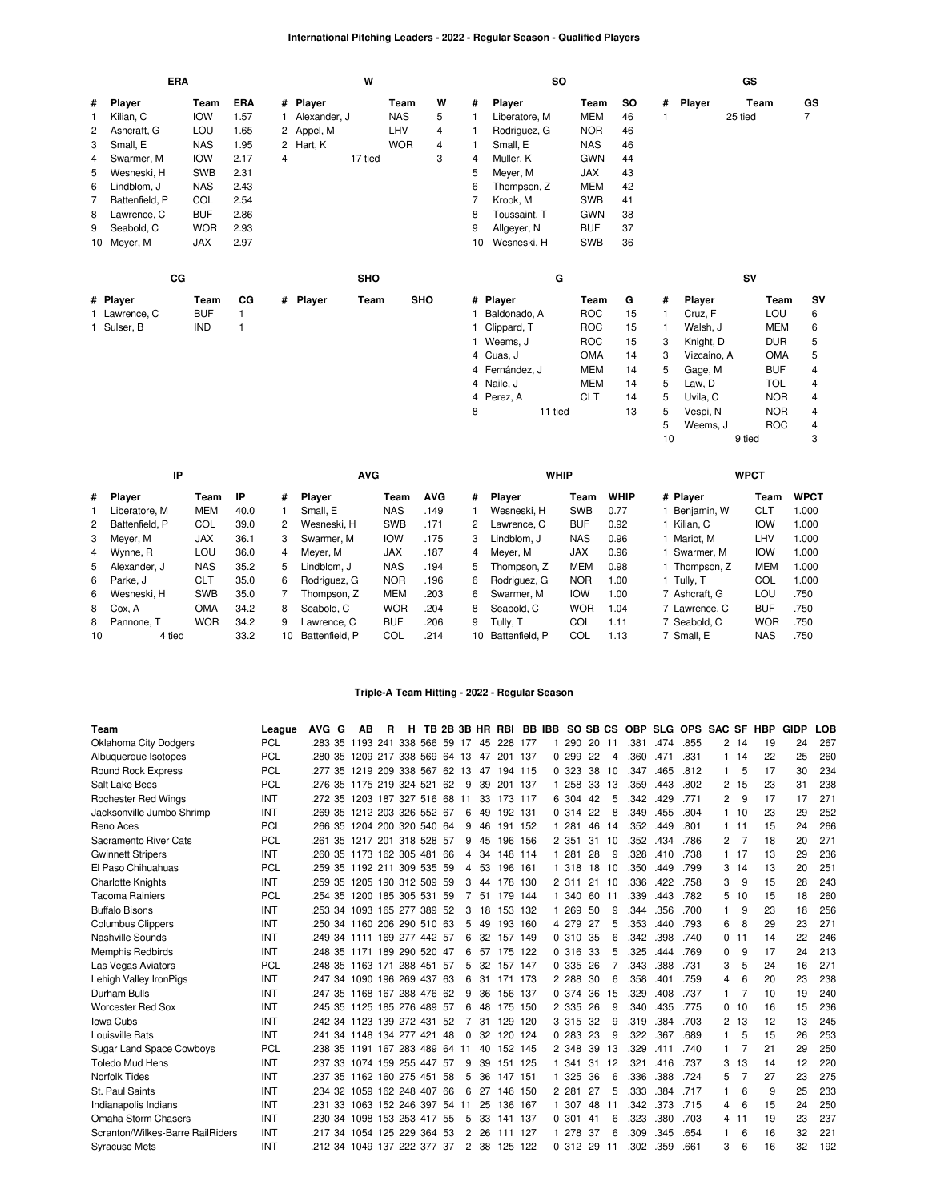# International Pitching Leaders - 2022 - Regular Season - Qualified Players

### ERA

| # | Player | Team | ERA |
|---|---|---|---|
| 1 | Kilian, C | IOW | 1.57 |
| 2 | Ashcraft, G | LOU | 1.65 |
| 3 | Small, E | NAS | 1.95 |
| 4 | Swarmer, M | IOW | 2.17 |
| 5 | Wesneski, H | SWB | 2.31 |
| 6 | Lindblom, J | NAS | 2.43 |
| 7 | Battenfield, P | COL | 2.54 |
| 8 | Lawrence, C | BUF | 2.86 |
| 9 | Seabold, C | WOR | 2.93 |
| 10 | Meyer, M | JAX | 2.97 |

### W

| # | Player | Team | W |
|---|---|---|---|
| 1 | Alexander, J | NAS | 5 |
| 2 | Appel, M | LHV | 4 |
| 2 | Hart, K | WOR | 4 |
| 4 | 17 tied | | 3 |

### SO

| # | Player | Team | SO |
|---|---|---|---|
| 1 | Liberatore, M | MEM | 46 |
| 1 | Rodriguez, G | NOR | 46 |
| 1 | Small, E | NAS | 46 |
| 4 | Muller, K | GWN | 44 |
| 5 | Meyer, M | JAX | 43 |
| 6 | Thompson, Z | MEM | 42 |
| 7 | Krook, M | SWB | 41 |
| 8 | Toussaint, T | GWN | 38 |
| 9 | Allgeyer, N | BUF | 37 |
| 10 | Wesneski, H | SWB | 36 |

### GS

| # | Player | Team | GS |
|---|---|---|---|
| 1 | 25 tied | | 7 |

### CG

| # | Player | Team | CG |
|---|---|---|---|
| 1 | Lawrence, C | BUF | 1 |
| 1 | Sulser, B | IND | 1 |

### SHO

| # | Player | Team | SHO |
|---|---|---|---|

### G

| # | Player | Team | G |
|---|---|---|---|
| 1 | Baldonado, A | ROC | 15 |
| 1 | Clippard, T | ROC | 15 |
| 1 | Weems, J | ROC | 15 |
| 4 | Cuas, J | OMA | 14 |
| 4 | Fernández, J | MEM | 14 |
| 4 | Naile, J | MEM | 14 |
| 4 | Perez, A | CLT | 14 |
| 8 | 11 tied | | 13 |

### SV

| # | Player | Team | SV |
|---|---|---|---|
| 1 | Cruz, F | LOU | 6 |
| 1 | Walsh, J | MEM | 6 |
| 3 | Knight, D | DUR | 5 |
| 3 | Vizcaíno, A | OMA | 5 |
| 5 | Gage, M | BUF | 4 |
| 5 | Law, D | TOL | 4 |
| 5 | Uvila, C | NOR | 4 |
| 5 | Vespi, N | NOR | 4 |
| 5 | Weems, J | ROC | 4 |
| 10 | 9 tied | | 3 |

### IP

| # | Player | Team | IP |
|---|---|---|---|
| 1 | Liberatore, M | MEM | 40.0 |
| 2 | Battenfield, P | COL | 39.0 |
| 3 | Meyer, M | JAX | 36.1 |
| 4 | Wynne, R | LOU | 36.0 |
| 5 | Alexander, J | NAS | 35.2 |
| 6 | Parke, J | CLT | 35.0 |
| 6 | Wesneski, H | SWB | 35.0 |
| 8 | Cox, A | OMA | 34.2 |
| 8 | Pannone, T | WOR | 34.2 |
| 10 | 4 tied | | 33.2 |

### AVG

| # | Player | Team | AVG |
|---|---|---|---|
| 1 | Small, E | NAS | .149 |
| 2 | Wesneski, H | SWB | .171 |
| 3 | Swarmer, M | IOW | .175 |
| 4 | Meyer, M | JAX | .187 |
| 5 | Lindblom, J | NAS | .194 |
| 6 | Rodriguez, G | NOR | .196 |
| 7 | Thompson, Z | MEM | .203 |
| 8 | Seabold, C | WOR | .204 |
| 9 | Lawrence, C | BUF | .206 |
| 10 | Battenfield, P | COL | .214 |

### WHIP

| # | Player | Team | WHIP |
|---|---|---|---|
| 1 | Wesneski, H | SWB | 0.77 |
| 2 | Lawrence, C | BUF | 0.92 |
| 3 | Lindblom, J | NAS | 0.96 |
| 4 | Meyer, M | JAX | 0.96 |
| 5 | Thompson, Z | MEM | 0.98 |
| 6 | Rodriguez, G | NOR | 1.00 |
| 6 | Swarmer, M | IOW | 1.00 |
| 8 | Seabold, C | WOR | 1.04 |
| 9 | Tully, T | COL | 1.11 |
| 10 | Battenfield, P | COL | 1.13 |

### WPCT

| # | Player | Team | WPCT |
|---|---|---|---|
| 1 | Benjamin, W | CLT | 1.000 |
| 1 | Kilian, C | IOW | 1.000 |
| 1 | Mariot, M | LHV | 1.000 |
| 1 | Swarmer, M | IOW | 1.000 |
| 1 | Thompson, Z | MEM | 1.000 |
| 1 | Tully, T | COL | 1.000 |
| 7 | Ashcraft, G | LOU | .750 |
| 7 | Lawrence, C | BUF | .750 |
| 7 | Seabold, C | WOR | .750 |
| 7 | Small, E | NAS | .750 |

# Triple-A Team Hitting - 2022 - Regular Season

| Team | League | AVG | G | AB | R | H | TB | 2B | 3B | HR | RBI | BB | IBB | SO | SB | CS | OBP | SLG | OPS | SAC | SF | HBP | GIDP | LOB |
|---|---|---|---|---|---|---|---|---|---|---|---|---|---|---|---|---|---|---|---|---|---|---|---|---|
| Oklahoma City Dodgers | PCL | .283 | 35 | 1193 | 241 | 338 | 566 | 59 | 17 | 45 | 228 | 177 | 1 | 290 | 20 | 11 | .381 | .474 | .855 | 2 | 14 | 19 | 24 | 267 |
| Albuquerque Isotopes | PCL | .280 | 35 | 1209 | 217 | 338 | 569 | 64 | 13 | 47 | 201 | 137 | 0 | 299 | 22 | 4 | .360 | .471 | .831 | 1 | 14 | 22 | 25 | 260 |
| Round Rock Express | PCL | .277 | 35 | 1219 | 209 | 338 | 567 | 62 | 13 | 47 | 194 | 115 | 0 | 323 | 38 | 10 | .347 | .465 | .812 | 1 | 5 | 17 | 30 | 234 |
| Salt Lake Bees | PCL | .276 | 35 | 1175 | 219 | 324 | 521 | 62 | 9 | 39 | 201 | 137 | 1 | 258 | 33 | 13 | .359 | .443 | .802 | 2 | 15 | 23 | 31 | 238 |
| Rochester Red Wings | INT | .272 | 35 | 1203 | 187 | 327 | 516 | 68 | 11 | 33 | 173 | 117 | 6 | 304 | 42 | 5 | .342 | .429 | .771 | 2 | 9 | 17 | 17 | 271 |
| Jacksonville Jumbo Shrimp | INT | .269 | 35 | 1212 | 203 | 326 | 552 | 67 | 6 | 49 | 192 | 131 | 0 | 314 | 22 | 8 | .349 | .455 | .804 | 1 | 10 | 23 | 29 | 252 |
| Reno Aces | PCL | .266 | 35 | 1204 | 200 | 320 | 540 | 64 | 9 | 46 | 191 | 152 | 1 | 281 | 46 | 14 | .352 | .449 | .801 | 1 | 11 | 15 | 24 | 266 |
| Sacramento River Cats | PCL | .261 | 35 | 1217 | 201 | 318 | 528 | 57 | 9 | 45 | 196 | 156 | 2 | 351 | 31 | 10 | .352 | .434 | .786 | 2 | 7 | 18 | 20 | 271 |
| Gwinnett Stripers | INT | .260 | 35 | 1173 | 162 | 305 | 481 | 66 | 4 | 34 | 148 | 114 | 1 | 281 | 28 | 9 | .328 | .410 | .738 | 1 | 17 | 13 | 29 | 236 |
| El Paso Chihuahuas | PCL | .259 | 35 | 1192 | 211 | 309 | 535 | 59 | 4 | 53 | 196 | 161 | 1 | 318 | 18 | 10 | .350 | .449 | .799 | 3 | 14 | 13 | 20 | 251 |
| Charlotte Knights | INT | .259 | 35 | 1205 | 190 | 312 | 509 | 59 | 4 | 44 | 178 | 130 | 2 | 311 | 21 | 10 | .336 | .422 | .758 | 3 | 9 | 15 | 28 | 243 |
| Tacoma Rainiers | PCL | .254 | 35 | 1200 | 185 | 305 | 531 | 59 | 7 | 51 | 179 | 144 | 1 | 340 | 60 | 11 | .339 | .443 | .782 | 5 | 10 | 15 | 18 | 260 |
| Buffalo Bisons | INT | .253 | 34 | 1093 | 165 | 277 | 389 | 52 | 3 | 18 | 153 | 132 | 1 | 269 | 50 | 9 | .344 | .356 | .700 | 1 | 9 | 23 | 18 | 256 |
| Columbus Clippers | INT | .250 | 34 | 1160 | 206 | 290 | 510 | 63 | 5 | 49 | 193 | 160 | 4 | 279 | 27 | 5 | .353 | .440 | .793 | 6 | 8 | 29 | 23 | 271 |
| Nashville Sounds | INT | .249 | 34 | 1111 | 169 | 277 | 442 | 57 | 6 | 32 | 157 | 149 | 0 | 310 | 35 | 6 | .342 | .398 | .740 | 0 | 11 | 14 | 22 | 246 |
| Memphis Redbirds | INT | .248 | 35 | 1171 | 189 | 290 | 520 | 47 | 6 | 57 | 175 | 122 | 0 | 316 | 33 | 5 | .325 | .444 | .769 | 0 | 9 | 17 | 24 | 213 |
| Las Vegas Aviators | PCL | .248 | 35 | 1163 | 171 | 288 | 451 | 57 | 5 | 32 | 157 | 147 | 0 | 335 | 26 | 7 | .343 | .388 | .731 | 3 | 5 | 24 | 16 | 271 |
| Lehigh Valley IronPigs | INT | .247 | 34 | 1090 | 196 | 269 | 437 | 63 | 6 | 31 | 171 | 173 | 2 | 288 | 30 | 6 | .358 | .401 | .759 | 4 | 6 | 20 | 23 | 238 |
| Durham Bulls | INT | .247 | 35 | 1168 | 167 | 288 | 476 | 62 | 9 | 36 | 156 | 137 | 0 | 374 | 36 | 15 | .329 | .408 | .737 | 1 | 7 | 10 | 19 | 240 |
| Worcester Red Sox | INT | .245 | 35 | 1125 | 185 | 276 | 489 | 57 | 6 | 48 | 175 | 150 | 2 | 335 | 26 | 9 | .340 | .435 | .775 | 0 | 10 | 16 | 15 | 236 |
| Iowa Cubs | INT | .242 | 34 | 1123 | 139 | 272 | 431 | 52 | 7 | 31 | 129 | 120 | 3 | 315 | 32 | 9 | .319 | .384 | .703 | 2 | 13 | 12 | 13 | 245 |
| Louisville Bats | INT | .241 | 34 | 1148 | 134 | 277 | 421 | 48 | 0 | 32 | 120 | 124 | 0 | 283 | 23 | 9 | .322 | .367 | .689 | 1 | 5 | 15 | 26 | 253 |
| Sugar Land Space Cowboys | PCL | .238 | 35 | 1191 | 167 | 283 | 489 | 64 | 11 | 40 | 152 | 145 | 2 | 348 | 39 | 13 | .329 | .411 | .740 | 1 | 7 | 21 | 29 | 250 |
| Toledo Mud Hens | INT | .237 | 33 | 1074 | 159 | 255 | 447 | 57 | 9 | 39 | 151 | 125 | 1 | 341 | 31 | 12 | .321 | .416 | .737 | 3 | 13 | 14 | 12 | 220 |
| Norfolk Tides | INT | .237 | 35 | 1162 | 160 | 275 | 451 | 58 | 5 | 36 | 147 | 151 | 1 | 325 | 36 | 6 | .336 | .388 | .724 | 5 | 7 | 27 | 23 | 275 |
| St. Paul Saints | INT | .234 | 32 | 1059 | 162 | 248 | 407 | 66 | 6 | 27 | 146 | 150 | 2 | 281 | 27 | 5 | .333 | .384 | .717 | 1 | 6 | 9 | 25 | 233 |
| Indianapolis Indians | INT | .231 | 33 | 1063 | 152 | 246 | 397 | 54 | 11 | 25 | 136 | 167 | 1 | 307 | 48 | 11 | .342 | .373 | .715 | 4 | 6 | 15 | 24 | 250 |
| Omaha Storm Chasers | INT | .230 | 34 | 1098 | 153 | 253 | 417 | 55 | 5 | 33 | 141 | 137 | 0 | 301 | 41 | 6 | .323 | .380 | .703 | 4 | 11 | 19 | 23 | 237 |
| Scranton/Wilkes-Barre RailRiders | INT | .217 | 34 | 1054 | 125 | 229 | 364 | 53 | 2 | 26 | 111 | 127 | 1 | 278 | 37 | 6 | .309 | .345 | .654 | 1 | 6 | 16 | 32 | 221 |
| Syracuse Mets | INT | .212 | 34 | 1049 | 137 | 222 | 377 | 37 | 2 | 38 | 125 | 122 | 0 | 312 | 29 | 11 | .302 | .359 | .661 | 3 | 6 | 16 | 32 | 192 |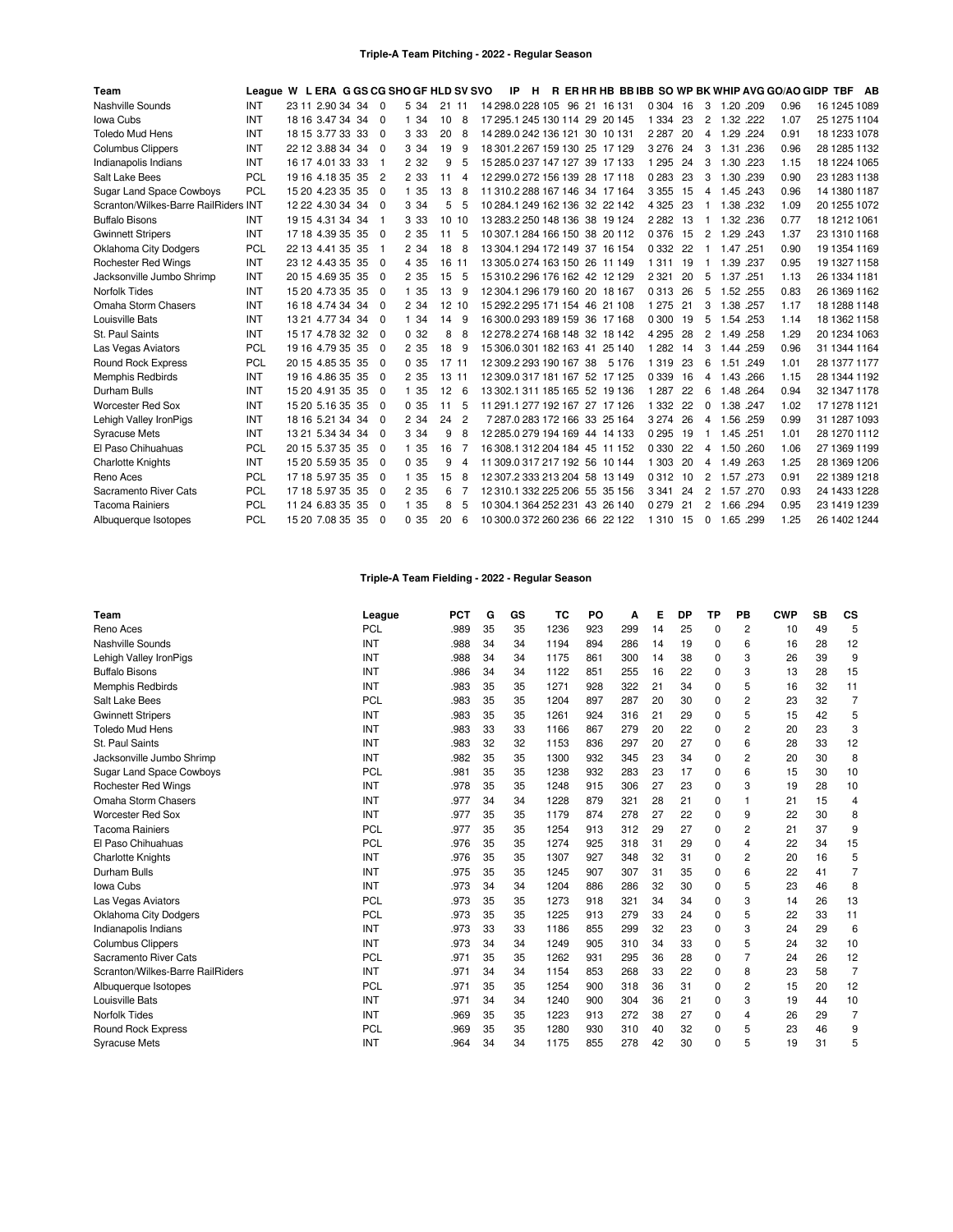## Triple-A Team Pitching - 2022 - Regular Season

| Team | League | W | L | ERA | G | GS | CG | SHO | GF | HLD | SV | SVO | IP | H | R | ER | HR | HB | BB | IBB | SO | WP | BK | WHIP | AVG | GO/AO | GIDP | TBF | AB |
|---|---|---|---|---|---|---|---|---|---|---|---|---|---|---|---|---|---|---|---|---|---|---|---|---|---|---|---|---|---|
| Nashville Sounds | INT | 23 | 11 | 2.90 | 34 | 34 | 0 | 5 | 34 | 21 | 11 | 14 | 298.0 | 228 | 105 | 96 | 21 | 16 | 131 | 0 | 304 | 16 | 3 | 1.20 | .209 | 0.96 | 16 | 1245 | 1089 |
| Iowa Cubs | INT | 18 | 16 | 3.47 | 34 | 34 | 0 | 1 | 34 | 10 | 8 | 17 | 295.1 | 245 | 130 | 114 | 29 | 20 | 145 | 1 | 334 | 23 | 2 | 1.32 | .222 | 1.07 | 25 | 1275 | 1104 |
| Toledo Mud Hens | INT | 18 | 15 | 3.77 | 33 | 33 | 0 | 3 | 33 | 20 | 8 | 14 | 289.0 | 242 | 136 | 121 | 30 | 10 | 131 | 2 | 287 | 20 | 4 | 1.29 | .224 | 0.91 | 18 | 1233 | 1078 |
| Columbus Clippers | INT | 22 | 12 | 3.88 | 34 | 34 | 0 | 3 | 34 | 19 | 9 | 18 | 301.2 | 267 | 159 | 130 | 25 | 17 | 129 | 3 | 276 | 24 | 3 | 1.31 | .236 | 0.96 | 28 | 1285 | 1132 |
| Indianapolis Indians | INT | 16 | 17 | 4.01 | 33 | 33 | 1 | 2 | 32 | 9 | 5 | 15 | 285.0 | 237 | 147 | 127 | 39 | 17 | 133 | 1 | 295 | 24 | 3 | 1.30 | .223 | 1.15 | 18 | 1224 | 1065 |
| Salt Lake Bees | PCL | 19 | 16 | 4.18 | 35 | 35 | 2 | 2 | 33 | 11 | 4 | 12 | 299.0 | 272 | 156 | 139 | 28 | 17 | 118 | 0 | 283 | 23 | 3 | 1.30 | .239 | 0.90 | 23 | 1283 | 1138 |
| Sugar Land Space Cowboys | PCL | 15 | 20 | 4.23 | 35 | 35 | 0 | 1 | 35 | 13 | 8 | 11 | 310.2 | 288 | 167 | 146 | 34 | 17 | 164 | 3 | 355 | 15 | 4 | 1.45 | .243 | 0.96 | 14 | 1380 | 1187 |
| Scranton/Wilkes-Barre RailRiders | INT | 12 | 22 | 4.30 | 34 | 34 | 0 | 3 | 34 | 5 | 5 | 10 | 284.1 | 249 | 162 | 136 | 32 | 22 | 142 | 4 | 325 | 23 | 1 | 1.38 | .232 | 1.09 | 20 | 1255 | 1072 |
| Buffalo Bisons | INT | 19 | 15 | 4.31 | 34 | 34 | 1 | 3 | 33 | 10 | 10 | 13 | 283.2 | 250 | 148 | 136 | 38 | 19 | 124 | 2 | 282 | 13 | 1 | 1.32 | .236 | 0.77 | 18 | 1212 | 1061 |
| Gwinnett Stripers | INT | 17 | 18 | 4.39 | 35 | 35 | 0 | 2 | 35 | 11 | 5 | 10 | 307.1 | 284 | 166 | 150 | 38 | 20 | 112 | 0 | 376 | 15 | 2 | 1.29 | .243 | 1.37 | 23 | 1310 | 1168 |
| Oklahoma City Dodgers | PCL | 22 | 13 | 4.41 | 35 | 35 | 1 | 2 | 34 | 18 | 8 | 13 | 304.1 | 294 | 172 | 149 | 37 | 16 | 154 | 0 | 332 | 22 | 1 | 1.47 | .251 | 0.90 | 19 | 1354 | 1169 |
| Rochester Red Wings | INT | 23 | 12 | 4.43 | 35 | 35 | 0 | 4 | 35 | 16 | 11 | 13 | 305.0 | 274 | 163 | 150 | 26 | 11 | 149 | 1 | 311 | 19 | 1 | 1.39 | .237 | 0.95 | 19 | 1327 | 1158 |
| Jacksonville Jumbo Shrimp | INT | 20 | 15 | 4.69 | 35 | 35 | 0 | 2 | 35 | 15 | 5 | 15 | 310.2 | 296 | 176 | 162 | 42 | 12 | 129 | 2 | 321 | 20 | 5 | 1.37 | .251 | 1.13 | 26 | 1334 | 1181 |
| Norfolk Tides | INT | 15 | 20 | 4.73 | 35 | 35 | 0 | 1 | 35 | 13 | 9 | 12 | 304.1 | 296 | 179 | 160 | 20 | 18 | 167 | 0 | 313 | 26 | 5 | 1.52 | .255 | 0.83 | 26 | 1369 | 1162 |
| Omaha Storm Chasers | INT | 16 | 18 | 4.74 | 34 | 34 | 0 | 2 | 34 | 12 | 10 | 15 | 292.2 | 295 | 171 | 154 | 46 | 21 | 108 | 1 | 275 | 21 | 3 | 1.38 | .257 | 1.17 | 18 | 1288 | 1148 |
| Louisville Bats | INT | 13 | 21 | 4.77 | 34 | 34 | 0 | 1 | 34 | 14 | 9 | 16 | 300.0 | 293 | 189 | 159 | 36 | 17 | 168 | 0 | 300 | 19 | 5 | 1.54 | .253 | 1.14 | 18 | 1362 | 1158 |
| St. Paul Saints | INT | 15 | 17 | 4.78 | 32 | 32 | 0 | 0 | 32 | 8 | 8 | 12 | 278.2 | 274 | 168 | 148 | 32 | 18 | 142 | 4 | 295 | 28 | 2 | 1.49 | .258 | 1.29 | 20 | 1234 | 1063 |
| Las Vegas Aviators | PCL | 19 | 16 | 4.79 | 35 | 35 | 0 | 2 | 35 | 18 | 9 | 15 | 306.0 | 301 | 182 | 163 | 41 | 25 | 140 | 1 | 282 | 14 | 3 | 1.44 | .259 | 0.96 | 31 | 1344 | 1164 |
| Round Rock Express | PCL | 20 | 15 | 4.85 | 35 | 35 | 0 | 0 | 35 | 17 | 11 | 12 | 309.2 | 293 | 190 | 167 | 38 | 5 | 176 | 1 | 319 | 23 | 6 | 1.51 | .249 | 1.01 | 28 | 1377 | 1177 |
| Memphis Redbirds | INT | 19 | 16 | 4.86 | 35 | 35 | 0 | 2 | 35 | 13 | 11 | 12 | 309.0 | 317 | 181 | 167 | 52 | 17 | 125 | 0 | 339 | 16 | 4 | 1.43 | .266 | 1.15 | 28 | 1344 | 1192 |
| Durham Bulls | INT | 15 | 20 | 4.91 | 35 | 35 | 0 | 1 | 35 | 12 | 6 | 13 | 302.1 | 311 | 185 | 165 | 52 | 19 | 136 | 1 | 287 | 22 | 6 | 1.48 | .264 | 0.94 | 32 | 1347 | 1178 |
| Worcester Red Sox | INT | 15 | 20 | 5.16 | 35 | 35 | 0 | 0 | 35 | 11 | 5 | 11 | 291.1 | 277 | 192 | 167 | 27 | 17 | 126 | 1 | 332 | 22 | 0 | 1.38 | .247 | 1.02 | 17 | 1278 | 1121 |
| Lehigh Valley IronPigs | INT | 18 | 16 | 5.21 | 34 | 34 | 0 | 2 | 34 | 24 | 2 | 7 | 287.0 | 283 | 172 | 166 | 33 | 25 | 164 | 3 | 274 | 26 | 4 | 1.56 | .259 | 0.99 | 31 | 1287 | 1093 |
| Syracuse Mets | INT | 13 | 21 | 5.34 | 34 | 34 | 0 | 3 | 34 | 9 | 8 | 12 | 285.0 | 279 | 194 | 169 | 44 | 14 | 133 | 0 | 295 | 19 | 1 | 1.45 | .251 | 1.01 | 28 | 1270 | 1112 |
| El Paso Chihuahuas | PCL | 20 | 15 | 5.37 | 35 | 35 | 0 | 1 | 35 | 16 | 7 | 16 | 308.1 | 312 | 204 | 184 | 45 | 11 | 152 | 0 | 330 | 22 | 4 | 1.50 | .260 | 1.06 | 27 | 1369 | 1199 |
| Charlotte Knights | INT | 15 | 20 | 5.59 | 35 | 35 | 0 | 0 | 35 | 9 | 4 | 11 | 309.0 | 317 | 217 | 192 | 56 | 10 | 144 | 1 | 303 | 20 | 4 | 1.49 | .263 | 1.25 | 28 | 1369 | 1206 |
| Reno Aces | PCL | 17 | 18 | 5.97 | 35 | 35 | 0 | 1 | 35 | 15 | 8 | 12 | 307.2 | 333 | 213 | 204 | 58 | 13 | 149 | 0 | 312 | 10 | 2 | 1.57 | .273 | 0.91 | 22 | 1389 | 1218 |
| Sacramento River Cats | PCL | 17 | 18 | 5.97 | 35 | 35 | 0 | 2 | 35 | 6 | 7 | 12 | 310.1 | 332 | 225 | 206 | 55 | 35 | 156 | 3 | 341 | 24 | 2 | 1.57 | .270 | 0.93 | 24 | 1433 | 1228 |
| Tacoma Rainiers | PCL | 11 | 24 | 6.83 | 35 | 35 | 0 | 1 | 35 | 8 | 5 | 10 | 304.1 | 364 | 252 | 231 | 43 | 26 | 140 | 0 | 279 | 21 | 2 | 1.66 | .294 | 0.95 | 23 | 1419 | 1239 |
| Albuquerque Isotopes | PCL | 15 | 20 | 7.08 | 35 | 35 | 0 | 0 | 35 | 20 | 6 | 10 | 300.0 | 372 | 260 | 236 | 66 | 22 | 122 | 1 | 310 | 15 | 0 | 1.65 | .299 | 1.25 | 26 | 1402 | 1244 |

## Triple-A Team Fielding - 2022 - Regular Season

| Team | League | PCT | G | GS | TC | PO | A | E | DP | TP | PB | CWP | SB | CS |
|---|---|---|---|---|---|---|---|---|---|---|---|---|---|---|
| Reno Aces | PCL | .989 | 35 | 35 | 1236 | 923 | 299 | 14 | 25 | 0 | 2 | 10 | 49 | 5 |
| Nashville Sounds | INT | .988 | 34 | 34 | 1194 | 894 | 286 | 14 | 19 | 0 | 6 | 16 | 28 | 12 |
| Lehigh Valley IronPigs | INT | .988 | 34 | 34 | 1175 | 861 | 300 | 14 | 38 | 0 | 3 | 26 | 39 | 9 |
| Buffalo Bisons | INT | .986 | 34 | 34 | 1122 | 851 | 255 | 16 | 22 | 0 | 3 | 13 | 28 | 15 |
| Memphis Redbirds | INT | .983 | 35 | 35 | 1271 | 928 | 322 | 21 | 34 | 0 | 5 | 16 | 32 | 11 |
| Salt Lake Bees | PCL | .983 | 35 | 35 | 1204 | 897 | 287 | 20 | 30 | 0 | 2 | 23 | 32 | 7 |
| Gwinnett Stripers | INT | .983 | 35 | 35 | 1261 | 924 | 316 | 21 | 29 | 0 | 5 | 15 | 42 | 5 |
| Toledo Mud Hens | INT | .983 | 33 | 33 | 1166 | 867 | 279 | 20 | 22 | 0 | 2 | 20 | 23 | 3 |
| St. Paul Saints | INT | .983 | 32 | 32 | 1153 | 836 | 297 | 20 | 27 | 0 | 6 | 28 | 33 | 12 |
| Jacksonville Jumbo Shrimp | INT | .982 | 35 | 35 | 1300 | 932 | 345 | 23 | 34 | 0 | 2 | 20 | 30 | 8 |
| Sugar Land Space Cowboys | PCL | .981 | 35 | 35 | 1238 | 932 | 283 | 23 | 17 | 0 | 6 | 15 | 30 | 10 |
| Rochester Red Wings | INT | .978 | 35 | 35 | 1248 | 915 | 306 | 27 | 23 | 0 | 3 | 19 | 28 | 10 |
| Omaha Storm Chasers | INT | .977 | 34 | 34 | 1228 | 879 | 321 | 28 | 21 | 0 | 1 | 21 | 15 | 4 |
| Worcester Red Sox | INT | .977 | 35 | 35 | 1179 | 874 | 278 | 27 | 22 | 0 | 9 | 22 | 30 | 8 |
| Tacoma Rainiers | PCL | .977 | 35 | 35 | 1254 | 913 | 312 | 29 | 27 | 0 | 2 | 21 | 37 | 9 |
| El Paso Chihuahuas | PCL | .976 | 35 | 35 | 1274 | 925 | 318 | 31 | 29 | 0 | 4 | 22 | 34 | 15 |
| Charlotte Knights | INT | .976 | 35 | 35 | 1307 | 927 | 348 | 32 | 31 | 0 | 2 | 20 | 16 | 5 |
| Durham Bulls | INT | .975 | 35 | 35 | 1245 | 907 | 307 | 31 | 35 | 0 | 6 | 22 | 41 | 7 |
| Iowa Cubs | INT | .973 | 34 | 34 | 1204 | 886 | 286 | 32 | 30 | 0 | 5 | 23 | 46 | 8 |
| Las Vegas Aviators | PCL | .973 | 35 | 35 | 1273 | 918 | 321 | 34 | 34 | 0 | 3 | 14 | 26 | 13 |
| Oklahoma City Dodgers | PCL | .973 | 35 | 35 | 1225 | 913 | 279 | 33 | 24 | 0 | 5 | 22 | 33 | 11 |
| Indianapolis Indians | INT | .973 | 33 | 33 | 1186 | 855 | 299 | 32 | 23 | 0 | 3 | 24 | 29 | 6 |
| Columbus Clippers | INT | .973 | 34 | 34 | 1249 | 905 | 310 | 34 | 33 | 0 | 5 | 24 | 32 | 10 |
| Sacramento River Cats | PCL | .971 | 35 | 35 | 1262 | 931 | 295 | 36 | 28 | 0 | 7 | 24 | 26 | 12 |
| Scranton/Wilkes-Barre RailRiders | INT | .971 | 34 | 34 | 1154 | 853 | 268 | 33 | 22 | 0 | 8 | 23 | 58 | 7 |
| Albuquerque Isotopes | PCL | .971 | 35 | 35 | 1254 | 900 | 318 | 36 | 31 | 0 | 2 | 15 | 20 | 12 |
| Louisville Bats | INT | .971 | 34 | 34 | 1240 | 900 | 304 | 36 | 21 | 0 | 3 | 19 | 44 | 10 |
| Norfolk Tides | INT | .969 | 35 | 35 | 1223 | 913 | 272 | 38 | 27 | 0 | 4 | 26 | 29 | 7 |
| Round Rock Express | PCL | .969 | 35 | 35 | 1280 | 930 | 310 | 40 | 32 | 0 | 5 | 23 | 46 | 9 |
| Syracuse Mets | INT | .964 | 34 | 34 | 1175 | 855 | 278 | 42 | 30 | 0 | 5 | 19 | 31 | 5 |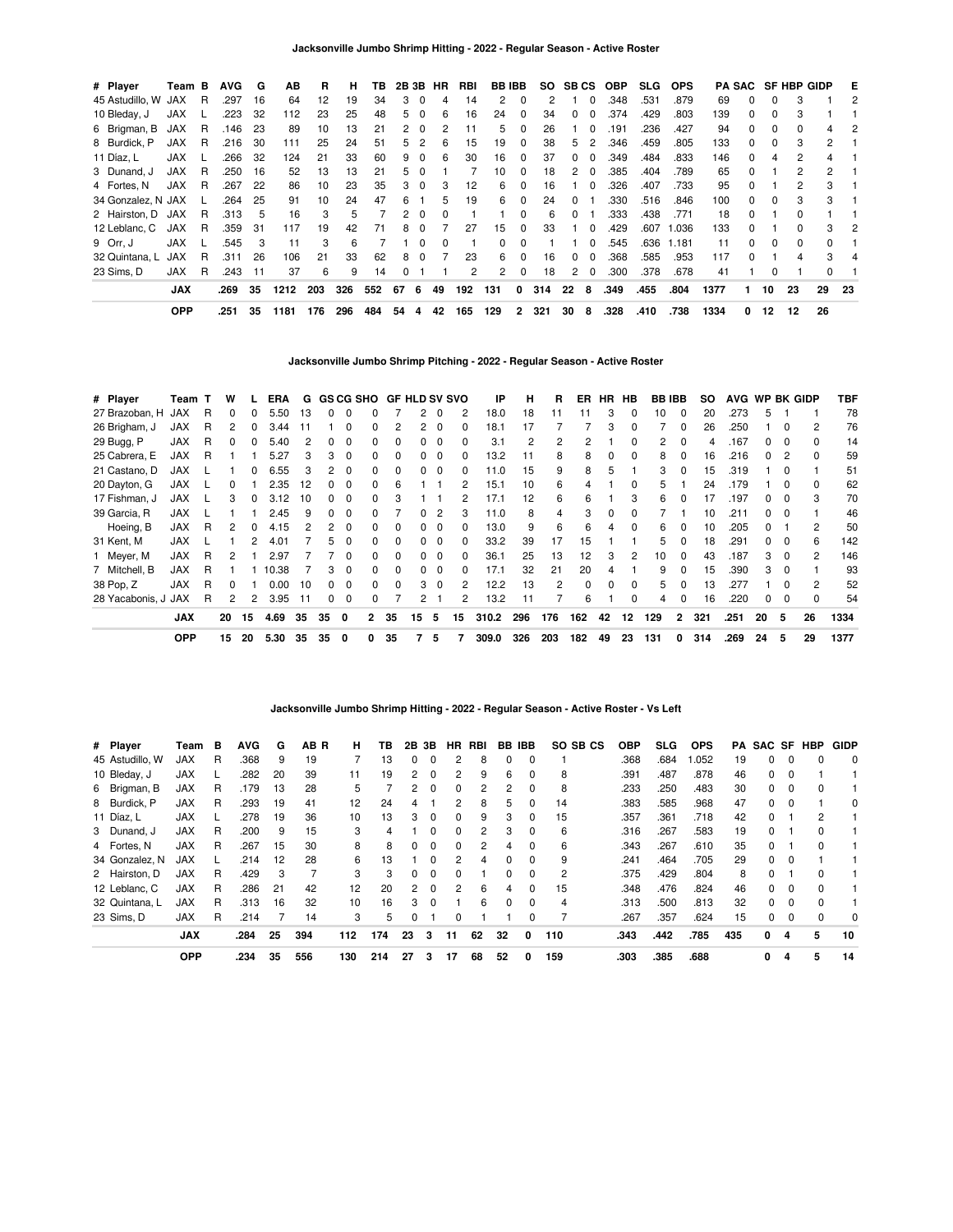### Jacksonville Jumbo Shrimp Hitting - 2022 - Regular Season - Active Roster

| # | Player | Team | B | AVG | G | AB | R | H | TB | 2B | 3B | HR | RBI | BB | IBB | SO | SB | CS | OBP | SLG | OPS | PA | SAC | SF | HBP | GIDP | E |
|---|---|---|---|---|---|---|---|---|---|---|---|---|---|---|---|---|---|---|---|---|---|---|---|---|---|---|---|
| 45 | Astudillo, W | JAX | R | .297 | 16 | 64 | 12 | 19 | 34 | 3 | 0 | 4 | 14 | 2 | 0 | 2 | 1 | 0 | .348 | .531 | .879 | 69 | 0 | 0 | 3 | 1 | 2 |
| 10 | Bleday, J | JAX | L | .223 | 32 | 112 | 23 | 25 | 48 | 5 | 0 | 6 | 16 | 24 | 0 | 34 | 0 | 0 | .374 | .429 | .803 | 139 | 0 | 0 | 3 | 1 | 1 |
| 6 | Brigman, B | JAX | R | .146 | 23 | 89 | 10 | 13 | 21 | 2 | 0 | 2 | 11 | 5 | 0 | 26 | 1 | 0 | .191 | .236 | .427 | 94 | 0 | 0 | 0 | 4 | 2 |
| 8 | Burdick, P | JAX | R | .216 | 30 | 111 | 25 | 24 | 51 | 5 | 2 | 6 | 15 | 19 | 0 | 38 | 5 | 2 | .346 | .459 | .805 | 133 | 0 | 0 | 3 | 2 | 1 |
| 11 | Díaz, L | JAX | L | .266 | 32 | 124 | 21 | 33 | 60 | 9 | 0 | 6 | 30 | 16 | 0 | 37 | 0 | 0 | .349 | .484 | .833 | 146 | 0 | 4 | 2 | 4 | 1 |
| 3 | Dunand, J | JAX | R | .250 | 16 | 52 | 13 | 13 | 21 | 5 | 0 | 1 | 7 | 10 | 0 | 18 | 2 | 0 | .385 | .404 | .789 | 65 | 0 | 1 | 2 | 2 | 1 |
| 4 | Fortes, N | JAX | R | .267 | 22 | 86 | 10 | 23 | 35 | 3 | 0 | 3 | 12 | 6 | 0 | 16 | 1 | 0 | .326 | .407 | .733 | 95 | 0 | 1 | 2 | 3 | 1 |
| 34 | Gonzalez, N | JAX | L | .264 | 25 | 91 | 10 | 24 | 47 | 6 | 1 | 5 | 19 | 6 | 0 | 24 | 0 | 1 | .330 | .516 | .846 | 100 | 0 | 0 | 3 | 3 | 1 |
| 2 | Hairston, D | JAX | R | .313 | 5 | 16 | 3 | 5 | 7 | 2 | 0 | 0 | 1 | 1 | 0 | 6 | 0 | 1 | .333 | .438 | .771 | 18 | 0 | 1 | 0 | 1 | 1 |
| 12 | Leblanc, C | JAX | R | .359 | 31 | 117 | 19 | 42 | 71 | 8 | 0 | 7 | 27 | 15 | 0 | 33 | 1 | 0 | .429 | .607 | 1.036 | 133 | 0 | 1 | 0 | 3 | 2 |
| 9 | Orr, J | JAX | L | .545 | 3 | 11 | 3 | 6 | 7 | 1 | 0 | 0 | 1 | 0 | 0 | 1 | 1 | 0 | .545 | .636 | 1.181 | 11 | 0 | 0 | 0 | 0 | 1 |
| 32 | Quintana, L | JAX | R | .311 | 26 | 106 | 21 | 33 | 62 | 8 | 0 | 7 | 23 | 6 | 0 | 16 | 0 | 0 | .368 | .585 | .953 | 117 | 0 | 1 | 4 | 3 | 4 |
| 23 | Sims, D | JAX | R | .243 | 11 | 37 | 6 | 9 | 14 | 0 | 1 | 1 | 2 | 2 | 0 | 18 | 2 | 0 | .300 | .378 | .678 | 41 | 1 | 0 | 1 | 0 | 1 |
| | | **JAX** | | **.269** | **35** | **1212** | **203** | **326** | **552** | **67** | **6** | **49** | **192** | **131** | **0** | **314** | **22** | **8** | **.349** | **.455** | **.804** | **1377** | **1** | **10** | **23** | **29** | **23** |
| | | **OPP** | | **.251** | **35** | **1181** | **176** | **296** | **484** | **54** | **4** | **42** | **165** | **129** | **2** | **321** | **30** | **8** | **.328** | **.410** | **.738** | **1334** | **0** | **12** | **12** | **26** | |

### Jacksonville Jumbo Shrimp Pitching - 2022 - Regular Season - Active Roster

| # | Player | Team | T | W | L | ERA | G | GS | CG | SHO | GF | HLD | SV | SVO | IP | H | R | ER | HR | HB | BB | IBB | SO | AVG | WP | BK | GIDP | TBF |
|---|---|---|---|---|---|---|---|---|---|---|---|---|---|---|---|---|---|---|---|---|---|---|---|---|---|---|---|---|
| 27 | Brazoban, H | JAX | R | 0 | 0 | 5.50 | 13 | 0 | 0 | 0 | 7 | 2 | 0 | 2 | 18.0 | 18 | 11 | 11 | 3 | 0 | 10 | 0 | 20 | .273 | 5 | 1 | 1 | 78 |
| 26 | Brigham, J | JAX | R | 2 | 0 | 3.44 | 11 | 1 | 0 | 0 | 2 | 2 | 0 | 0 | 18.1 | 17 | 7 | 7 | 3 | 0 | 7 | 0 | 26 | .250 | 1 | 0 | 2 | 76 |
| 29 | Bugg, P | JAX | R | 0 | 0 | 5.40 | 2 | 0 | 0 | 0 | 0 | 0 | 0 | 0 | 3.1 | 2 | 2 | 2 | 1 | 0 | 2 | 0 | 4 | .167 | 0 | 0 | 0 | 14 |
| 25 | Cabrera, E | JAX | R | 1 | 1 | 5.27 | 3 | 3 | 0 | 0 | 0 | 0 | 0 | 0 | 13.2 | 11 | 8 | 8 | 0 | 0 | 8 | 0 | 16 | .216 | 0 | 2 | 0 | 59 |
| 21 | Castano, D | JAX | L | 1 | 0 | 6.55 | 3 | 2 | 0 | 0 | 0 | 0 | 0 | 0 | 11.0 | 15 | 9 | 8 | 5 | 1 | 3 | 0 | 15 | .319 | 1 | 0 | 1 | 51 |
| 20 | Dayton, G | JAX | L | 0 | 1 | 2.35 | 12 | 0 | 0 | 0 | 6 | 1 | 1 | 2 | 15.1 | 10 | 6 | 4 | 1 | 0 | 5 | 1 | 24 | .179 | 1 | 0 | 0 | 62 |
| 17 | Fishman, J | JAX | L | 3 | 0 | 3.12 | 10 | 0 | 0 | 0 | 3 | 1 | 1 | 2 | 17.1 | 12 | 6 | 6 | 1 | 3 | 6 | 0 | 17 | .197 | 0 | 0 | 3 | 70 |
| 39 | Garcia, R | JAX | L | 1 | 1 | 2.45 | 9 | 0 | 0 | 0 | 7 | 0 | 2 | 3 | 11.0 | 8 | 4 | 3 | 0 | 0 | 7 | 1 | 10 | .211 | 0 | 0 | 1 | 46 |
| | Hoeing, B | JAX | R | 2 | 0 | 4.15 | 2 | 2 | 0 | 0 | 0 | 0 | 0 | 0 | 13.0 | 9 | 6 | 6 | 4 | 0 | 6 | 0 | 10 | .205 | 0 | 1 | 2 | 50 |
| 31 | Kent, M | JAX | L | 1 | 2 | 4.01 | 7 | 5 | 0 | 0 | 0 | 0 | 0 | 0 | 33.2 | 39 | 17 | 15 | 1 | 1 | 5 | 0 | 18 | .291 | 0 | 0 | 6 | 142 |
| 1 | Meyer, M | JAX | R | 2 | 1 | 2.97 | 7 | 7 | 0 | 0 | 0 | 0 | 0 | 0 | 36.1 | 25 | 13 | 12 | 3 | 2 | 10 | 0 | 43 | .187 | 3 | 0 | 2 | 146 |
| 7 | Mitchell, B | JAX | R | 1 | 1 | 10.38 | 7 | 3 | 0 | 0 | 0 | 0 | 0 | 0 | 17.1 | 32 | 21 | 20 | 4 | 1 | 9 | 0 | 15 | .390 | 3 | 0 | 1 | 93 |
| 38 | Pop, Z | JAX | R | 0 | 1 | 0.00 | 10 | 0 | 0 | 0 | 0 | 3 | 0 | 2 | 12.2 | 13 | 2 | 0 | 0 | 0 | 5 | 0 | 13 | .277 | 1 | 0 | 2 | 52 |
| 28 | Yacabonis, J | JAX | R | 2 | 2 | 3.95 | 11 | 0 | 0 | 0 | 7 | 2 | 1 | 2 | 13.2 | 11 | 7 | 6 | 1 | 0 | 4 | 0 | 16 | .220 | 0 | 0 | 0 | 54 |
| | | **JAX** | | **20** | **15** | **4.69** | **35** | **35** | **0** | **2** | **35** | **15** | **5** | **15** | **310.2** | **296** | **176** | **162** | **42** | **12** | **129** | **2** | **321** | **.251** | **20** | **5** | **26** | **1334** |
| | | **OPP** | | **15** | **20** | **5.30** | **35** | **35** | **0** | **0** | **35** | **7** | **5** | **7** | **309.0** | **326** | **203** | **182** | **49** | **23** | **131** | **0** | **314** | **.269** | **24** | **5** | **29** | **1377** |

### Jacksonville Jumbo Shrimp Hitting - 2022 - Regular Season - Active Roster - Vs Left

| # | Player | Team | B | AVG | G | AB | R | H | TB | 2B | 3B | HR | RBI | BB | IBB | SO | SB | CS | OBP | SLG | OPS | PA | SAC | SF | HBP | GIDP |
|---|---|---|---|---|---|---|---|---|---|---|---|---|---|---|---|---|---|---|---|---|---|---|---|---|---|---|
| 45 | Astudillo, W | JAX | R | .368 | 9 | 19 | | 7 | 13 | 0 | 0 | 2 | 8 | 0 | 0 | 1 | | | .368 | .684 | 1.052 | 19 | 0 | 0 | 0 | 0 |
| 10 | Bleday, J | JAX | L | .282 | 20 | 39 | | 11 | 19 | 2 | 0 | 2 | 9 | 6 | 0 | 8 | | | .391 | .487 | .878 | 46 | 0 | 0 | 1 | 1 |
| 6 | Brigman, B | JAX | R | .179 | 13 | 28 | | 5 | 7 | 2 | 0 | 0 | 2 | 2 | 0 | 8 | | | .233 | .250 | .483 | 30 | 0 | 0 | 0 | 1 |
| 8 | Burdick, P | JAX | R | .293 | 19 | 41 | | 12 | 24 | 4 | 1 | 2 | 8 | 5 | 0 | 14 | | | .383 | .585 | .968 | 47 | 0 | 0 | 1 | 0 |
| 11 | Díaz, L | JAX | L | .278 | 19 | 36 | | 10 | 13 | 3 | 0 | 0 | 9 | 3 | 0 | 15 | | | .357 | .361 | .718 | 42 | 0 | 1 | 2 | 1 |
| 3 | Dunand, J | JAX | R | .200 | 9 | 15 | | 3 | 4 | 1 | 0 | 0 | 2 | 3 | 0 | 6 | | | .316 | .267 | .583 | 19 | 0 | 1 | 0 | 1 |
| 4 | Fortes, N | JAX | R | .267 | 15 | 30 | | 8 | 8 | 0 | 0 | 0 | 2 | 4 | 0 | 6 | | | .343 | .267 | .610 | 35 | 0 | 1 | 0 | 1 |
| 34 | Gonzalez, N | JAX | L | .214 | 12 | 28 | | 6 | 13 | 1 | 0 | 2 | 4 | 0 | 0 | 9 | | | .241 | .464 | .705 | 29 | 0 | 0 | 1 | 1 |
| 2 | Hairston, D | JAX | R | .429 | 3 | 7 | | 3 | 3 | 0 | 0 | 0 | 1 | 0 | 0 | 2 | | | .375 | .429 | .804 | 8 | 0 | 1 | 0 | 1 |
| 12 | Leblanc, C | JAX | R | .286 | 21 | 42 | | 12 | 20 | 2 | 0 | 2 | 6 | 4 | 0 | 15 | | | .348 | .476 | .824 | 46 | 0 | 0 | 0 | 1 |
| 32 | Quintana, L | JAX | R | .313 | 16 | 32 | | 10 | 16 | 3 | 0 | 1 | 6 | 0 | 0 | 4 | | | .313 | .500 | .813 | 32 | 0 | 0 | 0 | 1 |
| 23 | Sims, D | JAX | R | .214 | 7 | 14 | | 3 | 5 | 0 | 1 | 0 | 1 | 1 | 0 | 7 | | | .267 | .357 | .624 | 15 | 0 | 0 | 0 | 0 |
| | | **JAX** | | **.284** | **25** | **394** | | **112** | **174** | **23** | **3** | **11** | **62** | **32** | **0** | **110** | | | **.343** | **.442** | **.785** | **435** | **0** | **4** | **5** | **10** |
| | | **OPP** | | **.234** | **35** | **556** | | **130** | **214** | **27** | **3** | **17** | **68** | **52** | **0** | **159** | | | **.303** | **.385** | **.688** | | **0** | **4** | **5** | **14** |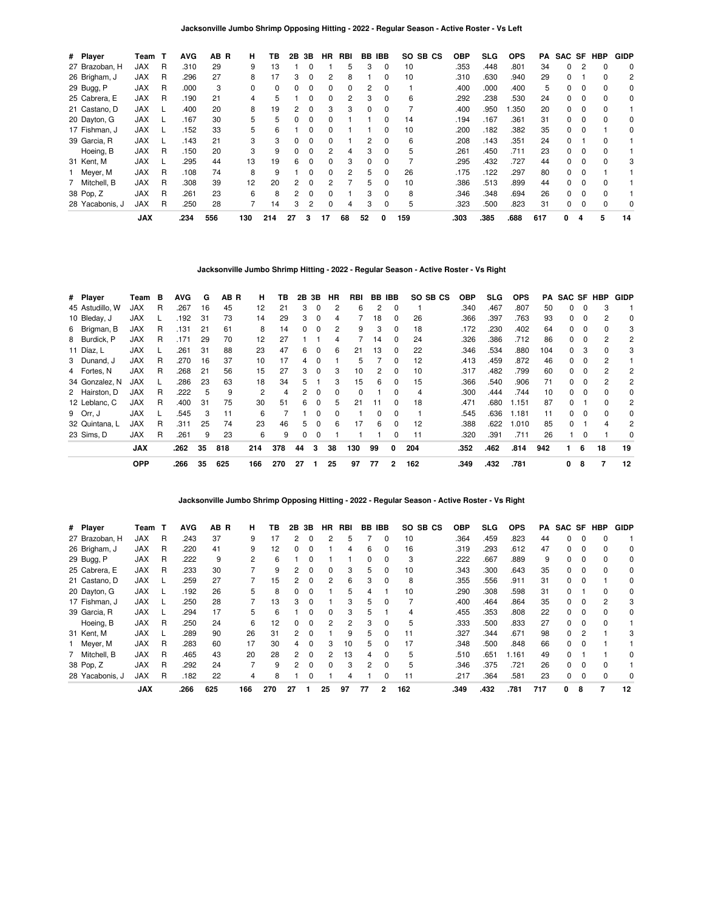### Jacksonville Jumbo Shrimp Opposing Hitting - 2022 - Regular Season - Active Roster - Vs Left

| # | Player | Team | T | AVG | AB | R | H | TB | 2B | 3B | HR | RBI | BB | IBB | SO | SB | CS | OBP | SLG | OPS | PA | SAC | SF | HBP | GIDP |
|---|---|---|---|---|---|---|---|---|---|---|---|---|---|---|---|---|---|---|---|---|---|---|---|---|---|
| 27 | Brazoban, H | JAX | R | .310 | 29 | | 9 | 13 | 1 | 0 | 1 | 5 | 3 | 0 | 10 | | | .353 | .448 | .801 | 34 | 0 | 2 | 0 | 0 |
| 26 | Brigham, J | JAX | R | .296 | 27 | | 8 | 17 | 3 | 0 | 2 | 8 | 1 | 0 | 10 | | | .310 | .630 | .940 | 29 | 0 | 1 | 0 | 2 |
| 29 | Bugg, P | JAX | R | .000 | 3 | | 0 | 0 | 0 | 0 | 0 | 0 | 2 | 0 | 1 | | | .400 | .000 | .400 | 5 | 0 | 0 | 0 | 0 |
| 25 | Cabrera, E | JAX | R | .190 | 21 | | 4 | 5 | 1 | 0 | 0 | 2 | 3 | 0 | 6 | | | .292 | .238 | .530 | 24 | 0 | 0 | 0 | 0 |
| 21 | Castano, D | JAX | L | .400 | 20 | | 8 | 19 | 2 | 0 | 3 | 3 | 0 | 0 | 7 | | | .400 | .950 | 1.350 | 20 | 0 | 0 | 0 | 1 |
| 20 | Dayton, G | JAX | L | .167 | 30 | | 5 | 5 | 0 | 0 | 0 | 1 | 1 | 0 | 14 | | | .194 | .167 | .361 | 31 | 0 | 0 | 0 | 0 |
| 17 | Fishman, J | JAX | L | .152 | 33 | | 5 | 6 | 1 | 0 | 0 | 1 | 1 | 0 | 10 | | | .200 | .182 | .382 | 35 | 0 | 0 | 1 | 0 |
| 39 | Garcia, R | JAX | L | .143 | 21 | | 3 | 3 | 0 | 0 | 0 | 1 | 2 | 0 | 6 | | | .208 | .143 | .351 | 24 | 0 | 1 | 0 | 1 |
| | Hoeing, B | JAX | R | .150 | 20 | | 3 | 9 | 0 | 0 | 2 | 4 | 3 | 0 | 5 | | | .261 | .450 | .711 | 23 | 0 | 0 | 0 | 1 |
| 31 | Kent, M | JAX | L | .295 | 44 | | 13 | 19 | 6 | 0 | 0 | 3 | 0 | 0 | 7 | | | .295 | .432 | .727 | 44 | 0 | 0 | 0 | 3 |
| 1 | Meyer, M | JAX | R | .108 | 74 | | 8 | 9 | 1 | 0 | 0 | 2 | 5 | 0 | 26 | | | .175 | .122 | .297 | 80 | 0 | 0 | 1 | 1 |
| 7 | Mitchell, B | JAX | R | .308 | 39 | | 12 | 20 | 2 | 0 | 2 | 7 | 5 | 0 | 10 | | | .386 | .513 | .899 | 44 | 0 | 0 | 0 | 1 |
| 38 | Pop, Z | JAX | R | .261 | 23 | | 6 | 8 | 2 | 0 | 0 | 1 | 3 | 0 | 8 | | | .346 | .348 | .694 | 26 | 0 | 0 | 0 | 1 |
| 28 | Yacabonis, J | JAX | R | .250 | 28 | | 7 | 14 | 3 | 2 | 0 | 4 | 3 | 0 | 5 | | | .323 | .500 | .823 | 31 | 0 | 0 | 0 | 0 |
| | | **JAX** | | **.234** | **556** | | **130** | **214** | **27** | **3** | **17** | **68** | **52** | **0** | **159** | | | **.303** | **.385** | **.688** | **617** | **0** | **4** | **5** | **14** |

### Jacksonville Jumbo Shrimp Hitting - 2022 - Regular Season - Active Roster - Vs Right

| # | Player | Team | B | AVG | G | AB | R | H | TB | 2B | 3B | HR | RBI | BB | IBB | SO | SB | CS | OBP | SLG | OPS | PA | SAC | SF | HBP | GIDP |
|---|---|---|---|---|---|---|---|---|---|---|---|---|---|---|---|---|---|---|---|---|---|---|---|---|---|---|
| 45 | Astudillo, W | JAX | R | .267 | 16 | 45 | | 12 | 21 | 3 | 0 | 2 | 6 | 2 | 0 | 1 | | | .340 | .467 | .807 | 50 | 0 | 0 | 3 | 1 |
| 10 | Bleday, J | JAX | L | .192 | 31 | 73 | | 14 | 29 | 3 | 0 | 4 | 7 | 18 | 0 | 26 | | | .366 | .397 | .763 | 93 | 0 | 0 | 2 | 0 |
| 6 | Brigman, B | JAX | R | .131 | 21 | 61 | | 8 | 14 | 0 | 0 | 2 | 9 | 3 | 0 | 18 | | | .172 | .230 | .402 | 64 | 0 | 0 | 0 | 3 |
| 8 | Burdick, P | JAX | R | .171 | 29 | 70 | | 12 | 27 | 1 | 1 | 4 | 7 | 14 | 0 | 24 | | | .326 | .386 | .712 | 86 | 0 | 0 | 2 | 2 |
| 11 | Díaz, L | JAX | L | .261 | 31 | 88 | | 23 | 47 | 6 | 0 | 6 | 21 | 13 | 0 | 22 | | | .346 | .534 | .880 | 104 | 0 | 3 | 0 | 3 |
| 3 | Dunand, J | JAX | R | .270 | 16 | 37 | | 10 | 17 | 4 | 0 | 1 | 5 | 7 | 0 | 12 | | | .413 | .459 | .872 | 46 | 0 | 0 | 2 | 1 |
| 4 | Fortes, N | JAX | R | .268 | 21 | 56 | | 15 | 27 | 3 | 0 | 3 | 10 | 2 | 0 | 10 | | | .317 | .482 | .799 | 60 | 0 | 0 | 2 | 2 |
| 34 | Gonzalez, N | JAX | L | .286 | 23 | 63 | | 18 | 34 | 5 | 1 | 3 | 15 | 6 | 0 | 15 | | | .366 | .540 | .906 | 71 | 0 | 0 | 2 | 2 |
| 2 | Hairston, D | JAX | R | .222 | 5 | 9 | | 2 | 4 | 2 | 0 | 0 | 0 | 1 | 0 | 4 | | | .300 | .444 | .744 | 10 | 0 | 0 | 0 | 0 |
| 12 | Leblanc, C | JAX | R | .400 | 31 | 75 | | 30 | 51 | 6 | 0 | 5 | 21 | 11 | 0 | 18 | | | .471 | .680 | 1.151 | 87 | 0 | 1 | 0 | 2 |
| 9 | Orr, J | JAX | L | .545 | 3 | 11 | | 6 | 7 | 1 | 0 | 0 | 1 | 0 | 0 | 1 | | | .545 | .636 | 1.181 | 11 | 0 | 0 | 0 | 0 |
| 32 | Quintana, L | JAX | R | .311 | 25 | 74 | | 23 | 46 | 5 | 0 | 6 | 17 | 6 | 0 | 12 | | | .388 | .622 | 1.010 | 85 | 0 | 1 | 4 | 2 |
| 23 | Sims, D | JAX | R | .261 | 9 | 23 | | 6 | 9 | 0 | 0 | 1 | 1 | 1 | 0 | 11 | | | .320 | .391 | .711 | 26 | 1 | 0 | 1 | 0 |
| | | **JAX** | | **.262** | **35** | **818** | | **214** | **378** | **44** | **3** | **38** | **130** | **99** | **0** | **204** | | | **.352** | **.462** | **.814** | **942** | **1** | **6** | **18** | **19** |
| | | **OPP** | | **.266** | **35** | **625** | | **166** | **270** | **27** | **1** | **25** | **97** | **77** | **2** | **162** | | | **.349** | **.432** | **.781** | | **0** | **8** | **7** | **12** |

### Jacksonville Jumbo Shrimp Opposing Hitting - 2022 - Regular Season - Active Roster - Vs Right

| # | Player | Team | T | AVG | AB | R | H | TB | 2B | 3B | HR | RBI | BB | IBB | SO | SB | CS | OBP | SLG | OPS | PA | SAC | SF | HBP | GIDP |
|---|---|---|---|---|---|---|---|---|---|---|---|---|---|---|---|---|---|---|---|---|---|---|---|---|---|
| 27 | Brazoban, H | JAX | R | .243 | 37 | | 9 | 17 | 2 | 0 | 2 | 5 | 7 | 0 | 10 | | | .364 | .459 | .823 | 44 | 0 | 0 | 0 | 1 |
| 26 | Brigham, J | JAX | R | .220 | 41 | | 9 | 12 | 0 | 0 | 1 | 4 | 6 | 0 | 16 | | | .319 | .293 | .612 | 47 | 0 | 0 | 0 | 0 |
| 29 | Bugg, P | JAX | R | .222 | 9 | | 2 | 6 | 1 | 0 | 1 | 1 | 0 | 0 | 3 | | | .222 | .667 | .889 | 9 | 0 | 0 | 0 | 0 |
| 25 | Cabrera, E | JAX | R | .233 | 30 | | 7 | 9 | 2 | 0 | 0 | 3 | 5 | 0 | 10 | | | .343 | .300 | .643 | 35 | 0 | 0 | 0 | 0 |
| 21 | Castano, D | JAX | L | .259 | 27 | | 7 | 15 | 2 | 0 | 2 | 6 | 3 | 0 | 8 | | | .355 | .556 | .911 | 31 | 0 | 0 | 1 | 0 |
| 20 | Dayton, G | JAX | L | .192 | 26 | | 5 | 8 | 0 | 0 | 1 | 5 | 4 | 1 | 10 | | | .290 | .308 | .598 | 31 | 0 | 1 | 0 | 0 |
| 17 | Fishman, J | JAX | L | .250 | 28 | | 7 | 13 | 3 | 0 | 1 | 3 | 5 | 0 | 7 | | | .400 | .464 | .864 | 35 | 0 | 0 | 2 | 3 |
| 39 | Garcia, R | JAX | L | .294 | 17 | | 5 | 6 | 1 | 0 | 0 | 3 | 5 | 1 | 4 | | | .455 | .353 | .808 | 22 | 0 | 0 | 0 | 0 |
| | Hoeing, B | JAX | R | .250 | 24 | | 6 | 12 | 0 | 0 | 2 | 2 | 3 | 0 | 5 | | | .333 | .500 | .833 | 27 | 0 | 0 | 0 | 1 |
| 31 | Kent, M | JAX | L | .289 | 90 | | 26 | 31 | 2 | 0 | 1 | 9 | 5 | 0 | 11 | | | .327 | .344 | .671 | 98 | 0 | 2 | 1 | 3 |
| 1 | Meyer, M | JAX | R | .283 | 60 | | 17 | 30 | 4 | 0 | 3 | 10 | 5 | 0 | 17 | | | .348 | .500 | .848 | 66 | 0 | 0 | 1 | 1 |
| 7 | Mitchell, B | JAX | R | .465 | 43 | | 20 | 28 | 2 | 0 | 2 | 13 | 4 | 0 | 5 | | | .510 | .651 | 1.161 | 49 | 0 | 1 | 1 | 0 |
| 38 | Pop, Z | JAX | R | .292 | 24 | | 7 | 9 | 2 | 0 | 0 | 3 | 2 | 0 | 5 | | | .346 | .375 | .721 | 26 | 0 | 0 | 0 | 1 |
| 28 | Yacabonis, J | JAX | R | .182 | 22 | | 4 | 8 | 1 | 0 | 1 | 4 | 1 | 0 | 11 | | | .217 | .364 | .581 | 23 | 0 | 0 | 0 | 0 |
| | | **JAX** | | **.266** | **625** | | **166** | **270** | **27** | **1** | **25** | **97** | **77** | **2** | **162** | | | **.349** | **.432** | **.781** | **717** | **0** | **8** | **7** | **12** |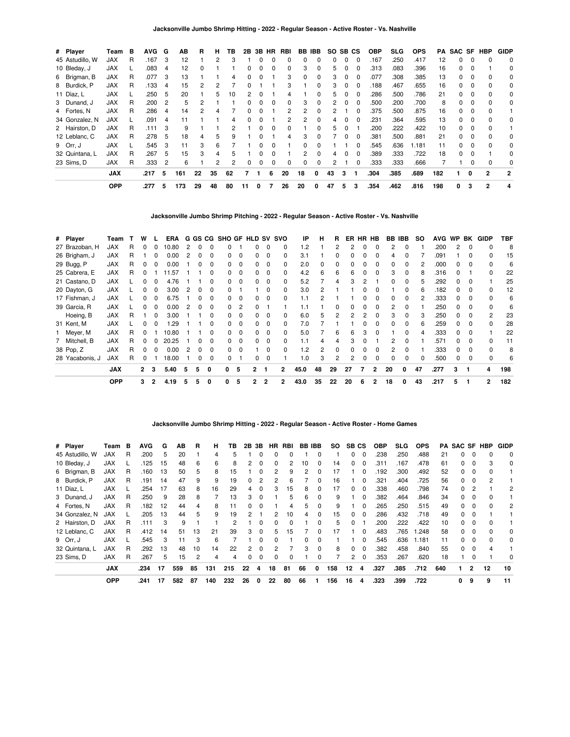### Jacksonville Jumbo Shrimp Hitting - 2022 - Regular Season - Active Roster - Vs. Nashville

| # | Player | Team | B | AVG | G | AB | R | H | TB | 2B | 3B | HR | RBI | BB | IBB | SO | SB | CS | OBP | SLG | OPS | PA | SAC | SF | HBP | GIDP |
|---|---|---|---|---|---|---|---|---|---|---|---|---|---|---|---|---|---|---|---|---|---|---|---|---|---|---|
| 45 | Astudillo, W | JAX | R | .167 | 3 | 12 | 1 | 2 | 3 | 1 | 0 | 0 | 0 | 0 | 0 | 0 | 0 | 0 | .167 | .250 | .417 | 12 | 0 | 0 | 0 | 0 |
| 10 | Bleday, J | JAX | L | .083 | 4 | 12 | 0 | 1 | 1 | 0 | 0 | 0 | 0 | 3 | 0 | 5 | 0 | 0 | .313 | .083 | .396 | 16 | 0 | 0 | 1 | 0 |
| 6 | Brigman, B | JAX | R | .077 | 3 | 13 | 1 | 1 | 4 | 0 | 0 | 1 | 3 | 0 | 0 | 3 | 0 | 0 | .077 | .308 | .385 | 13 | 0 | 0 | 0 | 0 |
| 8 | Burdick, P | JAX | R | .133 | 4 | 15 | 2 | 2 | 7 | 0 | 1 | 1 | 3 | 1 | 0 | 3 | 0 | 0 | .188 | .467 | .655 | 16 | 0 | 0 | 0 | 0 |
| 11 | Díaz, L | JAX | L | .250 | 5 | 20 | 1 | 5 | 10 | 2 | 0 | 1 | 4 | 1 | 0 | 5 | 0 | 0 | .286 | .500 | .786 | 21 | 0 | 0 | 0 | 0 |
| 3 | Dunand, J | JAX | R | .200 | 2 | 5 | 2 | 1 | 1 | 0 | 0 | 0 | 0 | 3 | 0 | 2 | 0 | 0 | .500 | .200 | .700 | 8 | 0 | 0 | 0 | 0 |
| 4 | Fortes, N | JAX | R | .286 | 4 | 14 | 2 | 4 | 7 | 0 | 0 | 1 | 2 | 2 | 0 | 2 | 1 | 0 | .375 | .500 | .875 | 16 | 0 | 0 | 0 | 1 |
| 34 | Gonzalez, N | JAX | L | .091 | 4 | 11 | 1 | 1 | 4 | 0 | 0 | 1 | 2 | 2 | 0 | 4 | 0 | 0 | .231 | .364 | .595 | 13 | 0 | 0 | 0 | 0 |
| 2 | Hairston, D | JAX | R | .111 | 3 | 9 | 1 | 1 | 2 | 1 | 0 | 0 | 0 | 1 | 0 | 5 | 0 | 1 | .200 | .222 | .422 | 10 | 0 | 0 | 0 | 1 |
| 12 | Leblanc, C | JAX | R | .278 | 5 | 18 | 4 | 5 | 9 | 1 | 0 | 1 | 4 | 3 | 0 | 7 | 0 | 0 | .381 | .500 | .881 | 21 | 0 | 0 | 0 | 0 |
| 9 | Orr, J | JAX | L | .545 | 3 | 11 | 3 | 6 | 7 | 1 | 0 | 0 | 1 | 0 | 0 | 1 | 1 | 0 | .545 | .636 | 1.181 | 11 | 0 | 0 | 0 | 0 |
| 32 | Quintana, L | JAX | R | .267 | 5 | 15 | 3 | 4 | 5 | 1 | 0 | 0 | 1 | 2 | 0 | 4 | 0 | 0 | .389 | .333 | .722 | 18 | 0 | 0 | 1 | 0 |
| 23 | Sims, D | JAX | R | .333 | 2 | 6 | 1 | 2 | 2 | 0 | 0 | 0 | 0 | 0 | 0 | 2 | 1 | 0 | .333 | .333 | .666 | 7 | 1 | 0 | 0 | 0 |
| | **JAX** | | | **.217** | **5** | **161** | **22** | **35** | **62** | **7** | **1** | **6** | **20** | **18** | **0** | **43** | **3** | **1** | **.304** | **.385** | **.689** | **182** | **1** | **0** | **2** | **2** |
| | **OPP** | | | **.277** | **5** | **173** | **29** | **48** | **80** | **11** | **0** | **7** | **26** | **20** | **0** | **47** | **5** | **3** | **.354** | **.462** | **.816** | **198** | **0** | **3** | **2** | **4** |

### Jacksonville Jumbo Shrimp Pitching - 2022 - Regular Season - Active Roster - Vs. Nashville

| # | Player | Team | T | W | L | ERA | G | GS | CG | SHO | GF | HLD | SV | SVO | IP | H | R | ER | HR | HB | BB | IBB | SO | AVG | WP | BK | GIDP | TBF |
|---|---|---|---|---|---|---|---|---|---|---|---|---|---|---|---|---|---|---|---|---|---|---|---|---|---|---|---|---|
| 27 | Brazoban, H | JAX | R | 0 | 0 | 10.80 | 2 | 0 | 0 | 0 | 1 | 0 | 0 | 0 | 1.2 | 1 | 2 | 2 | 0 | 0 | 2 | 0 | 1 | .200 | 2 | 0 | 0 | 8 |
| 26 | Brigham, J | JAX | R | 1 | 0 | 0.00 | 2 | 0 | 0 | 0 | 0 | 0 | 0 | 0 | 3.1 | 1 | 0 | 0 | 0 | 0 | 4 | 0 | 7 | .091 | 1 | 0 | 0 | 15 |
| 29 | Bugg, P | JAX | R | 0 | 0 | 0.00 | 1 | 0 | 0 | 0 | 0 | 0 | 0 | 0 | 2.0 | 0 | 0 | 0 | 0 | 0 | 0 | 0 | 2 | .000 | 0 | 0 | 0 | 6 |
| 25 | Cabrera, E | JAX | R | 0 | 1 | 11.57 | 1 | 1 | 0 | 0 | 0 | 0 | 0 | 0 | 4.2 | 6 | 6 | 6 | 0 | 0 | 3 | 0 | 8 | .316 | 0 | 1 | 0 | 22 |
| 21 | Castano, D | JAX | L | 0 | 0 | 4.76 | 1 | 1 | 0 | 0 | 0 | 0 | 0 | 0 | 5.2 | 7 | 4 | 3 | 2 | 1 | 0 | 0 | 5 | .292 | 0 | 0 | 1 | 25 |
| 20 | Dayton, G | JAX | L | 0 | 0 | 3.00 | 2 | 0 | 0 | 0 | 1 | 1 | 0 | 0 | 3.0 | 2 | 1 | 1 | 0 | 0 | 1 | 0 | 6 | .182 | 0 | 0 | 0 | 12 |
| 17 | Fishman, J | JAX | L | 0 | 0 | 6.75 | 1 | 0 | 0 | 0 | 0 | 0 | 0 | 0 | 1.1 | 2 | 1 | 1 | 0 | 0 | 0 | 0 | 2 | .333 | 0 | 0 | 0 | 6 |
| 39 | Garcia, R | JAX | L | 0 | 0 | 0.00 | 2 | 0 | 0 | 0 | 2 | 0 | 1 | 1 | 1.1 | 1 | 0 | 0 | 0 | 0 | 2 | 0 | 1 | .250 | 0 | 0 | 0 | 6 |
| | Hoeing, B | JAX | R | 1 | 0 | 3.00 | 1 | 1 | 0 | 0 | 0 | 0 | 0 | 0 | 6.0 | 5 | 2 | 2 | 2 | 0 | 3 | 0 | 3 | .250 | 0 | 0 | 2 | 23 |
| 31 | Kent, M | JAX | L | 0 | 0 | 1.29 | 1 | 1 | 0 | 0 | 0 | 0 | 0 | 0 | 7.0 | 7 | 1 | 1 | 0 | 0 | 0 | 0 | 6 | .259 | 0 | 0 | 0 | 28 |
| 1 | Meyer, M | JAX | R | 0 | 1 | 10.80 | 1 | 1 | 0 | 0 | 0 | 0 | 0 | 0 | 5.0 | 7 | 6 | 6 | 3 | 0 | 1 | 0 | 4 | .333 | 0 | 0 | 1 | 22 |
| 7 | Mitchell, B | JAX | R | 0 | 0 | 20.25 | 1 | 0 | 0 | 0 | 0 | 0 | 0 | 0 | 1.1 | 4 | 4 | 3 | 0 | 1 | 2 | 0 | 1 | .571 | 0 | 0 | 0 | 11 |
| 38 | Pop, Z | JAX | R | 0 | 0 | 0.00 | 2 | 0 | 0 | 0 | 0 | 1 | 0 | 0 | 1.2 | 2 | 0 | 0 | 0 | 0 | 2 | 0 | 1 | .333 | 0 | 0 | 0 | 8 |
| 28 | Yacabonis, J | JAX | R | 0 | 1 | 18.00 | 1 | 0 | 0 | 0 | 1 | 0 | 0 | 1 | 1.0 | 3 | 2 | 2 | 0 | 0 | 0 | 0 | 0 | .500 | 0 | 0 | 0 | 6 |
| | **JAX** | | | **2** | **3** | **5.40** | **5** | **5** | **0** | **0** | **5** | **2** | **1** | **2** | **45.0** | **48** | **29** | **27** | **7** | **2** | **20** | **0** | **47** | **.277** | **3** | **1** | **4** | **198** |
| | **OPP** | | | **3** | **2** | **4.19** | **5** | **5** | **0** | **0** | **5** | **2** | **2** | **2** | **43.0** | **35** | **22** | **20** | **6** | **2** | **18** | **0** | **43** | **.217** | **5** | **1** | **2** | **182** |

### Jacksonville Jumbo Shrimp Hitting - 2022 - Regular Season - Active Roster - Home Games

| # | Player | Team | B | AVG | G | AB | R | H | TB | 2B | 3B | HR | RBI | BB | IBB | SO | SB | CS | OBP | SLG | OPS | PA | SAC | SF | HBP | GIDP |
|---|---|---|---|---|---|---|---|---|---|---|---|---|---|---|---|---|---|---|---|---|---|---|---|---|---|---|
| 45 | Astudillo, W | JAX | R | .200 | 5 | 20 | 1 | 4 | 5 | 1 | 0 | 0 | 0 | 1 | 0 | 1 | 0 | 0 | .238 | .250 | .488 | 21 | 0 | 0 | 0 | 0 |
| 10 | Bleday, J | JAX | L | .125 | 15 | 48 | 6 | 6 | 8 | 2 | 0 | 0 | 2 | 10 | 0 | 14 | 0 | 0 | .311 | .167 | .478 | 61 | 0 | 0 | 3 | 0 |
| 6 | Brigman, B | JAX | R | .160 | 13 | 50 | 5 | 8 | 15 | 1 | 0 | 2 | 9 | 2 | 0 | 17 | 1 | 0 | .192 | .300 | .492 | 52 | 0 | 0 | 0 | 1 |
| 8 | Burdick, P | JAX | R | .191 | 14 | 47 | 9 | 9 | 19 | 0 | 2 | 2 | 6 | 7 | 0 | 16 | 1 | 0 | .321 | .404 | .725 | 56 | 0 | 0 | 2 | 1 |
| 11 | Díaz, L | JAX | L | .254 | 17 | 63 | 8 | 16 | 29 | 4 | 0 | 3 | 15 | 8 | 0 | 17 | 0 | 0 | .338 | .460 | .798 | 74 | 0 | 2 | 1 | 2 |
| 3 | Dunand, J | JAX | R | .250 | 9 | 28 | 8 | 7 | 13 | 3 | 0 | 1 | 5 | 6 | 0 | 9 | 1 | 0 | .382 | .464 | .846 | 34 | 0 | 0 | 0 | 1 |
| 4 | Fortes, N | JAX | R | .182 | 12 | 44 | 4 | 8 | 11 | 0 | 0 | 1 | 4 | 5 | 0 | 9 | 1 | 0 | .265 | .250 | .515 | 49 | 0 | 0 | 0 | 2 |
| 34 | Gonzalez, N | JAX | L | .205 | 13 | 44 | 5 | 9 | 19 | 2 | 1 | 2 | 10 | 4 | 0 | 15 | 0 | 0 | .286 | .432 | .718 | 49 | 0 | 0 | 1 | 1 |
| 2 | Hairston, D | JAX | R | .111 | 3 | 9 | 1 | 1 | 2 | 1 | 0 | 0 | 0 | 1 | 0 | 5 | 0 | 1 | .200 | .222 | .422 | 10 | 0 | 0 | 0 | 1 |
| 12 | Leblanc, C | JAX | R | .412 | 14 | 51 | 13 | 21 | 39 | 3 | 0 | 5 | 15 | 7 | 0 | 17 | 1 | 0 | .483 | .765 | 1.248 | 58 | 0 | 0 | 0 | 0 |
| 9 | Orr, J | JAX | L | .545 | 3 | 11 | 3 | 6 | 7 | 1 | 0 | 0 | 1 | 0 | 0 | 1 | 1 | 0 | .545 | .636 | 1.181 | 11 | 0 | 0 | 0 | 0 |
| 32 | Quintana, L | JAX | R | .292 | 13 | 48 | 10 | 14 | 22 | 2 | 0 | 2 | 7 | 3 | 0 | 8 | 0 | 0 | .382 | .458 | .840 | 55 | 0 | 0 | 4 | 1 |
| 23 | Sims, D | JAX | R | .267 | 5 | 15 | 2 | 4 | 4 | 0 | 0 | 0 | 0 | 1 | 0 | 7 | 2 | 0 | .353 | .267 | .620 | 18 | 1 | 0 | 1 | 0 |
| | **JAX** | | | **.234** | **17** | **559** | **85** | **131** | **215** | **22** | **4** | **18** | **81** | **66** | **0** | **158** | **12** | **4** | **.327** | **.385** | **.712** | **640** | **1** | **2** | **12** | **10** |
| | **OPP** | | | **.241** | **17** | **582** | **87** | **140** | **232** | **26** | **0** | **22** | **80** | **66** | **1** | **156** | **16** | **4** | **.323** | **.399** | **.722** | | **0** | **9** | **9** | **11** |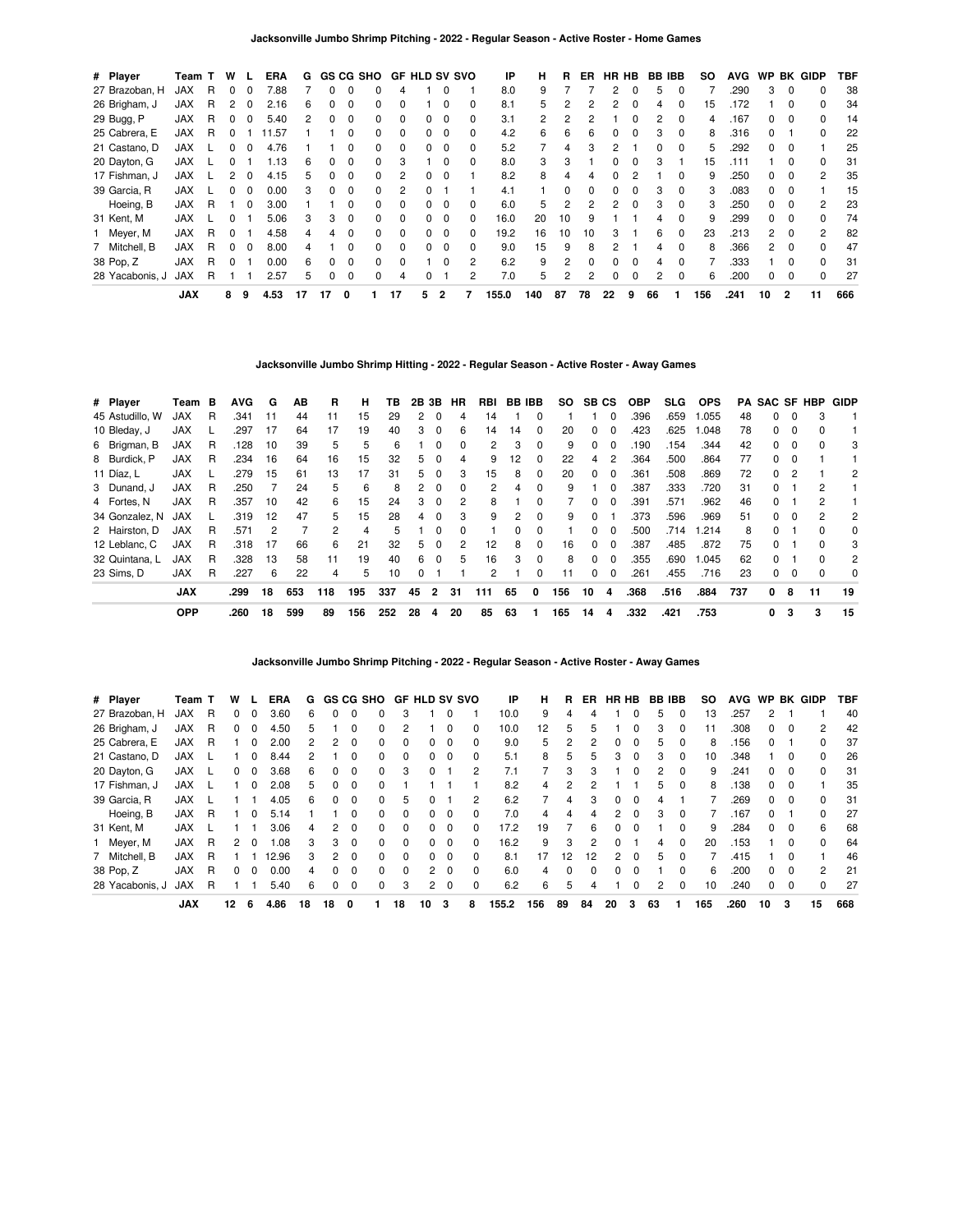### Jacksonville Jumbo Shrimp Pitching - 2022 - Regular Season - Active Roster - Home Games

| # | Player | Team | T | W | L | ERA | G | GS | CG | SHO | GF | HLD | SV | SVO | IP | H | R | ER | HR | HB | BB | IBB | SO | AVG | WP | BK | GIDP | TBF |
|---|---|---|---|---|---|---|---|---|---|---|---|---|---|---|---|---|---|---|---|---|---|---|---|---|---|---|---|---|
| 27 | Brazoban, H | JAX | R | 0 | 0 | 7.88 | 7 | 0 | 0 | 0 | 4 | 1 | 0 | 1 | 8.0 | 9 | 7 | 7 | 2 | 0 | 5 | 0 | 7 | .290 | 3 | 0 | 0 | 38 |
| 26 | Brigham, J | JAX | R | 2 | 0 | 2.16 | 6 | 0 | 0 | 0 | 0 | 1 | 0 | 0 | 8.1 | 5 | 2 | 2 | 2 | 0 | 4 | 0 | 15 | .172 | 1 | 0 | 0 | 34 |
| 29 | Bugg, P | JAX | R | 0 | 0 | 5.40 | 2 | 0 | 0 | 0 | 0 | 0 | 0 | 0 | 3.1 | 2 | 2 | 2 | 1 | 0 | 2 | 0 | 4 | .167 | 0 | 0 | 0 | 14 |
| 25 | Cabrera, E | JAX | R | 0 | 1 | 11.57 | 1 | 1 | 0 | 0 | 0 | 0 | 0 | 0 | 4.2 | 6 | 6 | 6 | 0 | 0 | 3 | 0 | 8 | .316 | 0 | 1 | 0 | 22 |
| 21 | Castano, D | JAX | L | 0 | 0 | 4.76 | 1 | 1 | 0 | 0 | 0 | 0 | 0 | 0 | 5.2 | 7 | 4 | 3 | 2 | 1 | 0 | 0 | 5 | .292 | 0 | 0 | 1 | 25 |
| 20 | Dayton, G | JAX | L | 0 | 1 | 1.13 | 6 | 0 | 0 | 0 | 3 | 1 | 0 | 0 | 8.0 | 3 | 3 | 1 | 0 | 0 | 3 | 1 | 15 | .111 | 1 | 0 | 0 | 31 |
| 17 | Fishman, J | JAX | L | 2 | 0 | 4.15 | 5 | 0 | 0 | 0 | 2 | 0 | 0 | 1 | 8.2 | 8 | 4 | 4 | 0 | 2 | 1 | 0 | 9 | .250 | 0 | 0 | 2 | 35 |
| 39 | Garcia, R | JAX | L | 0 | 0 | 0.00 | 3 | 0 | 0 | 0 | 2 | 0 | 1 | 1 | 4.1 | 1 | 0 | 0 | 0 | 0 | 3 | 0 | 3 | .083 | 0 | 0 | 1 | 15 |
| | Hoeing, B | JAX | R | 1 | 0 | 3.00 | 1 | 1 | 0 | 0 | 0 | 0 | 0 | 0 | 6.0 | 5 | 2 | 2 | 2 | 0 | 3 | 0 | 3 | .250 | 0 | 0 | 2 | 23 |
| 31 | Kent, M | JAX | L | 0 | 1 | 5.06 | 3 | 3 | 0 | 0 | 0 | 0 | 0 | 0 | 16.0 | 20 | 10 | 9 | 1 | 1 | 4 | 0 | 9 | .299 | 0 | 0 | 0 | 74 |
| 1 | Meyer, M | JAX | R | 0 | 1 | 4.58 | 4 | 4 | 0 | 0 | 0 | 0 | 0 | 0 | 19.2 | 16 | 10 | 10 | 3 | 1 | 6 | 0 | 23 | .213 | 2 | 0 | 2 | 82 |
| 7 | Mitchell, B | JAX | R | 0 | 0 | 8.00 | 4 | 1 | 0 | 0 | 0 | 0 | 0 | 0 | 9.0 | 15 | 9 | 8 | 2 | 1 | 4 | 0 | 8 | .366 | 2 | 0 | 0 | 47 |
| 38 | Pop, Z | JAX | R | 0 | 1 | 0.00 | 6 | 0 | 0 | 0 | 0 | 1 | 0 | 2 | 6.2 | 9 | 2 | 0 | 0 | 0 | 4 | 0 | 7 | .333 | 1 | 0 | 0 | 31 |
| 28 | Yacabonis, J | JAX | R | 1 | 1 | 2.57 | 5 | 0 | 0 | 0 | 4 | 0 | 1 | 2 | 7.0 | 5 | 2 | 2 | 0 | 0 | 2 | 0 | 6 | .200 | 0 | 0 | 0 | 27 |
| | | **JAX** | | **8** | **9** | **4.53** | **17** | **17** | **0** | **1** | **17** | **5** | **2** | **7** | **155.0** | **140** | **87** | **78** | **22** | **9** | **66** | **1** | **156** | **.241** | **10** | **2** | **11** | **666** |

### Jacksonville Jumbo Shrimp Hitting - 2022 - Regular Season - Active Roster - Away Games

| # | Player | Team | B | AVG | G | AB | R | H | TB | 2B | 3B | HR | RBI | BB | IBB | SO | SB | CS | OBP | SLG | OPS | PA | SAC | SF | HBP | GIDP |
|---|---|---|---|---|---|---|---|---|---|---|---|---|---|---|---|---|---|---|---|---|---|---|---|---|---|---|
| 45 | Astudillo, W | JAX | R | .341 | 11 | 44 | 11 | 15 | 29 | 2 | 0 | 4 | 14 | 1 | 0 | 1 | 1 | 0 | .396 | .659 | 1.055 | 48 | 0 | 0 | 3 | 1 |
| 10 | Bleday, J | JAX | L | .297 | 17 | 64 | 17 | 19 | 40 | 3 | 0 | 6 | 14 | 14 | 0 | 20 | 0 | 0 | .423 | .625 | 1.048 | 78 | 0 | 0 | 0 | 1 |
| 6 | Brigman, B | JAX | R | .128 | 10 | 39 | 5 | 5 | 6 | 1 | 0 | 0 | 2 | 3 | 0 | 9 | 0 | 0 | .190 | .154 | .344 | 42 | 0 | 0 | 0 | 3 |
| 8 | Burdick, P | JAX | R | .234 | 16 | 64 | 16 | 15 | 32 | 5 | 0 | 4 | 9 | 12 | 0 | 22 | 4 | 2 | .364 | .500 | .864 | 77 | 0 | 0 | 1 | 1 |
| 11 | Díaz, L | JAX | L | .279 | 15 | 61 | 13 | 17 | 31 | 5 | 0 | 3 | 15 | 8 | 0 | 20 | 0 | 0 | .361 | .508 | .869 | 72 | 0 | 2 | 1 | 2 |
| 3 | Dunand, J | JAX | R | .250 | 7 | 24 | 5 | 6 | 8 | 2 | 0 | 0 | 2 | 4 | 0 | 9 | 1 | 0 | .387 | .333 | .720 | 31 | 0 | 1 | 2 | 1 |
| 4 | Fortes, N | JAX | R | .357 | 10 | 42 | 6 | 15 | 24 | 3 | 0 | 2 | 8 | 1 | 0 | 7 | 0 | 0 | .391 | .571 | .962 | 46 | 0 | 1 | 2 | 1 |
| 34 | Gonzalez, N | JAX | L | .319 | 12 | 47 | 5 | 15 | 28 | 4 | 0 | 3 | 9 | 2 | 0 | 9 | 0 | 1 | .373 | .596 | .969 | 51 | 0 | 0 | 2 | 2 |
| 2 | Hairston, D | JAX | R | .571 | 2 | 7 | 2 | 4 | 5 | 1 | 0 | 0 | 1 | 0 | 0 | 1 | 0 | 0 | .500 | .714 | 1.214 | 8 | 0 | 1 | 0 | 0 |
| 12 | Leblanc, C | JAX | R | .318 | 17 | 66 | 6 | 21 | 32 | 5 | 0 | 2 | 12 | 8 | 0 | 16 | 0 | 0 | .387 | .485 | .872 | 75 | 0 | 1 | 0 | 3 |
| 32 | Quintana, L | JAX | R | .328 | 13 | 58 | 11 | 19 | 40 | 6 | 0 | 5 | 16 | 3 | 0 | 8 | 0 | 0 | .355 | .690 | 1.045 | 62 | 0 | 1 | 0 | 2 |
| 23 | Sims, D | JAX | R | .227 | 6 | 22 | 4 | 5 | 10 | 0 | 1 | 1 | 2 | 1 | 0 | 11 | 0 | 0 | .261 | .455 | .716 | 23 | 0 | 0 | 0 | 0 |
| | | **JAX** | | **.299** | **18** | **653** | **118** | **195** | **337** | **45** | **2** | **31** | **111** | **65** | **0** | **156** | **10** | **4** | **.368** | **.516** | **.884** | **737** | **0** | **8** | **11** | **19** |
| | | **OPP** | | **.260** | **18** | **599** | **89** | **156** | **252** | **28** | **4** | **20** | **85** | **63** | **1** | **165** | **14** | **4** | **.332** | **.421** | **.753** | | **0** | **3** | **3** | **15** |

### Jacksonville Jumbo Shrimp Pitching - 2022 - Regular Season - Active Roster - Away Games

| # | Player | Team | T | W | L | ERA | G | GS | CG | SHO | GF | HLD | SV | SVO | IP | H | R | ER | HR | HB | BB | IBB | SO | AVG | WP | BK | GIDP | TBF |
|---|---|---|---|---|---|---|---|---|---|---|---|---|---|---|---|---|---|---|---|---|---|---|---|---|---|---|---|---|
| 27 | Brazoban, H | JAX | R | 0 | 0 | 3.60 | 6 | 0 | 0 | 0 | 3 | 1 | 0 | 1 | 10.0 | 9 | 4 | 4 | 1 | 0 | 5 | 0 | 13 | .257 | 2 | 1 | 1 | 40 |
| 26 | Brigham, J | JAX | R | 0 | 0 | 4.50 | 5 | 1 | 0 | 0 | 2 | 1 | 0 | 0 | 10.0 | 12 | 5 | 5 | 1 | 0 | 3 | 0 | 11 | .308 | 0 | 0 | 2 | 42 |
| 25 | Cabrera, E | JAX | R | 1 | 0 | 2.00 | 2 | 2 | 0 | 0 | 0 | 0 | 0 | 0 | 9.0 | 5 | 2 | 2 | 0 | 0 | 5 | 0 | 8 | .156 | 0 | 1 | 0 | 37 |
| 21 | Castano, D | JAX | L | 1 | 0 | 8.44 | 2 | 1 | 0 | 0 | 0 | 0 | 0 | 0 | 5.1 | 8 | 5 | 5 | 3 | 0 | 3 | 0 | 10 | .348 | 1 | 0 | 0 | 26 |
| 20 | Dayton, G | JAX | L | 0 | 0 | 3.68 | 6 | 0 | 0 | 0 | 3 | 0 | 1 | 2 | 7.1 | 7 | 3 | 3 | 1 | 0 | 2 | 0 | 9 | .241 | 0 | 0 | 0 | 31 |
| 17 | Fishman, J | JAX | L | 1 | 0 | 2.08 | 5 | 0 | 0 | 0 | 1 | 1 | 1 | 1 | 8.2 | 4 | 2 | 2 | 1 | 1 | 5 | 0 | 8 | .138 | 0 | 0 | 1 | 35 |
| 39 | Garcia, R | JAX | L | 1 | 1 | 4.05 | 6 | 0 | 0 | 0 | 5 | 0 | 1 | 2 | 6.2 | 7 | 4 | 3 | 0 | 0 | 4 | 1 | 7 | .269 | 0 | 0 | 0 | 31 |
| | Hoeing, B | JAX | R | 1 | 0 | 5.14 | 1 | 1 | 0 | 0 | 0 | 0 | 0 | 0 | 7.0 | 4 | 4 | 4 | 2 | 0 | 3 | 0 | 7 | .167 | 0 | 1 | 0 | 27 |
| 31 | Kent, M | JAX | L | 1 | 1 | 3.06 | 4 | 2 | 0 | 0 | 0 | 0 | 0 | 0 | 17.2 | 19 | 7 | 6 | 0 | 0 | 1 | 0 | 9 | .284 | 0 | 0 | 6 | 68 |
| 1 | Meyer, M | JAX | R | 2 | 0 | 1.08 | 3 | 3 | 0 | 0 | 0 | 0 | 0 | 0 | 16.2 | 9 | 3 | 2 | 0 | 1 | 4 | 0 | 20 | .153 | 1 | 0 | 0 | 64 |
| 7 | Mitchell, B | JAX | R | 1 | 1 | 12.96 | 3 | 2 | 0 | 0 | 0 | 0 | 0 | 0 | 8.1 | 17 | 12 | 12 | 2 | 0 | 5 | 0 | 7 | .415 | 1 | 0 | 1 | 46 |
| 38 | Pop, Z | JAX | R | 0 | 0 | 0.00 | 4 | 0 | 0 | 0 | 0 | 2 | 0 | 0 | 6.0 | 4 | 0 | 0 | 0 | 0 | 1 | 0 | 6 | .200 | 0 | 0 | 2 | 21 |
| 28 | Yacabonis, J | JAX | R | 1 | 1 | 5.40 | 6 | 0 | 0 | 0 | 3 | 2 | 0 | 0 | 6.2 | 6 | 5 | 4 | 1 | 0 | 2 | 0 | 10 | .240 | 0 | 0 | 0 | 27 |
| | | **JAX** | | **12** | **6** | **4.86** | **18** | **18** | **0** | **1** | **18** | **10** | **3** | **8** | **155.2** | **156** | **89** | **84** | **20** | **3** | **63** | **1** | **165** | **.260** | **10** | **3** | **15** | **668** |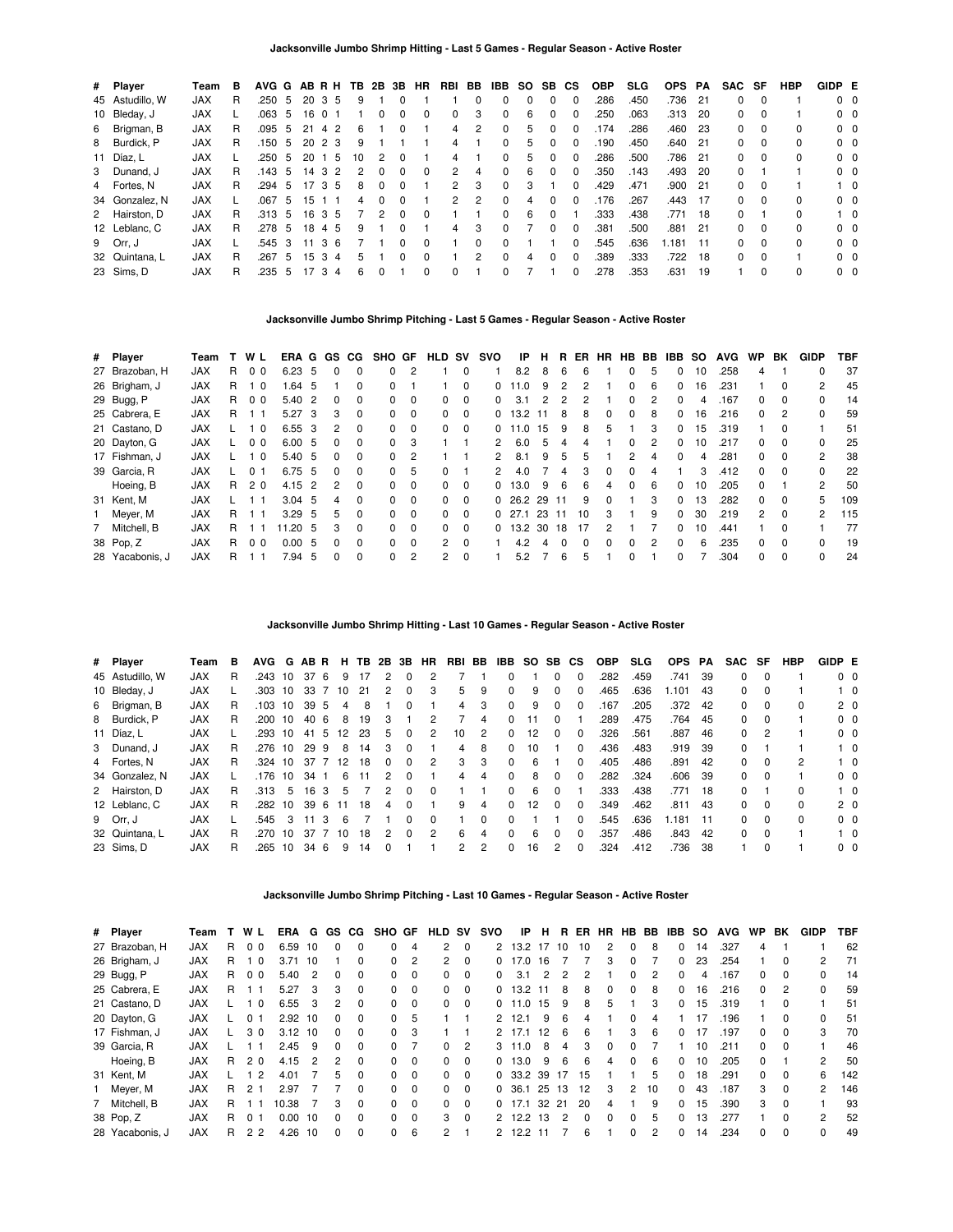## Jacksonville Jumbo Shrimp Hitting - Last 5 Games - Regular Season - Active Roster

| # | Player | Team | B | AVG | G | AB | R | H | TB | 2B | 3B | HR | RBI | BB | IBB | SO | SB | CS | OBP | SLG | OPS | PA | SAC | SF | HBP | GIDP | E |
|---|---|---|---|---|---|---|---|---|---|---|---|---|---|---|---|---|---|---|---|---|---|---|---|---|---|---|---|
| 45 | Astudillo, W | JAX | R | .250 | 5 | 20 | 3 | 5 | 9 | 1 | 0 | 1 | 1 | 0 | 0 | 0 | 0 | 0 | .286 | .450 | .736 | 21 | 0 | 0 | 1 | 0 | 0 |
| 10 | Bleday, J | JAX | L | .063 | 5 | 16 | 0 | 1 | 1 | 0 | 0 | 0 | 0 | 3 | 0 | 6 | 0 | 0 | .250 | .063 | .313 | 20 | 0 | 0 | 1 | 0 | 0 |
| 6 | Brigman, B | JAX | R | .095 | 5 | 21 | 4 | 2 | 6 | 1 | 0 | 1 | 4 | 2 | 0 | 5 | 0 | 0 | .174 | .286 | .460 | 23 | 0 | 0 | 0 | 0 | 0 |
| 8 | Burdick, P | JAX | R | .150 | 5 | 20 | 2 | 3 | 9 | 1 | 1 | 1 | 4 | 1 | 0 | 5 | 0 | 0 | .190 | .450 | .640 | 21 | 0 | 0 | 0 | 0 | 0 |
| 11 | Díaz, L | JAX | L | .250 | 5 | 20 | 1 | 5 | 10 | 2 | 0 | 1 | 4 | 1 | 0 | 5 | 0 | 0 | .286 | .500 | .786 | 21 | 0 | 0 | 0 | 0 | 0 |
| 3 | Dunand, J | JAX | R | .143 | 5 | 14 | 3 | 2 | 2 | 0 | 0 | 0 | 2 | 4 | 0 | 6 | 0 | 0 | .350 | .143 | .493 | 20 | 0 | 1 | 1 | 0 | 0 |
| 4 | Fortes, N | JAX | R | .294 | 5 | 17 | 3 | 5 | 8 | 0 | 0 | 1 | 2 | 3 | 0 | 3 | 1 | 0 | .429 | .471 | .900 | 21 | 0 | 0 | 1 | 1 | 0 |
| 34 | Gonzalez, N | JAX | L | .067 | 5 | 15 | 1 | 1 | 4 | 0 | 0 | 1 | 2 | 2 | 0 | 4 | 0 | 0 | .176 | .267 | .443 | 17 | 0 | 0 | 0 | 0 | 0 |
| 2 | Hairston, D | JAX | R | .313 | 5 | 16 | 3 | 5 | 7 | 2 | 0 | 0 | 1 | 1 | 0 | 6 | 0 | 1 | .333 | .438 | .771 | 18 | 0 | 1 | 0 | 1 | 0 |
| 12 | Leblanc, C | JAX | R | .278 | 5 | 18 | 4 | 5 | 9 | 1 | 0 | 1 | 4 | 3 | 0 | 7 | 0 | 0 | .381 | .500 | .881 | 21 | 0 | 0 | 0 | 0 | 0 |
| 9 | Orr, J | JAX | L | .545 | 3 | 11 | 3 | 6 | 7 | 1 | 0 | 0 | 1 | 0 | 0 | 1 | 1 | 0 | .545 | .636 | 1.181 | 11 | 0 | 0 | 0 | 0 | 0 |
| 32 | Quintana, L | JAX | R | .267 | 5 | 15 | 3 | 4 | 5 | 1 | 0 | 0 | 1 | 2 | 0 | 4 | 0 | 0 | .389 | .333 | .722 | 18 | 0 | 0 | 1 | 0 | 0 |
| 23 | Sims, D | JAX | R | .235 | 5 | 17 | 3 | 4 | 6 | 0 | 1 | 0 | 0 | 1 | 0 | 7 | 1 | 0 | .278 | .353 | .631 | 19 | 1 | 0 | 0 | 0 | 0 |

## Jacksonville Jumbo Shrimp Pitching - Last 5 Games - Regular Season - Active Roster

| # | Player | Team | T | W | L | ERA | G | GS | CG | SHO | GF | HLD | SV | SVO | IP | H | R | ER | HR | HB | BB | IBB | SO | AVG | WP | BK | GIDP | TBF |
|---|---|---|---|---|---|---|---|---|---|---|---|---|---|---|---|---|---|---|---|---|---|---|---|---|---|---|---|---|
| 27 | Brazoban, H | JAX | R | 0 | 0 | 6.23 | 5 | 0 | 0 | 0 | 2 | 1 | 0 | 1 | 8.2 | 8 | 6 | 6 | 1 | 0 | 5 | 0 | 10 | .258 | 4 | 1 | 0 | 37 |
| 26 | Brigham, J | JAX | R | 1 | 0 | 1.64 | 5 | 1 | 0 | 0 | 1 | 1 | 0 | 0 | 11.0 | 9 | 2 | 2 | 1 | 0 | 6 | 0 | 16 | .231 | 1 | 0 | 2 | 45 |
| 29 | Bugg, P | JAX | R | 0 | 0 | 5.40 | 2 | 0 | 0 | 0 | 0 | 0 | 0 | 0 | 3.1 | 2 | 2 | 2 | 1 | 0 | 2 | 0 | 4 | .167 | 0 | 0 | 0 | 14 |
| 25 | Cabrera, E | JAX | R | 1 | 1 | 5.27 | 3 | 3 | 0 | 0 | 0 | 0 | 0 | 0 | 13.2 | 11 | 8 | 8 | 0 | 0 | 8 | 0 | 16 | .216 | 0 | 2 | 0 | 59 |
| 21 | Castano, D | JAX | L | 1 | 0 | 6.55 | 3 | 2 | 0 | 0 | 0 | 0 | 0 | 0 | 11.0 | 15 | 9 | 8 | 5 | 1 | 3 | 0 | 15 | .319 | 1 | 0 | 1 | 51 |
| 20 | Dayton, G | JAX | L | 0 | 0 | 6.00 | 5 | 0 | 0 | 0 | 3 | 1 | 1 | 2 | 6.0 | 5 | 4 | 4 | 1 | 0 | 2 | 0 | 10 | .217 | 0 | 0 | 0 | 25 |
| 17 | Fishman, J | JAX | L | 1 | 0 | 5.40 | 5 | 0 | 0 | 0 | 2 | 1 | 1 | 2 | 8.1 | 9 | 5 | 5 | 1 | 2 | 4 | 0 | 4 | .281 | 0 | 0 | 2 | 38 |
| 39 | Garcia, R | JAX | L | 0 | 1 | 6.75 | 5 | 0 | 0 | 0 | 5 | 0 | 1 | 2 | 4.0 | 7 | 4 | 3 | 0 | 0 | 4 | 1 | 3 | .412 | 0 | 0 | 0 | 22 |
| | Hoeing, B | JAX | R | 2 | 0 | 4.15 | 2 | 2 | 0 | 0 | 0 | 0 | 0 | 0 | 13.0 | 9 | 6 | 6 | 4 | 0 | 6 | 0 | 10 | .205 | 0 | 1 | 2 | 50 |
| 31 | Kent, M | JAX | L | 1 | 1 | 3.04 | 5 | 4 | 0 | 0 | 0 | 0 | 0 | 0 | 26.2 | 29 | 11 | 9 | 0 | 1 | 3 | 0 | 13 | .282 | 0 | 0 | 5 | 109 |
| 1 | Meyer, M | JAX | R | 1 | 1 | 3.29 | 5 | 5 | 0 | 0 | 0 | 0 | 0 | 0 | 27.1 | 23 | 11 | 10 | 3 | 1 | 9 | 0 | 30 | .219 | 2 | 0 | 2 | 115 |
| 7 | Mitchell, B | JAX | R | 1 | 1 | 11.20 | 5 | 3 | 0 | 0 | 0 | 0 | 0 | 0 | 13.2 | 30 | 18 | 17 | 2 | 1 | 7 | 0 | 10 | .441 | 1 | 0 | 1 | 77 |
| 38 | Pop, Z | JAX | R | 0 | 0 | 0.00 | 5 | 0 | 0 | 0 | 0 | 2 | 0 | 1 | 4.2 | 4 | 0 | 0 | 0 | 0 | 2 | 0 | 6 | .235 | 0 | 0 | 0 | 19 |
| 28 | Yacabonis, J | JAX | R | 1 | 1 | 7.94 | 5 | 0 | 0 | 0 | 2 | 2 | 0 | 1 | 5.2 | 7 | 6 | 5 | 1 | 0 | 1 | 0 | 7 | .304 | 0 | 0 | 0 | 24 |

## Jacksonville Jumbo Shrimp Hitting - Last 10 Games - Regular Season - Active Roster

| # | Player | Team | B | AVG | G | AB | R | H | TB | 2B | 3B | HR | RBI | BB | IBB | SO | SB | CS | OBP | SLG | OPS | PA | SAC | SF | HBP | GIDP | E |
|---|---|---|---|---|---|---|---|---|---|---|---|---|---|---|---|---|---|---|---|---|---|---|---|---|---|---|---|
| 45 | Astudillo, W | JAX | R | .243 | 10 | 37 | 6 | 9 | 17 | 2 | 0 | 2 | 7 | 1 | 0 | 1 | 0 | 0 | .282 | .459 | .741 | 39 | 0 | 0 | 1 | 0 | 0 |
| 10 | Bleday, J | JAX | L | .303 | 10 | 33 | 7 | 10 | 21 | 2 | 0 | 3 | 5 | 9 | 0 | 9 | 0 | 0 | .465 | .636 | 1.101 | 43 | 0 | 0 | 1 | 1 | 0 |
| 6 | Brigman, B | JAX | R | .103 | 10 | 39 | 5 | 4 | 8 | 1 | 0 | 1 | 4 | 3 | 0 | 9 | 0 | 0 | .167 | .205 | .372 | 42 | 0 | 0 | 0 | 2 | 0 |
| 8 | Burdick, P | JAX | R | .200 | 10 | 40 | 6 | 8 | 19 | 3 | 1 | 2 | 7 | 4 | 0 | 11 | 0 | 1 | .289 | .475 | .764 | 45 | 0 | 0 | 1 | 0 | 0 |
| 11 | Díaz, L | JAX | L | .293 | 10 | 41 | 5 | 12 | 23 | 5 | 0 | 2 | 10 | 2 | 0 | 12 | 0 | 0 | .326 | .561 | .887 | 46 | 0 | 2 | 1 | 0 | 0 |
| 3 | Dunand, J | JAX | R | .276 | 10 | 29 | 9 | 8 | 14 | 3 | 0 | 1 | 4 | 8 | 0 | 10 | 1 | 0 | .436 | .483 | .919 | 39 | 0 | 1 | 1 | 1 | 0 |
| 4 | Fortes, N | JAX | R | .324 | 10 | 37 | 7 | 12 | 18 | 0 | 0 | 2 | 3 | 3 | 0 | 6 | 1 | 0 | .405 | .486 | .891 | 42 | 0 | 0 | 2 | 1 | 0 |
| 34 | Gonzalez, N | JAX | L | .176 | 10 | 34 | 1 | 6 | 11 | 2 | 0 | 1 | 4 | 4 | 0 | 8 | 0 | 0 | .282 | .324 | .606 | 39 | 0 | 0 | 1 | 0 | 0 |
| 2 | Hairston, D | JAX | R | .313 | 5 | 16 | 3 | 5 | 7 | 2 | 0 | 0 | 1 | 1 | 0 | 6 | 0 | 1 | .333 | .438 | .771 | 18 | 0 | 1 | 0 | 1 | 0 |
| 12 | Leblanc, C | JAX | R | .282 | 10 | 39 | 6 | 11 | 18 | 4 | 0 | 1 | 9 | 4 | 0 | 12 | 0 | 0 | .349 | .462 | .811 | 43 | 0 | 0 | 0 | 2 | 0 |
| 9 | Orr, J | JAX | L | .545 | 3 | 11 | 3 | 6 | 7 | 1 | 0 | 0 | 1 | 0 | 0 | 1 | 1 | 0 | .545 | .636 | 1.181 | 11 | 0 | 0 | 0 | 0 | 0 |
| 32 | Quintana, L | JAX | R | .270 | 10 | 37 | 7 | 10 | 18 | 2 | 0 | 2 | 6 | 4 | 0 | 6 | 0 | 0 | .357 | .486 | .843 | 42 | 0 | 0 | 1 | 1 | 0 |
| 23 | Sims, D | JAX | R | .265 | 10 | 34 | 6 | 9 | 14 | 0 | 1 | 1 | 2 | 2 | 0 | 16 | 2 | 0 | .324 | .412 | .736 | 38 | 1 | 0 | 1 | 0 | 0 |

## Jacksonville Jumbo Shrimp Pitching - Last 10 Games - Regular Season - Active Roster

| # | Player | Team | T | W | L | ERA | G | GS | CG | SHO | GF | HLD | SV | SVO | IP | H | R | ER | HR | HB | BB | IBB | SO | AVG | WP | BK | GIDP | TBF |
|---|---|---|---|---|---|---|---|---|---|---|---|---|---|---|---|---|---|---|---|---|---|---|---|---|---|---|---|---|
| 27 | Brazoban, H | JAX | R | 0 | 0 | 6.59 | 10 | 0 | 0 | 0 | 4 | 2 | 0 | 2 | 13.2 | 17 | 10 | 10 | 2 | 0 | 8 | 0 | 14 | .327 | 4 | 1 | 2 | 62 |
| 26 | Brigham, J | JAX | R | 1 | 0 | 3.71 | 10 | 1 | 0 | 0 | 2 | 2 | 0 | 0 | 17.0 | 16 | 7 | 7 | 3 | 0 | 7 | 0 | 23 | .254 | 1 | 0 | 2 | 71 |
| 29 | Bugg, P | JAX | R | 0 | 0 | 5.40 | 2 | 0 | 0 | 0 | 0 | 0 | 0 | 0 | 3.1 | 2 | 2 | 2 | 1 | 0 | 2 | 0 | 4 | .167 | 0 | 0 | 0 | 14 |
| 25 | Cabrera, E | JAX | R | 1 | 1 | 5.27 | 3 | 3 | 0 | 0 | 0 | 0 | 0 | 0 | 13.2 | 11 | 8 | 8 | 0 | 0 | 8 | 0 | 16 | .216 | 0 | 2 | 0 | 59 |
| 21 | Castano, D | JAX | L | 1 | 0 | 6.55 | 3 | 2 | 0 | 0 | 0 | 0 | 0 | 0 | 11.0 | 15 | 9 | 8 | 5 | 1 | 3 | 0 | 15 | .319 | 1 | 0 | 1 | 51 |
| 20 | Dayton, G | JAX | L | 0 | 1 | 2.92 | 10 | 0 | 0 | 0 | 5 | 1 | 1 | 2 | 12.1 | 9 | 6 | 4 | 1 | 0 | 4 | 1 | 17 | .196 | 1 | 0 | 0 | 51 |
| 17 | Fishman, J | JAX | L | 3 | 0 | 3.12 | 10 | 0 | 0 | 0 | 3 | 1 | 1 | 2 | 17.1 | 12 | 6 | 6 | 1 | 3 | 6 | 0 | 17 | .197 | 0 | 0 | 3 | 70 |
| 39 | Garcia, R | JAX | L | 1 | 1 | 2.45 | 9 | 0 | 0 | 0 | 7 | 0 | 2 | 3 | 11.0 | 8 | 4 | 3 | 0 | 0 | 7 | 1 | 10 | .211 | 0 | 0 | 1 | 46 |
| | Hoeing, B | JAX | R | 2 | 0 | 4.15 | 2 | 2 | 0 | 0 | 0 | 0 | 0 | 0 | 13.0 | 9 | 6 | 6 | 4 | 0 | 6 | 0 | 10 | .205 | 0 | 1 | 2 | 50 |
| 31 | Kent, M | JAX | L | 1 | 2 | 4.01 | 7 | 5 | 0 | 0 | 0 | 0 | 0 | 0 | 33.2 | 39 | 17 | 15 | 1 | 1 | 5 | 0 | 18 | .291 | 0 | 0 | 6 | 142 |
| 1 | Meyer, M | JAX | R | 2 | 1 | 2.97 | 7 | 7 | 0 | 0 | 0 | 0 | 0 | 0 | 36.1 | 25 | 13 | 12 | 3 | 2 | 10 | 0 | 43 | .187 | 3 | 0 | 2 | 146 |
| 7 | Mitchell, B | JAX | R | 1 | 1 | 10.38 | 7 | 3 | 0 | 0 | 0 | 0 | 0 | 0 | 17.1 | 32 | 21 | 20 | 4 | 1 | 9 | 0 | 15 | .390 | 3 | 0 | 1 | 93 |
| 38 | Pop, Z | JAX | R | 0 | 1 | 0.00 | 10 | 0 | 0 | 0 | 0 | 3 | 0 | 2 | 12.2 | 13 | 2 | 0 | 0 | 0 | 5 | 0 | 13 | .277 | 1 | 0 | 2 | 52 |
| 28 | Yacabonis, J | JAX | R | 2 | 2 | 4.26 | 10 | 0 | 0 | 0 | 6 | 2 | 1 | 2 | 12.2 | 11 | 7 | 6 | 1 | 0 | 2 | 0 | 14 | .234 | 0 | 0 | 0 | 49 |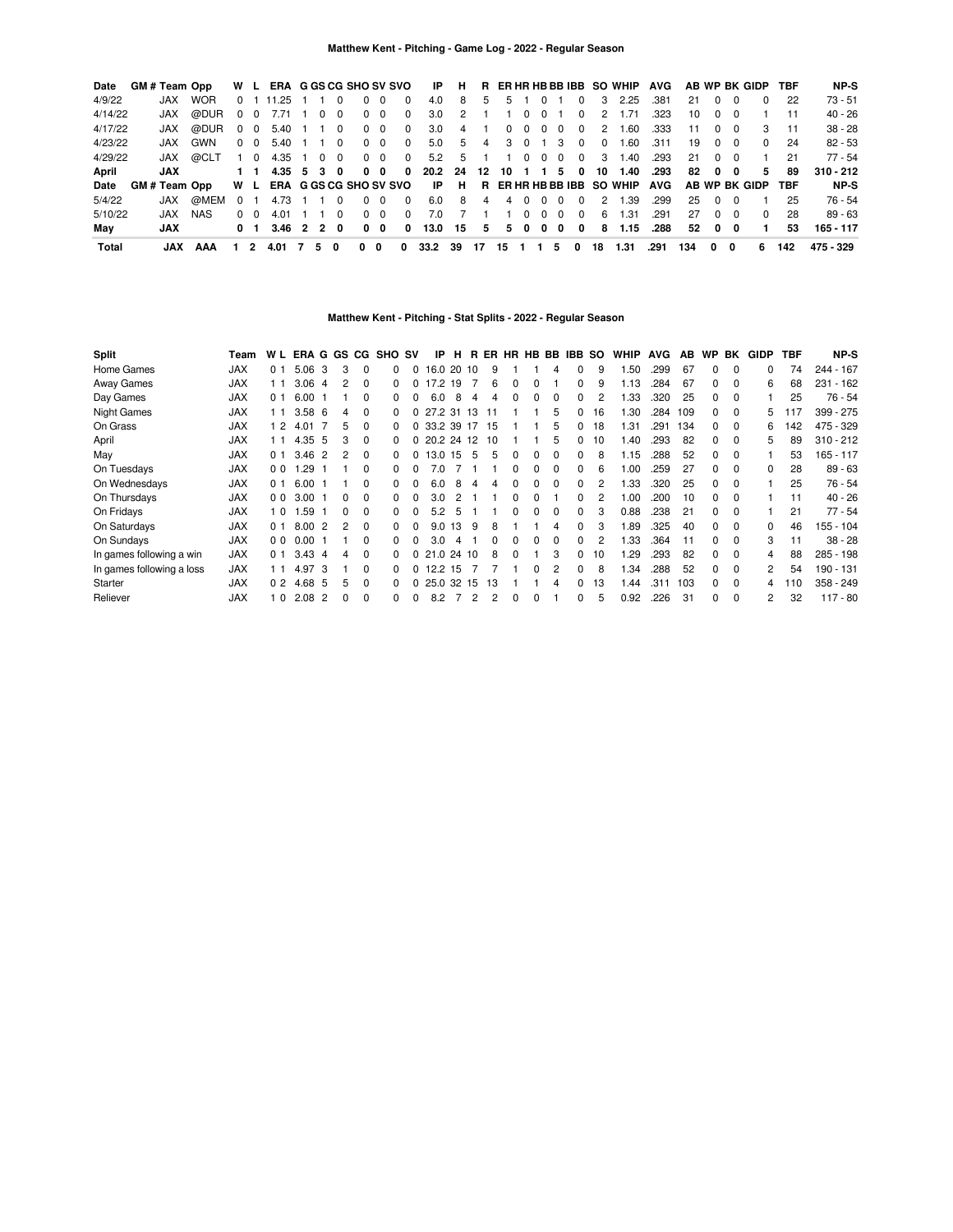## Matthew Kent - Pitching - Game Log - 2022 - Regular Season

| Date | GM # | Team | Opp | W | L | ERA | G | GS | CG | SHO | SV | SVO | IP | H | R | ER | HR | HB | BB | IBB | SO | WHIP | AVG | AB | WP | BK | GIDP | TBF | NP-S |
|---|---|---|---|---|---|---|---|---|---|---|---|---|---|---|---|---|---|---|---|---|---|---|---|---|---|---|---|---|---|
| 4/9/22 | | JAX | WOR | 0 | 1 | 11.25 | 1 | 1 | 0 | 0 | 0 | 0 | 4.0 | 8 | 5 | 5 | 1 | 0 | 1 | 0 | 3 | 2.25 | .381 | 21 | 0 | 0 | 0 | 22 | 73 - 51 |
| 4/14/22 | | JAX | @DUR | 0 | 0 | 7.71 | 1 | 0 | 0 | 0 | 0 | 0 | 3.0 | 2 | 1 | 1 | 0 | 0 | 1 | 0 | 2 | 1.71 | .323 | 10 | 0 | 0 | 1 | 11 | 40 - 26 |
| 4/17/22 | | JAX | @DUR | 0 | 0 | 5.40 | 1 | 1 | 0 | 0 | 0 | 0 | 3.0 | 4 | 1 | 0 | 0 | 0 | 0 | 0 | 2 | 1.60 | .333 | 11 | 0 | 0 | 3 | 11 | 38 - 28 |
| 4/23/22 | | JAX | GWN | 0 | 0 | 5.40 | 1 | 1 | 0 | 0 | 0 | 0 | 5.0 | 5 | 4 | 3 | 0 | 1 | 3 | 0 | 0 | 1.60 | .311 | 19 | 0 | 0 | 0 | 24 | 82 - 53 |
| 4/29/22 | | JAX | @CLT | 1 | 0 | 4.35 | 1 | 0 | 0 | 0 | 0 | 0 | 5.2 | 5 | 1 | 1 | 0 | 0 | 0 | 0 | 3 | 1.40 | .293 | 21 | 0 | 0 | 1 | 21 | 77 - 54 |
| **April** | | **JAX** | | **1** | **1** | **4.35** | **5** | **3** | **0** | **0** | **0** | **0** | **20.2** | **24** | **12** | **10** | **1** | **1** | **5** | **0** | **10** | **1.40** | **.293** | **82** | **0** | **0** | **5** | **89** | **310 - 212** |
| **Date** | **GM #** | **Team** | **Opp** | **W** | **L** | **ERA** | **G** | **GS** | **CG** | **SHO** | **SV** | **SVO** | **IP** | **H** | **R** | **ER** | **HR** | **HB** | **BB** | **IBB** | **SO** | **WHIP** | **AVG** | **AB** | **WP** | **BK** | **GIDP** | **TBF** | **NP-S** |
| 5/4/22 | | JAX | @MEM | 0 | 1 | 4.73 | 1 | 1 | 0 | 0 | 0 | 0 | 6.0 | 8 | 4 | 4 | 0 | 0 | 0 | 0 | 2 | 1.39 | .299 | 25 | 0 | 0 | 1 | 25 | 76 - 54 |
| 5/10/22 | | JAX | NAS | 0 | 0 | 4.01 | 1 | 1 | 0 | 0 | 0 | 0 | 7.0 | 7 | 1 | 1 | 0 | 0 | 0 | 0 | 6 | 1.31 | .291 | 27 | 0 | 0 | 0 | 28 | 89 - 63 |
| **May** | | **JAX** | | **0** | **1** | **3.46** | **2** | **2** | **0** | **0** | **0** | **0** | **13.0** | **15** | **5** | **5** | **0** | **0** | **0** | **0** | **8** | **1.15** | **.288** | **52** | **0** | **0** | **1** | **53** | **165 - 117** |
| **Total** | | **JAX** | **AAA** | **1** | **2** | **4.01** | **7** | **5** | **0** | **0** | **0** | **0** | **33.2** | **39** | **17** | **15** | **1** | **1** | **5** | **0** | **18** | **1.31** | **.291** | **134** | **0** | **0** | **6** | **142** | **475 - 329** |

## Matthew Kent - Pitching - Stat Splits - 2022 - Regular Season

| Split | Team | W | L | ERA | G | GS | CG | SHO | SV | IP | H | R | ER | HR | HB | BB | IBB | SO | WHIP | AVG | AB | WP | BK | GIDP | TBF | NP-S |
|---|---|---|---|---|---|---|---|---|---|---|---|---|---|---|---|---|---|---|---|---|---|---|---|---|---|---|
| Home Games | JAX | 0 | 1 | 5.06 | 3 | 3 | 0 | 0 | 0 | 16.0 | 20 | 10 | 9 | 1 | 1 | 4 | 0 | 9 | 1.50 | .299 | 67 | 0 | 0 | 0 | 74 | 244 - 167 |
| Away Games | JAX | 1 | 1 | 3.06 | 4 | 2 | 0 | 0 | 0 | 17.2 | 19 | 7 | 6 | 0 | 0 | 1 | 0 | 9 | 1.13 | .284 | 67 | 0 | 0 | 6 | 68 | 231 - 162 |
| Day Games | JAX | 0 | 1 | 6.00 | 1 | 1 | 0 | 0 | 0 | 6.0 | 8 | 4 | 4 | 0 | 0 | 0 | 0 | 2 | 1.33 | .320 | 25 | 0 | 0 | 1 | 25 | 76 - 54 |
| Night Games | JAX | 1 | 1 | 3.58 | 6 | 4 | 0 | 0 | 0 | 27.2 | 31 | 13 | 11 | 1 | 1 | 5 | 0 | 16 | 1.30 | .284 | 109 | 0 | 0 | 5 | 117 | 399 - 275 |
| On Grass | JAX | 1 | 2 | 4.01 | 7 | 5 | 0 | 0 | 0 | 33.2 | 39 | 17 | 15 | 1 | 1 | 5 | 0 | 18 | 1.31 | .291 | 134 | 0 | 0 | 6 | 142 | 475 - 329 |
| April | JAX | 1 | 1 | 4.35 | 5 | 3 | 0 | 0 | 0 | 20.2 | 24 | 12 | 10 | 1 | 1 | 5 | 0 | 10 | 1.40 | .293 | 82 | 0 | 0 | 5 | 89 | 310 - 212 |
| May | JAX | 0 | 1 | 3.46 | 2 | 2 | 0 | 0 | 0 | 13.0 | 15 | 5 | 5 | 0 | 0 | 0 | 0 | 8 | 1.15 | .288 | 52 | 0 | 0 | 1 | 53 | 165 - 117 |
| On Tuesdays | JAX | 0 | 0 | 1.29 | 1 | 1 | 0 | 0 | 0 | 7.0 | 7 | 1 | 1 | 0 | 0 | 0 | 0 | 6 | 1.00 | .259 | 27 | 0 | 0 | 0 | 28 | 89 - 63 |
| On Wednesdays | JAX | 0 | 1 | 6.00 | 1 | 1 | 0 | 0 | 0 | 6.0 | 8 | 4 | 4 | 0 | 0 | 0 | 0 | 2 | 1.33 | .320 | 25 | 0 | 0 | 1 | 25 | 76 - 54 |
| On Thursdays | JAX | 0 | 0 | 3.00 | 1 | 0 | 0 | 0 | 0 | 3.0 | 2 | 1 | 1 | 0 | 0 | 1 | 0 | 2 | 1.00 | .200 | 10 | 0 | 0 | 1 | 11 | 40 - 26 |
| On Fridays | JAX | 1 | 0 | 1.59 | 1 | 0 | 0 | 0 | 0 | 5.2 | 5 | 1 | 1 | 0 | 0 | 0 | 0 | 3 | 0.88 | .238 | 21 | 0 | 0 | 1 | 21 | 77 - 54 |
| On Saturdays | JAX | 0 | 1 | 8.00 | 2 | 2 | 0 | 0 | 0 | 9.0 | 13 | 9 | 8 | 1 | 1 | 4 | 0 | 3 | 1.89 | .325 | 40 | 0 | 0 | 0 | 46 | 155 - 104 |
| On Sundays | JAX | 0 | 0 | 0.00 | 1 | 1 | 0 | 0 | 0 | 3.0 | 4 | 1 | 0 | 0 | 0 | 0 | 0 | 2 | 1.33 | .364 | 11 | 0 | 0 | 3 | 11 | 38 - 28 |
| In games following a win | JAX | 0 | 1 | 3.43 | 4 | 4 | 0 | 0 | 0 | 21.0 | 24 | 10 | 8 | 0 | 1 | 3 | 0 | 10 | 1.29 | .293 | 82 | 0 | 0 | 4 | 88 | 285 - 198 |
| In games following a loss | JAX | 1 | 1 | 4.97 | 3 | 1 | 0 | 0 | 0 | 12.2 | 15 | 7 | 7 | 1 | 0 | 2 | 0 | 8 | 1.34 | .288 | 52 | 0 | 0 | 2 | 54 | 190 - 131 |
| Starter | JAX | 0 | 2 | 4.68 | 5 | 5 | 0 | 0 | 0 | 25.0 | 32 | 15 | 13 | 1 | 1 | 4 | 0 | 13 | 1.44 | .311 | 103 | 0 | 0 | 4 | 110 | 358 - 249 |
| Reliever | JAX | 1 | 0 | 2.08 | 2 | 0 | 0 | 0 | 0 | 8.2 | 7 | 2 | 2 | 0 | 0 | 1 | 0 | 5 | 0.92 | .226 | 31 | 0 | 0 | 2 | 32 | 117 - 80 |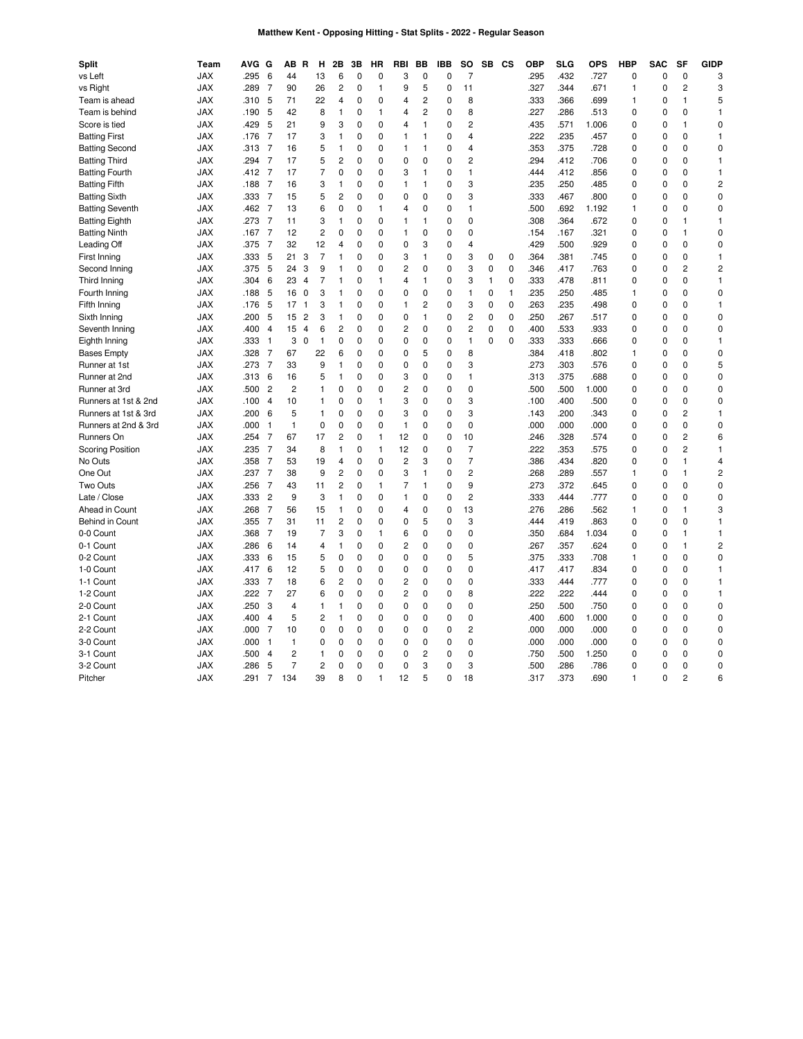# Matthew Kent - Opposing Hitting - Stat Splits - 2022 - Regular Season

| Split | Team | AVG | G | AB | R | H | 2B | 3B | HR | RBI | BB | IBB | SO | SB | CS | OBP | SLG | OPS | HBP | SAC | SF | GIDP |
|---|---|---|---|---|---|---|---|---|---|---|---|---|---|---|---|---|---|---|---|---|---|---|
| vs Left | JAX | .295 | 6 | 44 | | 13 | 6 | 0 | 0 | 3 | 0 | 0 | 7 | | | .295 | .432 | .727 | 0 | 0 | 0 | 3 |
| vs Right | JAX | .289 | 7 | 90 | | 26 | 2 | 0 | 1 | 9 | 5 | 0 | 11 | | | .327 | .344 | .671 | 1 | 0 | 2 | 3 |
| Team is ahead | JAX | .310 | 5 | 71 | | 22 | 4 | 0 | 0 | 4 | 2 | 0 | 8 | | | .333 | .366 | .699 | 1 | 0 | 1 | 5 |
| Team is behind | JAX | .190 | 5 | 42 | | 8 | 1 | 0 | 1 | 4 | 2 | 0 | 8 | | | .227 | .286 | .513 | 0 | 0 | 0 | 1 |
| Score is tied | JAX | .429 | 5 | 21 | | 9 | 3 | 0 | 0 | 4 | 1 | 0 | 2 | | | .435 | .571 | 1.006 | 0 | 0 | 1 | 0 |
| Batting First | JAX | .176 | 7 | 17 | | 3 | 1 | 0 | 0 | 1 | 1 | 0 | 4 | | | .222 | .235 | .457 | 0 | 0 | 0 | 1 |
| Batting Second | JAX | .313 | 7 | 16 | | 5 | 1 | 0 | 0 | 1 | 1 | 0 | 4 | | | .353 | .375 | .728 | 0 | 0 | 0 | 0 |
| Batting Third | JAX | .294 | 7 | 17 | | 5 | 2 | 0 | 0 | 0 | 0 | 0 | 2 | | | .294 | .412 | .706 | 0 | 0 | 0 | 1 |
| Batting Fourth | JAX | .412 | 7 | 17 | | 7 | 0 | 0 | 0 | 3 | 1 | 0 | 1 | | | .444 | .412 | .856 | 0 | 0 | 0 | 1 |
| Batting Fifth | JAX | .188 | 7 | 16 | | 3 | 1 | 0 | 0 | 1 | 1 | 0 | 3 | | | .235 | .250 | .485 | 0 | 0 | 0 | 2 |
| Batting Sixth | JAX | .333 | 7 | 15 | | 5 | 2 | 0 | 0 | 0 | 0 | 0 | 3 | | | .333 | .467 | .800 | 0 | 0 | 0 | 0 |
| Batting Seventh | JAX | .462 | 7 | 13 | | 6 | 0 | 0 | 1 | 4 | 0 | 0 | 1 | | | .500 | .692 | 1.192 | 1 | 0 | 0 | 0 |
| Batting Eighth | JAX | .273 | 7 | 11 | | 3 | 1 | 0 | 0 | 1 | 1 | 0 | 0 | | | .308 | .364 | .672 | 0 | 0 | 1 | 1 |
| Batting Ninth | JAX | .167 | 7 | 12 | | 2 | 0 | 0 | 0 | 1 | 0 | 0 | 0 | | | .154 | .167 | .321 | 0 | 0 | 1 | 0 |
| Leading Off | JAX | .375 | 7 | 32 | | 12 | 4 | 0 | 0 | 0 | 3 | 0 | 4 | | | .429 | .500 | .929 | 0 | 0 | 0 | 0 |
| First Inning | JAX | .333 | 5 | 21 | 3 | 7 | 1 | 0 | 0 | 3 | 1 | 0 | 3 | 0 | 0 | .364 | .381 | .745 | 0 | 0 | 0 | 1 |
| Second Inning | JAX | .375 | 5 | 24 | 3 | 9 | 1 | 0 | 0 | 2 | 0 | 0 | 3 | 0 | 0 | .346 | .417 | .763 | 0 | 0 | 2 | 2 |
| Third Inning | JAX | .304 | 6 | 23 | 4 | 7 | 1 | 0 | 1 | 4 | 1 | 0 | 3 | 1 | 0 | .333 | .478 | .811 | 0 | 0 | 0 | 1 |
| Fourth Inning | JAX | .188 | 5 | 16 | 0 | 3 | 1 | 0 | 0 | 0 | 0 | 0 | 1 | 0 | 1 | .235 | .250 | .485 | 1 | 0 | 0 | 0 |
| Fifth Inning | JAX | .176 | 5 | 17 | 1 | 3 | 1 | 0 | 0 | 1 | 2 | 0 | 3 | 0 | 0 | .263 | .235 | .498 | 0 | 0 | 0 | 1 |
| Sixth Inning | JAX | .200 | 5 | 15 | 2 | 3 | 1 | 0 | 0 | 0 | 1 | 0 | 2 | 0 | 0 | .250 | .267 | .517 | 0 | 0 | 0 | 0 |
| Seventh Inning | JAX | .400 | 4 | 15 | 4 | 6 | 2 | 0 | 0 | 2 | 0 | 0 | 2 | 0 | 0 | .400 | .533 | .933 | 0 | 0 | 0 | 0 |
| Eighth Inning | JAX | .333 | 1 | 3 | 0 | 1 | 0 | 0 | 0 | 0 | 0 | 0 | 1 | 0 | 0 | .333 | .333 | .666 | 0 | 0 | 0 | 1 |
| Bases Empty | JAX | .328 | 7 | 67 | | 22 | 6 | 0 | 0 | 0 | 5 | 0 | 8 | | | .384 | .418 | .802 | 1 | 0 | 0 | 0 |
| Runner at 1st | JAX | .273 | 7 | 33 | | 9 | 1 | 0 | 0 | 0 | 0 | 0 | 3 | | | .273 | .303 | .576 | 0 | 0 | 0 | 5 |
| Runner at 2nd | JAX | .313 | 6 | 16 | | 5 | 1 | 0 | 0 | 3 | 0 | 0 | 1 | | | .313 | .375 | .688 | 0 | 0 | 0 | 0 |
| Runner at 3rd | JAX | .500 | 2 | 2 | | 1 | 0 | 0 | 0 | 2 | 0 | 0 | 0 | | | .500 | .500 | 1.000 | 0 | 0 | 0 | 0 |
| Runners at 1st & 2nd | JAX | .100 | 4 | 10 | | 1 | 0 | 0 | 1 | 3 | 0 | 0 | 3 | | | .100 | .400 | .500 | 0 | 0 | 0 | 0 |
| Runners at 1st & 3rd | JAX | .200 | 6 | 5 | | 1 | 0 | 0 | 0 | 3 | 0 | 0 | 3 | | | .143 | .200 | .343 | 0 | 0 | 2 | 1 |
| Runners at 2nd & 3rd | JAX | .000 | 1 | 1 | | 0 | 0 | 0 | 0 | 1 | 0 | 0 | 0 | | | .000 | .000 | .000 | 0 | 0 | 0 | 0 |
| Runners On | JAX | .254 | 7 | 67 | | 17 | 2 | 0 | 1 | 12 | 0 | 0 | 10 | | | .246 | .328 | .574 | 0 | 0 | 2 | 6 |
| Scoring Position | JAX | .235 | 7 | 34 | | 8 | 1 | 0 | 1 | 12 | 0 | 0 | 7 | | | .222 | .353 | .575 | 0 | 0 | 2 | 1 |
| No Outs | JAX | .358 | 7 | 53 | | 19 | 4 | 0 | 0 | 2 | 3 | 0 | 7 | | | .386 | .434 | .820 | 0 | 0 | 1 | 4 |
| One Out | JAX | .237 | 7 | 38 | | 9 | 2 | 0 | 0 | 3 | 1 | 0 | 2 | | | .268 | .289 | .557 | 1 | 0 | 1 | 2 |
| Two Outs | JAX | .256 | 7 | 43 | | 11 | 2 | 0 | 1 | 7 | 1 | 0 | 9 | | | .273 | .372 | .645 | 0 | 0 | 0 | 0 |
| Late / Close | JAX | .333 | 2 | 9 | | 3 | 1 | 0 | 0 | 1 | 0 | 0 | 2 | | | .333 | .444 | .777 | 0 | 0 | 0 | 0 |
| Ahead in Count | JAX | .268 | 7 | 56 | | 15 | 1 | 0 | 0 | 4 | 0 | 0 | 13 | | | .276 | .286 | .562 | 1 | 0 | 1 | 3 |
| Behind in Count | JAX | .355 | 7 | 31 | | 11 | 2 | 0 | 0 | 0 | 5 | 0 | 3 | | | .444 | .419 | .863 | 0 | 0 | 0 | 1 |
| 0-0 Count | JAX | .368 | 7 | 19 | | 7 | 3 | 0 | 1 | 6 | 0 | 0 | 0 | | | .350 | .684 | 1.034 | 0 | 0 | 1 | 1 |
| 0-1 Count | JAX | .286 | 6 | 14 | | 4 | 1 | 0 | 0 | 2 | 0 | 0 | 0 | | | .267 | .357 | .624 | 0 | 0 | 1 | 2 |
| 0-2 Count | JAX | .333 | 6 | 15 | | 5 | 0 | 0 | 0 | 0 | 0 | 0 | 5 | | | .375 | .333 | .708 | 1 | 0 | 0 | 0 |
| 1-0 Count | JAX | .417 | 6 | 12 | | 5 | 0 | 0 | 0 | 0 | 0 | 0 | 0 | | | .417 | .417 | .834 | 0 | 0 | 0 | 1 |
| 1-1 Count | JAX | .333 | 7 | 18 | | 6 | 2 | 0 | 0 | 2 | 0 | 0 | 0 | | | .333 | .444 | .777 | 0 | 0 | 0 | 1 |
| 1-2 Count | JAX | .222 | 7 | 27 | | 6 | 0 | 0 | 0 | 2 | 0 | 0 | 8 | | | .222 | .222 | .444 | 0 | 0 | 0 | 1 |
| 2-0 Count | JAX | .250 | 3 | 4 | | 1 | 1 | 0 | 0 | 0 | 0 | 0 | 0 | | | .250 | .500 | .750 | 0 | 0 | 0 | 0 |
| 2-1 Count | JAX | .400 | 4 | 5 | | 2 | 1 | 0 | 0 | 0 | 0 | 0 | 0 | | | .400 | .600 | 1.000 | 0 | 0 | 0 | 0 |
| 2-2 Count | JAX | .000 | 7 | 10 | | 0 | 0 | 0 | 0 | 0 | 0 | 0 | 2 | | | .000 | .000 | .000 | 0 | 0 | 0 | 0 |
| 3-0 Count | JAX | .000 | 1 | 1 | | 0 | 0 | 0 | 0 | 0 | 0 | 0 | 0 | | | .000 | .000 | .000 | 0 | 0 | 0 | 0 |
| 3-1 Count | JAX | .500 | 4 | 2 | | 1 | 0 | 0 | 0 | 0 | 2 | 0 | 0 | | | .750 | .500 | 1.250 | 0 | 0 | 0 | 0 |
| 3-2 Count | JAX | .286 | 5 | 7 | | 2 | 0 | 0 | 0 | 0 | 3 | 0 | 3 | | | .500 | .286 | .786 | 0 | 0 | 0 | 0 |
| Pitcher | JAX | .291 | 7 | 134 | | 39 | 8 | 0 | 1 | 12 | 5 | 0 | 18 | | | .317 | .373 | .690 | 1 | 0 | 2 | 6 |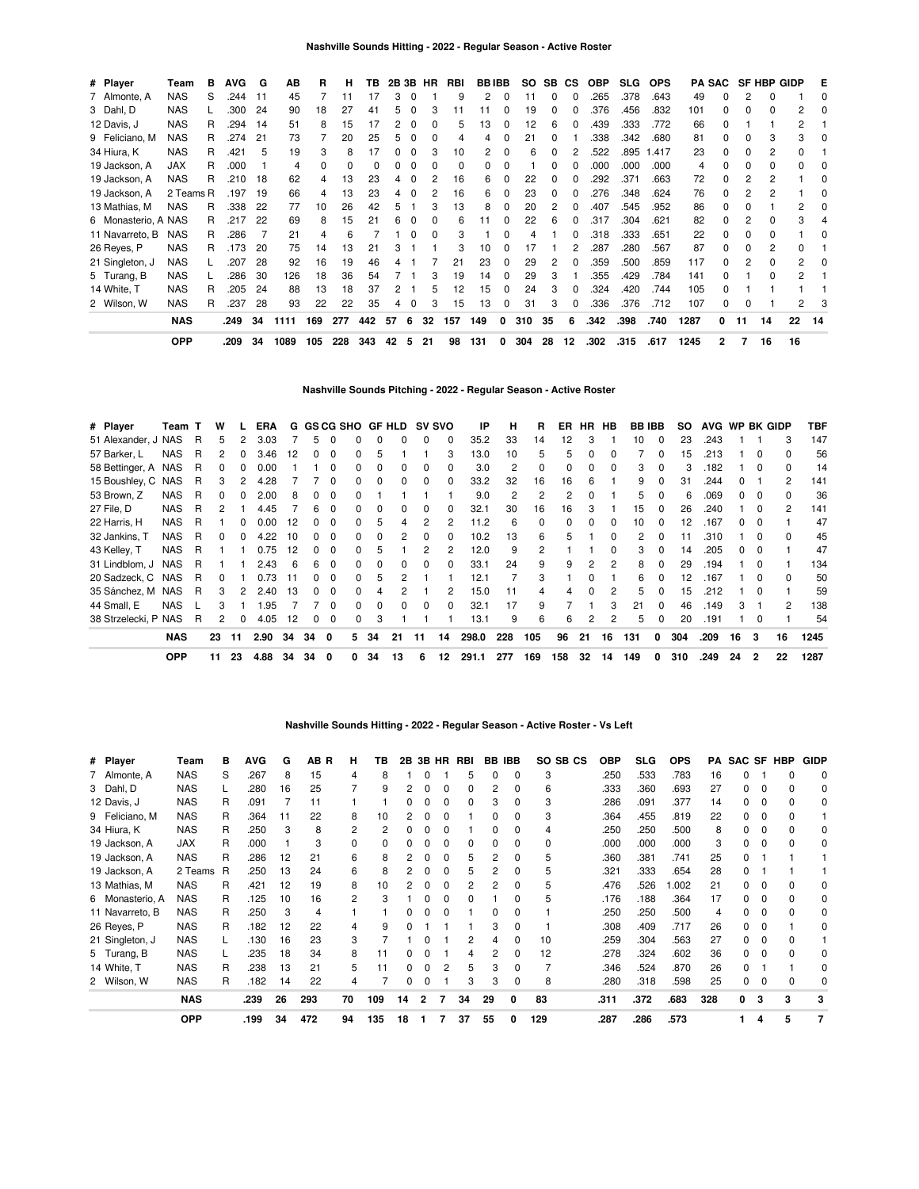### Nashville Sounds Hitting - 2022 - Regular Season - Active Roster

| # | Player | Team | B | AVG | G | AB | R | H | TB | 2B | 3B | HR | RBI | BB | IBB | SO | SB | CS | OBP | SLG | OPS | PA | SAC | SF | HBP | GIDP | E |
|---|---|---|---|---|---|---|---|---|---|---|---|---|---|---|---|---|---|---|---|---|---|---|---|---|---|---|---|
| 7 | Almonte, A | NAS | S | .244 | 11 | 45 | 7 | 11 | 17 | 3 | 0 | 1 | 9 | 2 | 0 | 11 | 0 | 0 | .265 | .378 | .643 | 49 | 0 | 2 | 0 | 1 | 0 |
| 3 | Dahl, D | NAS | L | .300 | 24 | 90 | 18 | 27 | 41 | 5 | 0 | 3 | 11 | 11 | 0 | 19 | 0 | 0 | .376 | .456 | .832 | 101 | 0 | 0 | 0 | 2 | 0 |
| 12 | Davis, J | NAS | R | .294 | 14 | 51 | 8 | 15 | 17 | 2 | 0 | 0 | 5 | 13 | 0 | 12 | 6 | 0 | .439 | .333 | .772 | 66 | 0 | 1 | 1 | 2 | 1 |
| 9 | Feliciano, M | NAS | R | .274 | 21 | 73 | 7 | 20 | 25 | 5 | 0 | 0 | 4 | 4 | 0 | 21 | 0 | 1 | .338 | .342 | .680 | 81 | 0 | 0 | 3 | 3 | 0 |
| 34 | Hiura, K | NAS | R | .421 | 5 | 19 | 3 | 8 | 17 | 0 | 0 | 3 | 10 | 2 | 0 | 6 | 0 | 2 | .522 | .895 | 1.417 | 23 | 0 | 0 | 2 | 0 | 1 |
| 19 | Jackson, A | JAX | R | .000 | 1 | 4 | 0 | 0 | 0 | 0 | 0 | 0 | 0 | 0 | 0 | 1 | 0 | 0 | .000 | .000 | .000 | 4 | 0 | 0 | 0 | 0 | 0 |
| 19 | Jackson, A | NAS | R | .210 | 18 | 62 | 4 | 13 | 23 | 4 | 0 | 2 | 16 | 6 | 0 | 22 | 0 | 0 | .292 | .371 | .663 | 72 | 0 | 2 | 2 | 1 | 0 |
| 19 | Jackson, A | 2 Teams | R | .197 | 19 | 66 | 4 | 13 | 23 | 4 | 0 | 2 | 16 | 6 | 0 | 23 | 0 | 0 | .276 | .348 | .624 | 76 | 0 | 2 | 2 | 1 | 0 |
| 13 | Mathias, M | NAS | R | .338 | 22 | 77 | 10 | 26 | 42 | 5 | 1 | 3 | 13 | 8 | 0 | 20 | 2 | 0 | .407 | .545 | .952 | 86 | 0 | 0 | 1 | 2 | 0 |
| 6 | Monasterio, A | NAS | R | .217 | 22 | 69 | 8 | 15 | 21 | 6 | 0 | 0 | 6 | 11 | 0 | 22 | 6 | 0 | .317 | .304 | .621 | 82 | 0 | 2 | 0 | 3 | 4 |
| 11 | Navarreto, B | NAS | R | .286 | 7 | 21 | 4 | 6 | 7 | 1 | 0 | 0 | 3 | 1 | 0 | 4 | 1 | 0 | .318 | .333 | .651 | 22 | 0 | 0 | 0 | 1 | 0 |
| 26 | Reyes, P | NAS | R | .173 | 20 | 75 | 14 | 13 | 21 | 3 | 1 | 1 | 3 | 10 | 0 | 17 | 1 | 2 | .287 | .280 | .567 | 87 | 0 | 0 | 2 | 0 | 1 |
| 21 | Singleton, J | NAS | L | .207 | 28 | 92 | 16 | 19 | 46 | 4 | 1 | 7 | 21 | 23 | 0 | 29 | 2 | 0 | .359 | .500 | .859 | 117 | 0 | 2 | 0 | 2 | 0 |
| 5 | Turang, B | NAS | L | .286 | 30 | 126 | 18 | 36 | 54 | 7 | 1 | 3 | 19 | 14 | 0 | 29 | 3 | 1 | .355 | .429 | .784 | 141 | 0 | 1 | 0 | 2 | 1 |
| 14 | White, T | NAS | R | .205 | 24 | 88 | 13 | 18 | 37 | 2 | 1 | 5 | 12 | 15 | 0 | 24 | 3 | 0 | .324 | .420 | .744 | 105 | 0 | 1 | 1 | 1 | 1 |
| 2 | Wilson, W | NAS | R | .237 | 28 | 93 | 22 | 22 | 35 | 4 | 0 | 3 | 15 | 13 | 0 | 31 | 3 | 0 | .336 | .376 | .712 | 107 | 0 | 0 | 1 | 2 | 3 |
| | **NAS** | | | **.249** | **34** | **1111** | **169** | **277** | **442** | **57** | **6** | **32** | **157** | **149** | **0** | **310** | **35** | **6** | **.342** | **.398** | **.740** | **1287** | **0** | **11** | **14** | **22** | **14** |
| | **OPP** | | | **.209** | **34** | **1089** | **105** | **228** | **343** | **42** | **5** | **21** | **98** | **131** | **0** | **304** | **28** | **12** | **.302** | **.315** | **.617** | **1245** | **2** | **7** | **16** | **16** | |

### Nashville Sounds Pitching - 2022 - Regular Season - Active Roster

| # | Player | Team | T | W | L | ERA | G | GS | CG | SHO | GF | HLD | SV | SVO | IP | H | R | ER | HR | HB | BB | IBB | SO | AVG | WP | BK | GIDP | TBF |
|---|---|---|---|---|---|---|---|---|---|---|---|---|---|---|---|---|---|---|---|---|---|---|---|---|---|---|---|---|
| 51 | Alexander, J | NAS | R | 5 | 2 | 3.03 | 7 | 5 | 0 | 0 | 0 | 0 | 0 | 0 | 35.2 | 33 | 14 | 12 | 3 | 1 | 10 | 0 | 23 | .243 | 1 | 1 | 3 | 147 |
| 57 | Barker, L | NAS | R | 2 | 0 | 3.46 | 12 | 0 | 0 | 0 | 5 | 1 | 1 | 3 | 13.0 | 10 | 5 | 5 | 0 | 0 | 7 | 0 | 15 | .213 | 1 | 0 | 0 | 56 |
| 58 | Bettinger, A | NAS | R | 0 | 0 | 0.00 | 1 | 1 | 0 | 0 | 0 | 0 | 0 | 0 | 3.0 | 2 | 0 | 0 | 0 | 0 | 3 | 0 | 3 | .182 | 1 | 0 | 0 | 14 |
| 15 | Boushley, C | NAS | R | 3 | 2 | 4.28 | 7 | 7 | 0 | 0 | 0 | 0 | 0 | 0 | 33.2 | 32 | 16 | 16 | 6 | 1 | 9 | 0 | 31 | .244 | 0 | 1 | 2 | 141 |
| 53 | Brown, Z | NAS | R | 0 | 0 | 2.00 | 8 | 0 | 0 | 0 | 1 | 1 | 1 | 1 | 9.0 | 2 | 2 | 2 | 0 | 1 | 5 | 0 | 6 | .069 | 0 | 0 | 0 | 36 |
| 27 | File, D | NAS | R | 2 | 1 | 4.45 | 7 | 6 | 0 | 0 | 0 | 0 | 0 | 0 | 32.1 | 30 | 16 | 16 | 3 | 1 | 15 | 0 | 26 | .240 | 1 | 0 | 2 | 141 |
| 22 | Harris, H | NAS | R | 1 | 0 | 0.00 | 12 | 0 | 0 | 0 | 5 | 4 | 2 | 2 | 11.2 | 6 | 0 | 0 | 0 | 0 | 10 | 0 | 12 | .167 | 0 | 0 | 1 | 47 |
| 32 | Jankins, T | NAS | R | 0 | 0 | 4.22 | 10 | 0 | 0 | 0 | 0 | 2 | 0 | 0 | 10.2 | 13 | 6 | 5 | 1 | 0 | 2 | 0 | 11 | .310 | 1 | 0 | 0 | 45 |
| 43 | Kelley, T | NAS | R | 1 | 1 | 0.75 | 12 | 0 | 0 | 0 | 5 | 1 | 2 | 2 | 12.0 | 9 | 2 | 1 | 1 | 0 | 3 | 0 | 14 | .205 | 0 | 0 | 1 | 47 |
| 31 | Lindblom, J | NAS | R | 1 | 1 | 2.43 | 6 | 6 | 0 | 0 | 0 | 0 | 0 | 0 | 33.1 | 24 | 9 | 9 | 2 | 2 | 8 | 0 | 29 | .194 | 1 | 0 | 1 | 134 |
| 20 | Sadzeck, C | NAS | R | 0 | 1 | 0.73 | 11 | 0 | 0 | 0 | 5 | 2 | 1 | 1 | 12.1 | 7 | 3 | 1 | 0 | 1 | 6 | 0 | 12 | .167 | 1 | 0 | 0 | 50 |
| 35 | Sánchez, M | NAS | R | 3 | 2 | 2.40 | 13 | 0 | 0 | 0 | 4 | 2 | 1 | 2 | 15.0 | 11 | 4 | 4 | 0 | 2 | 5 | 0 | 15 | .212 | 1 | 0 | 1 | 59 |
| 44 | Small, E | NAS | L | 3 | 1 | 1.95 | 7 | 7 | 0 | 0 | 0 | 0 | 0 | 0 | 32.1 | 17 | 9 | 7 | 1 | 3 | 21 | 0 | 46 | .149 | 3 | 1 | 2 | 138 |
| 38 | Strzelecki, P | NAS | R | 2 | 0 | 4.05 | 12 | 0 | 0 | 0 | 3 | 1 | 1 | 1 | 13.1 | 9 | 6 | 6 | 2 | 2 | 5 | 0 | 20 | .191 | 1 | 0 | 1 | 54 |
| | **NAS** | | | **23** | **11** | **2.90** | **34** | **34** | **0** | **5** | **34** | **21** | **11** | **14** | **298.0** | **228** | **105** | **96** | **21** | **16** | **131** | **0** | **304** | **.209** | **16** | **3** | **16** | **1245** |
| | **OPP** | | | **11** | **23** | **4.88** | **34** | **34** | **0** | **0** | **34** | **13** | **6** | **12** | **291.1** | **277** | **169** | **158** | **32** | **14** | **149** | **0** | **310** | **.249** | **24** | **2** | **22** | **1287** |

### Nashville Sounds Hitting - 2022 - Regular Season - Active Roster - Vs Left

| # | Player | Team | B | AVG | G | AB | R | H | TB | 2B | 3B | HR | RBI | BB | IBB | SO | SB | CS | OBP | SLG | OPS | PA | SAC | SF | HBP | GIDP |
|---|---|---|---|---|---|---|---|---|---|---|---|---|---|---|---|---|---|---|---|---|---|---|---|---|---|---|
| 7 | Almonte, A | NAS | S | .267 | 8 | 15 | | 4 | 8 | 1 | 0 | 1 | 5 | 0 | 0 | 3 | | | .250 | .533 | .783 | 16 | 0 | 1 | 0 | 0 |
| 3 | Dahl, D | NAS | L | .280 | 16 | 25 | | 7 | 9 | 2 | 0 | 0 | 0 | 2 | 0 | 6 | | | .333 | .360 | .693 | 27 | 0 | 0 | 0 | 0 |
| 12 | Davis, J | NAS | R | .091 | 7 | 11 | | 1 | 1 | 0 | 0 | 0 | 0 | 3 | 0 | 3 | | | .286 | .091 | .377 | 14 | 0 | 0 | 0 | 0 |
| 9 | Feliciano, M | NAS | R | .364 | 11 | 22 | | 8 | 10 | 2 | 0 | 0 | 1 | 0 | 0 | 3 | | | .364 | .455 | .819 | 22 | 0 | 0 | 0 | 1 |
| 34 | Hiura, K | NAS | R | .250 | 3 | 8 | | 2 | 2 | 0 | 0 | 0 | 1 | 0 | 0 | 4 | | | .250 | .250 | .500 | 8 | 0 | 0 | 0 | 0 |
| 19 | Jackson, A | JAX | R | .000 | 1 | 3 | | 0 | 0 | 0 | 0 | 0 | 0 | 0 | 0 | 0 | | | .000 | .000 | .000 | 3 | 0 | 0 | 0 | 0 |
| 19 | Jackson, A | NAS | R | .286 | 12 | 21 | | 6 | 8 | 2 | 0 | 0 | 5 | 2 | 0 | 5 | | | .360 | .381 | .741 | 25 | 0 | 1 | 1 | 1 |
| 19 | Jackson, A | 2 Teams | R | .250 | 13 | 24 | | 6 | 8 | 2 | 0 | 0 | 5 | 2 | 0 | 5 | | | .321 | .333 | .654 | 28 | 0 | 1 | 1 | 1 |
| 13 | Mathias, M | NAS | R | .421 | 12 | 19 | | 8 | 10 | 2 | 0 | 0 | 2 | 2 | 0 | 5 | | | .476 | .526 | 1.002 | 21 | 0 | 0 | 0 | 0 |
| 6 | Monasterio, A | NAS | R | .125 | 10 | 16 | | 2 | 3 | 1 | 0 | 0 | 0 | 1 | 0 | 5 | | | .176 | .188 | .364 | 17 | 0 | 0 | 0 | 0 |
| 11 | Navarreto, B | NAS | R | .250 | 3 | 4 | | 1 | 1 | 0 | 0 | 0 | 1 | 0 | 0 | 1 | | | .250 | .250 | .500 | 4 | 0 | 0 | 0 | 0 |
| 26 | Reyes, P | NAS | R | .182 | 12 | 22 | | 4 | 9 | 0 | 1 | 1 | 1 | 3 | 0 | 1 | | | .308 | .409 | .717 | 26 | 0 | 0 | 1 | 0 |
| 21 | Singleton, J | NAS | L | .130 | 16 | 23 | | 3 | 7 | 1 | 0 | 1 | 2 | 4 | 0 | 10 | | | .259 | .304 | .563 | 27 | 0 | 0 | 0 | 1 |
| 5 | Turang, B | NAS | L | .235 | 18 | 34 | | 8 | 11 | 0 | 0 | 1 | 4 | 2 | 0 | 12 | | | .278 | .324 | .602 | 36 | 0 | 0 | 0 | 0 |
| 14 | White, T | NAS | R | .238 | 13 | 21 | | 5 | 11 | 0 | 0 | 2 | 5 | 3 | 0 | 7 | | | .346 | .524 | .870 | 26 | 0 | 1 | 1 | 0 |
| 2 | Wilson, W | NAS | R | .182 | 14 | 22 | | 4 | 7 | 0 | 0 | 1 | 3 | 3 | 0 | 8 | | | .280 | .318 | .598 | 25 | 0 | 0 | 0 | 0 |
| | **NAS** | | | **.239** | **26** | **293** | | **70** | **109** | **14** | **2** | **7** | **34** | **29** | **0** | **83** | | | **.311** | **.372** | **.683** | **328** | **0** | **3** | **3** | **3** |
| | **OPP** | | | **.199** | **34** | **472** | | **94** | **135** | **18** | **1** | **7** | **37** | **55** | **0** | **129** | | | **.287** | **.286** | **.573** | | **1** | **4** | **5** | **7** |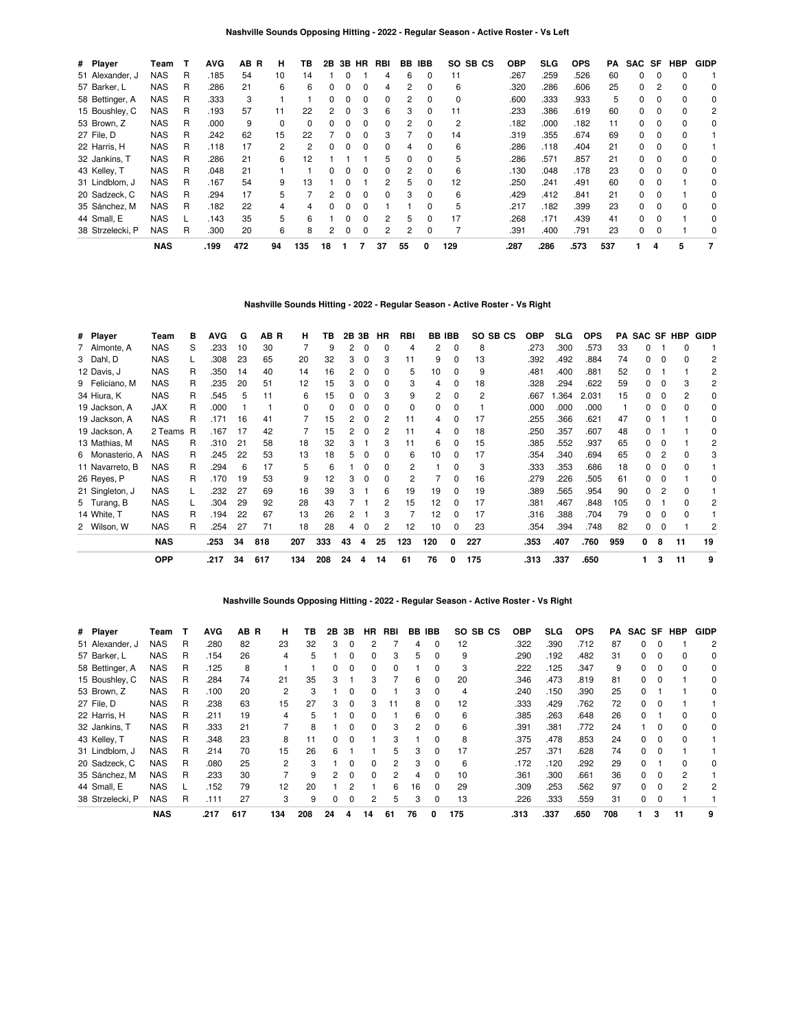**Nashville Sounds Opposing Hitting - 2022 - Regular Season - Active Roster - Vs Left**

| # | Player | Team | T | AVG | AB | R | H | TB | 2B | 3B | HR | RBI | BB | IBB | SO | SB | CS | OBP | SLG | OPS | PA | SAC | SF | HBP | GIDP |
|---|---|---|---|---|---|---|---|---|---|---|---|---|---|---|---|---|---|---|---|---|---|---|---|---|---|
| 51 | Alexander, J | NAS | R | .185 | 54 | | 10 | 14 | 1 | 0 | 1 | 4 | 6 | 0 | 11 | | | .267 | .259 | .526 | 60 | 0 | 0 | 0 | 1 |
| 57 | Barker, L | NAS | R | .286 | 21 | | 6 | 6 | 0 | 0 | 0 | 4 | 2 | 0 | 6 | | | .320 | .286 | .606 | 25 | 0 | 2 | 0 | 0 |
| 58 | Bettinger, A | NAS | R | .333 | 3 | | 1 | 1 | 0 | 0 | 0 | 0 | 2 | 0 | 0 | | | .600 | .333 | .933 | 5 | 0 | 0 | 0 | 0 |
| 15 | Boushley, C | NAS | R | .193 | 57 | | 11 | 22 | 2 | 0 | 3 | 6 | 3 | 0 | 11 | | | .233 | .386 | .619 | 60 | 0 | 0 | 0 | 2 |
| 53 | Brown, Z | NAS | R | .000 | 9 | | 0 | 0 | 0 | 0 | 0 | 0 | 2 | 0 | 2 | | | .182 | .000 | .182 | 11 | 0 | 0 | 0 | 0 |
| 27 | File, D | NAS | R | .242 | 62 | | 15 | 22 | 7 | 0 | 0 | 3 | 7 | 0 | 14 | | | .319 | .355 | .674 | 69 | 0 | 0 | 0 | 1 |
| 22 | Harris, H | NAS | R | .118 | 17 | | 2 | 2 | 0 | 0 | 0 | 0 | 4 | 0 | 6 | | | .286 | .118 | .404 | 21 | 0 | 0 | 0 | 1 |
| 32 | Jankins, T | NAS | R | .286 | 21 | | 6 | 12 | 1 | 1 | 1 | 5 | 0 | 0 | 5 | | | .286 | .571 | .857 | 21 | 0 | 0 | 0 | 0 |
| 43 | Kelley, T | NAS | R | .048 | 21 | | 1 | 1 | 0 | 0 | 0 | 0 | 2 | 0 | 6 | | | .130 | .048 | .178 | 23 | 0 | 0 | 0 | 0 |
| 31 | Lindblom, J | NAS | R | .167 | 54 | | 9 | 13 | 1 | 0 | 1 | 2 | 5 | 0 | 12 | | | .250 | .241 | .491 | 60 | 0 | 0 | 1 | 0 |
| 20 | Sadzeck, C | NAS | R | .294 | 17 | | 5 | 7 | 2 | 0 | 0 | 0 | 3 | 0 | 6 | | | .429 | .412 | .841 | 21 | 0 | 0 | 1 | 0 |
| 35 | Sánchez, M | NAS | R | .182 | 22 | | 4 | 4 | 0 | 0 | 0 | 1 | 1 | 0 | 5 | | | .217 | .182 | .399 | 23 | 0 | 0 | 0 | 0 |
| 44 | Small, E | NAS | L | .143 | 35 | | 5 | 6 | 1 | 0 | 0 | 2 | 5 | 0 | 17 | | | .268 | .171 | .439 | 41 | 0 | 0 | 1 | 0 |
| 38 | Strzelecki, P | NAS | R | .300 | 20 | | 6 | 8 | 2 | 0 | 0 | 2 | 2 | 0 | 7 | | | .391 | .400 | .791 | 23 | 0 | 0 | 1 | 0 |
| | | **NAS** | | **.199** | **472** | | **94** | **135** | **18** | **1** | **7** | **37** | **55** | **0** | **129** | | | **.287** | **.286** | **.573** | **537** | **1** | **4** | **5** | **7** |

**Nashville Sounds Hitting - 2022 - Regular Season - Active Roster - Vs Right**

| # | Player | Team | B | AVG | G | AB | R | H | TB | 2B | 3B | HR | RBI | BB | IBB | SO | SB | CS | OBP | SLG | OPS | PA | SAC | SF | HBP | GIDP |
|---|---|---|---|---|---|---|---|---|---|---|---|---|---|---|---|---|---|---|---|---|---|---|---|---|---|---|
| 7 | Almonte, A | NAS | S | .233 | 10 | 30 | | 7 | 9 | 2 | 0 | 0 | 4 | 2 | 0 | 8 | | | .273 | .300 | .573 | 33 | 0 | 1 | 0 | 1 |
| 3 | Dahl, D | NAS | L | .308 | 23 | 65 | | 20 | 32 | 3 | 0 | 3 | 11 | 9 | 0 | 13 | | | .392 | .492 | .884 | 74 | 0 | 0 | 0 | 2 |
| 12 | Davis, J | NAS | R | .350 | 14 | 40 | | 14 | 16 | 2 | 0 | 0 | 5 | 10 | 0 | 9 | | | .481 | .400 | .881 | 52 | 0 | 1 | 1 | 2 |
| 9 | Feliciano, M | NAS | R | .235 | 20 | 51 | | 12 | 15 | 3 | 0 | 0 | 3 | 4 | 0 | 18 | | | .328 | .294 | .622 | 59 | 0 | 0 | 3 | 2 |
| 34 | Hiura, K | NAS | R | .545 | 5 | 11 | | 6 | 15 | 0 | 0 | 3 | 9 | 2 | 0 | 2 | | | .667 | 1.364 | 2.031 | 15 | 0 | 0 | 2 | 0 |
| 19 | Jackson, A | JAX | R | .000 | 1 | 1 | | 0 | 0 | 0 | 0 | 0 | 0 | 0 | 0 | 1 | | | .000 | .000 | .000 | 1 | 0 | 0 | 0 | 0 |
| 19 | Jackson, A | NAS | R | .171 | 16 | 41 | | 7 | 15 | 2 | 0 | 2 | 11 | 4 | 0 | 17 | | | .255 | .366 | .621 | 47 | 0 | 1 | 1 | 0 |
| 19 | Jackson, A | 2 Teams | R | .167 | 17 | 42 | | 7 | 15 | 2 | 0 | 2 | 11 | 4 | 0 | 18 | | | .250 | .357 | .607 | 48 | 0 | 1 | 1 | 0 |
| 13 | Mathias, M | NAS | R | .310 | 21 | 58 | | 18 | 32 | 3 | 1 | 3 | 11 | 6 | 0 | 15 | | | .385 | .552 | .937 | 65 | 0 | 0 | 1 | 2 |
| 6 | Monasterio, A | NAS | R | .245 | 22 | 53 | | 13 | 18 | 5 | 0 | 0 | 6 | 10 | 0 | 17 | | | .354 | .340 | .694 | 65 | 0 | 2 | 0 | 3 |
| 11 | Navarreto, B | NAS | R | .294 | 6 | 17 | | 5 | 6 | 1 | 0 | 0 | 2 | 1 | 0 | 3 | | | .333 | .353 | .686 | 18 | 0 | 0 | 0 | 1 |
| 26 | Reyes, P | NAS | R | .170 | 19 | 53 | | 9 | 12 | 3 | 0 | 0 | 2 | 7 | 0 | 16 | | | .279 | .226 | .505 | 61 | 0 | 0 | 1 | 0 |
| 21 | Singleton, J | NAS | L | .232 | 27 | 69 | | 16 | 39 | 3 | 1 | 6 | 19 | 19 | 0 | 19 | | | .389 | .565 | .954 | 90 | 0 | 2 | 0 | 1 |
| 5 | Turang, B | NAS | L | .304 | 29 | 92 | | 28 | 43 | 7 | 1 | 2 | 15 | 12 | 0 | 17 | | | .381 | .467 | .848 | 105 | 0 | 1 | 0 | 2 |
| 14 | White, T | NAS | R | .194 | 22 | 67 | | 13 | 26 | 2 | 1 | 3 | 7 | 12 | 0 | 17 | | | .316 | .388 | .704 | 79 | 0 | 0 | 0 | 1 |
| 2 | Wilson, W | NAS | R | .254 | 27 | 71 | | 18 | 28 | 4 | 0 | 2 | 12 | 10 | 0 | 23 | | | .354 | .394 | .748 | 82 | 0 | 0 | 1 | 2 |
| | | **NAS** | | **.253** | **34** | **818** | | **207** | **333** | **43** | **4** | **25** | **123** | **120** | **0** | **227** | | | **.353** | **.407** | **.760** | **959** | **0** | **8** | **11** | **19** |
| | | **OPP** | | **.217** | **34** | **617** | | **134** | **208** | **24** | **4** | **14** | **61** | **76** | **0** | **175** | | | **.313** | **.337** | **.650** | | **1** | **3** | **11** | **9** |

**Nashville Sounds Opposing Hitting - 2022 - Regular Season - Active Roster - Vs Right**

| # | Player | Team | T | AVG | AB | R | H | TB | 2B | 3B | HR | RBI | BB | IBB | SO | SB | CS | OBP | SLG | OPS | PA | SAC | SF | HBP | GIDP |
|---|---|---|---|---|---|---|---|---|---|---|---|---|---|---|---|---|---|---|---|---|---|---|---|---|---|
| 51 | Alexander, J | NAS | R | .280 | 82 | | 23 | 32 | 3 | 0 | 2 | 7 | 4 | 0 | 12 | | | .322 | .390 | .712 | 87 | 0 | 0 | 1 | 2 |
| 57 | Barker, L | NAS | R | .154 | 26 | | 4 | 5 | 1 | 0 | 0 | 3 | 5 | 0 | 9 | | | .290 | .192 | .482 | 31 | 0 | 0 | 0 | 0 |
| 58 | Bettinger, A | NAS | R | .125 | 8 | | 1 | 1 | 0 | 0 | 0 | 0 | 1 | 0 | 3 | | | .222 | .125 | .347 | 9 | 0 | 0 | 0 | 0 |
| 15 | Boushley, C | NAS | R | .284 | 74 | | 21 | 35 | 3 | 1 | 3 | 7 | 6 | 0 | 20 | | | .346 | .473 | .819 | 81 | 0 | 0 | 1 | 0 |
| 53 | Brown, Z | NAS | R | .100 | 20 | | 2 | 3 | 1 | 0 | 0 | 1 | 3 | 0 | 4 | | | .240 | .150 | .390 | 25 | 0 | 1 | 1 | 0 |
| 27 | File, D | NAS | R | .238 | 63 | | 15 | 27 | 3 | 0 | 3 | 11 | 8 | 0 | 12 | | | .333 | .429 | .762 | 72 | 0 | 0 | 1 | 1 |
| 22 | Harris, H | NAS | R | .211 | 19 | | 4 | 5 | 1 | 0 | 0 | 1 | 6 | 0 | 6 | | | .385 | .263 | .648 | 26 | 0 | 1 | 0 | 0 |
| 32 | Jankins, T | NAS | R | .333 | 21 | | 7 | 8 | 1 | 0 | 0 | 3 | 2 | 0 | 6 | | | .391 | .381 | .772 | 24 | 1 | 0 | 0 | 0 |
| 43 | Kelley, T | NAS | R | .348 | 23 | | 8 | 11 | 0 | 0 | 1 | 3 | 1 | 0 | 8 | | | .375 | .478 | .853 | 24 | 0 | 0 | 0 | 1 |
| 31 | Lindblom, J | NAS | R | .214 | 70 | | 15 | 26 | 6 | 1 | 1 | 5 | 3 | 0 | 17 | | | .257 | .371 | .628 | 74 | 0 | 0 | 1 | 1 |
| 20 | Sadzeck, C | NAS | R | .080 | 25 | | 2 | 3 | 1 | 0 | 0 | 2 | 3 | 0 | 6 | | | .172 | .120 | .292 | 29 | 0 | 1 | 0 | 0 |
| 35 | Sánchez, M | NAS | R | .233 | 30 | | 7 | 9 | 2 | 0 | 0 | 2 | 4 | 0 | 10 | | | .361 | .300 | .661 | 36 | 0 | 0 | 2 | 1 |
| 44 | Small, E | NAS | L | .152 | 79 | | 12 | 20 | 1 | 2 | 1 | 6 | 16 | 0 | 29 | | | .309 | .253 | .562 | 97 | 0 | 0 | 2 | 2 |
| 38 | Strzelecki, P | NAS | R | .111 | 27 | | 3 | 9 | 0 | 0 | 2 | 5 | 3 | 0 | 13 | | | .226 | .333 | .559 | 31 | 0 | 0 | 1 | 1 |
| | | **NAS** | | **.217** | **617** | | **134** | **208** | **24** | **4** | **14** | **61** | **76** | **0** | **175** | | | **.313** | **.337** | **.650** | **708** | **1** | **3** | **11** | **9** |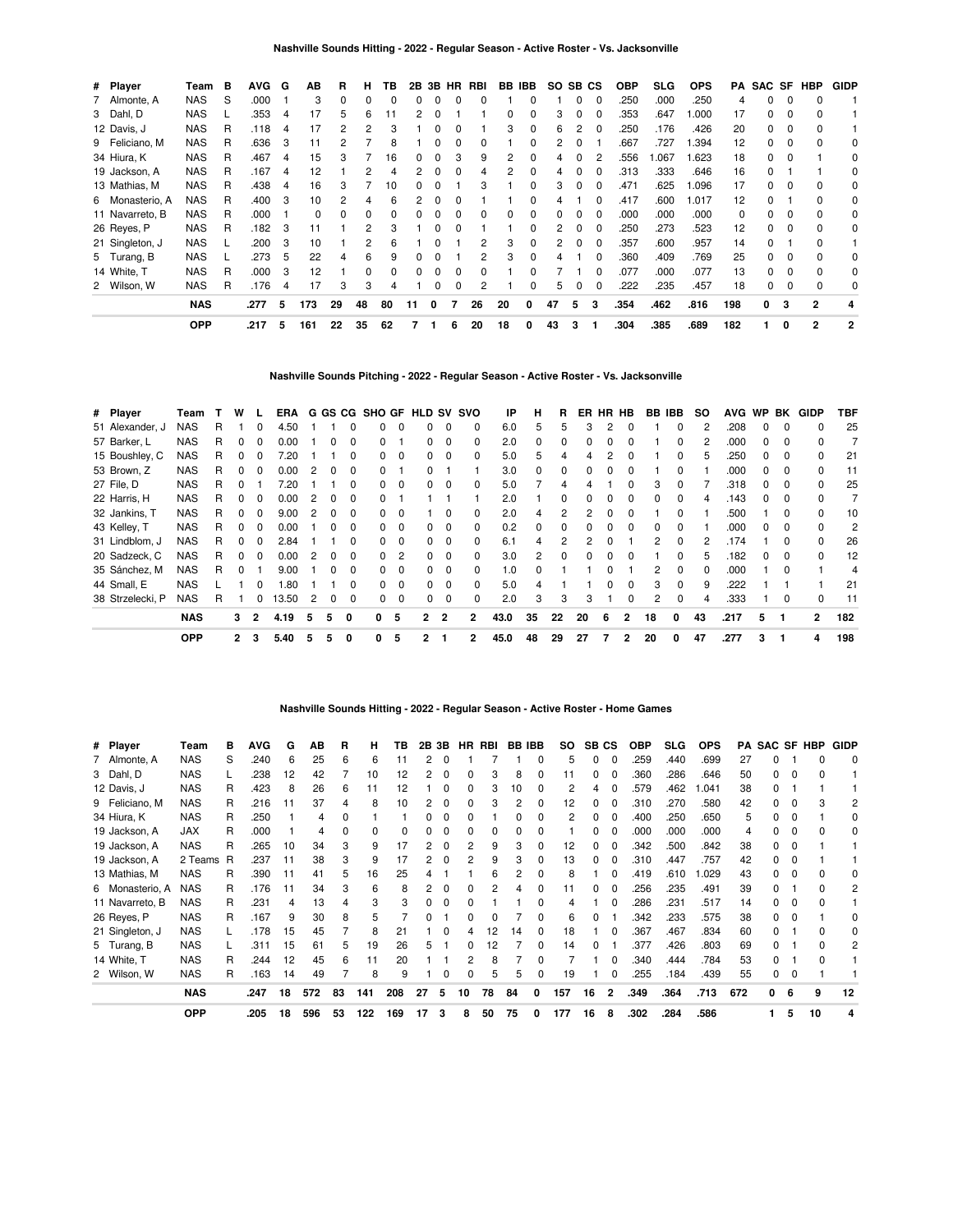### Nashville Sounds Hitting - 2022 - Regular Season - Active Roster - Vs. Jacksonville

| # | Player | Team | B | AVG | G | AB | R | H | TB | 2B | 3B | HR | RBI | BB | IBB | SO | SB | CS | OBP | SLG | OPS | PA | SAC | SF | HBP | GIDP |
|---|---|---|---|---|---|---|---|---|---|---|---|---|---|---|---|---|---|---|---|---|---|---|---|---|---|---|
| 7 | Almonte, A | NAS | S | .000 | 1 | 3 | 0 | 0 | 0 | 0 | 0 | 0 | 0 | 1 | 0 | 1 | 0 | 0 | .250 | .000 | .250 | 4 | 0 | 0 | 0 | 1 |
| 3 | Dahl, D | NAS | L | .353 | 4 | 17 | 5 | 6 | 11 | 2 | 0 | 1 | 1 | 0 | 0 | 3 | 0 | 0 | .353 | .647 | 1.000 | 17 | 0 | 0 | 0 | 1 |
| 12 | Davis, J | NAS | R | .118 | 4 | 17 | 2 | 2 | 3 | 1 | 0 | 0 | 1 | 3 | 0 | 6 | 2 | 0 | .250 | .176 | .426 | 20 | 0 | 0 | 0 | 1 |
| 9 | Feliciano, M | NAS | R | .636 | 3 | 11 | 2 | 7 | 8 | 1 | 0 | 0 | 0 | 1 | 0 | 2 | 0 | 1 | .667 | .727 | 1.394 | 12 | 0 | 0 | 0 | 0 |
| 34 | Hiura, K | NAS | R | .467 | 4 | 15 | 3 | 7 | 16 | 0 | 0 | 3 | 9 | 2 | 0 | 4 | 0 | 2 | .556 | 1.067 | 1.623 | 18 | 0 | 0 | 1 | 0 |
| 19 | Jackson, A | NAS | R | .167 | 4 | 12 | 1 | 2 | 4 | 2 | 0 | 0 | 4 | 2 | 0 | 4 | 0 | 0 | .313 | .333 | .646 | 16 | 0 | 1 | 1 | 0 |
| 13 | Mathias, M | NAS | R | .438 | 4 | 16 | 3 | 7 | 10 | 0 | 0 | 1 | 3 | 1 | 0 | 3 | 0 | 0 | .471 | .625 | 1.096 | 17 | 0 | 0 | 0 | 0 |
| 6 | Monasterio, A | NAS | R | .400 | 3 | 10 | 2 | 4 | 6 | 2 | 0 | 0 | 1 | 1 | 0 | 4 | 1 | 0 | .417 | .600 | 1.017 | 12 | 0 | 1 | 0 | 0 |
| 11 | Navarreto, B | NAS | R | .000 | 1 | 0 | 0 | 0 | 0 | 0 | 0 | 0 | 0 | 0 | 0 | 0 | 0 | 0 | .000 | .000 | .000 | 0 | 0 | 0 | 0 | 0 |
| 26 | Reyes, P | NAS | R | .182 | 3 | 11 | 1 | 2 | 3 | 1 | 0 | 0 | 1 | 1 | 0 | 2 | 0 | 0 | .250 | .273 | .523 | 12 | 0 | 0 | 0 | 0 |
| 21 | Singleton, J | NAS | L | .200 | 3 | 10 | 1 | 2 | 6 | 1 | 0 | 1 | 2 | 3 | 0 | 2 | 0 | 0 | .357 | .600 | .957 | 14 | 0 | 1 | 0 | 1 |
| 5 | Turang, B | NAS | L | .273 | 5 | 22 | 4 | 6 | 9 | 0 | 0 | 1 | 2 | 3 | 0 | 4 | 1 | 0 | .360 | .409 | .769 | 25 | 0 | 0 | 0 | 0 |
| 14 | White, T | NAS | R | .000 | 3 | 12 | 1 | 0 | 0 | 0 | 0 | 0 | 0 | 1 | 0 | 7 | 1 | 0 | .077 | .000 | .077 | 13 | 0 | 0 | 0 | 0 |
| 2 | Wilson, W | NAS | R | .176 | 4 | 17 | 3 | 3 | 4 | 1 | 0 | 0 | 2 | 1 | 0 | 5 | 0 | 0 | .222 | .235 | .457 | 18 | 0 | 0 | 0 | 0 |
| | | **NAS** | | **.277** | **5** | **173** | **29** | **48** | **80** | **11** | **0** | **7** | **26** | **20** | **0** | **47** | **5** | **3** | **.354** | **.462** | **.816** | **198** | **0** | **3** | **2** | **4** |
| | | **OPP** | | **.217** | **5** | **161** | **22** | **35** | **62** | **7** | **1** | **6** | **20** | **18** | **0** | **43** | **3** | **1** | **.304** | **.385** | **.689** | **182** | **1** | **0** | **2** | **2** |

### Nashville Sounds Pitching - 2022 - Regular Season - Active Roster - Vs. Jacksonville

| # | Player | Team | T | W | L | ERA | G | GS | CG | SHO | GF | HLD | SV | SVO | IP | H | R | ER | HR | HB | BB | IBB | SO | AVG | WP | BK | GIDP | TBF |
|---|---|---|---|---|---|---|---|---|---|---|---|---|---|---|---|---|---|---|---|---|---|---|---|---|---|---|---|---|
| 51 | Alexander, J | NAS | R | 1 | 0 | 4.50 | 1 | 1 | 0 | 0 | 0 | 0 | 0 | 0 | 6.0 | 5 | 5 | 3 | 2 | 0 | 1 | 0 | 2 | .208 | 0 | 0 | 0 | 25 |
| 57 | Barker, L | NAS | R | 0 | 0 | 0.00 | 1 | 0 | 0 | 0 | 1 | 0 | 0 | 0 | 2.0 | 0 | 0 | 0 | 0 | 0 | 1 | 0 | 2 | .000 | 0 | 0 | 0 | 7 |
| 15 | Boushley, C | NAS | R | 0 | 0 | 7.20 | 1 | 1 | 0 | 0 | 0 | 0 | 0 | 0 | 5.0 | 5 | 4 | 4 | 2 | 0 | 1 | 0 | 5 | .250 | 0 | 0 | 0 | 21 |
| 53 | Brown, Z | NAS | R | 0 | 0 | 0.00 | 2 | 0 | 0 | 0 | 1 | 0 | 1 | 1 | 3.0 | 0 | 0 | 0 | 0 | 0 | 1 | 0 | 1 | .000 | 0 | 0 | 0 | 11 |
| 27 | File, D | NAS | R | 0 | 1 | 7.20 | 1 | 1 | 0 | 0 | 0 | 0 | 0 | 0 | 5.0 | 7 | 4 | 4 | 1 | 0 | 3 | 0 | 7 | .318 | 0 | 0 | 0 | 25 |
| 22 | Harris, H | NAS | R | 0 | 0 | 0.00 | 2 | 0 | 0 | 0 | 1 | 1 | 1 | 1 | 2.0 | 1 | 0 | 0 | 0 | 0 | 0 | 0 | 4 | .143 | 0 | 0 | 0 | 7 |
| 32 | Jankins, T | NAS | R | 0 | 0 | 9.00 | 2 | 0 | 0 | 0 | 0 | 1 | 0 | 0 | 2.0 | 4 | 2 | 2 | 0 | 0 | 1 | 0 | 1 | .500 | 1 | 0 | 0 | 10 |
| 43 | Kelley, T | NAS | R | 0 | 0 | 0.00 | 1 | 0 | 0 | 0 | 0 | 0 | 0 | 0 | 0.2 | 0 | 0 | 0 | 0 | 0 | 0 | 0 | 1 | .000 | 0 | 0 | 0 | 2 |
| 31 | Lindblom, J | NAS | R | 0 | 0 | 2.84 | 1 | 1 | 0 | 0 | 0 | 0 | 0 | 0 | 6.1 | 4 | 2 | 2 | 0 | 1 | 2 | 0 | 2 | .174 | 1 | 0 | 0 | 26 |
| 20 | Sadzeck, C | NAS | R | 0 | 0 | 0.00 | 2 | 0 | 0 | 0 | 2 | 0 | 0 | 0 | 3.0 | 2 | 0 | 0 | 0 | 0 | 1 | 0 | 5 | .182 | 0 | 0 | 0 | 12 |
| 35 | Sánchez, M | NAS | R | 0 | 1 | 9.00 | 1 | 0 | 0 | 0 | 0 | 0 | 0 | 0 | 1.0 | 0 | 1 | 1 | 0 | 1 | 2 | 0 | 0 | .000 | 1 | 0 | 1 | 4 |
| 44 | Small, E | NAS | L | 1 | 0 | 1.80 | 1 | 1 | 0 | 0 | 0 | 0 | 0 | 0 | 5.0 | 4 | 1 | 1 | 0 | 0 | 3 | 0 | 9 | .222 | 1 | 1 | 1 | 21 |
| 38 | Strzelecki, P | NAS | R | 1 | 0 | 13.50 | 2 | 0 | 0 | 0 | 0 | 0 | 0 | 0 | 2.0 | 3 | 3 | 3 | 1 | 0 | 2 | 0 | 4 | .333 | 1 | 0 | 0 | 11 |
| | | **NAS** | | **3** | **2** | **4.19** | **5** | **5** | **0** | **0** | **5** | **2** | **2** | **2** | **43.0** | **35** | **22** | **20** | **6** | **2** | **18** | **0** | **43** | **.217** | **5** | **1** | **2** | **182** |
| | | **OPP** | | **2** | **3** | **5.40** | **5** | **5** | **0** | **0** | **5** | **2** | **1** | **2** | **45.0** | **48** | **29** | **27** | **7** | **2** | **20** | **0** | **47** | **.277** | **3** | **1** | **4** | **198** |

### Nashville Sounds Hitting - 2022 - Regular Season - Active Roster - Home Games

| # | Player | Team | B | AVG | G | AB | R | H | TB | 2B | 3B | HR | RBI | BB | IBB | SO | SB | CS | OBP | SLG | OPS | PA | SAC | SF | HBP | GIDP |
|---|---|---|---|---|---|---|---|---|---|---|---|---|---|---|---|---|---|---|---|---|---|---|---|---|---|---|
| 7 | Almonte, A | NAS | S | .240 | 6 | 25 | 6 | 6 | 11 | 2 | 0 | 1 | 7 | 1 | 0 | 5 | 0 | 0 | .259 | .440 | .699 | 27 | 0 | 1 | 0 | 0 |
| 3 | Dahl, D | NAS | L | .238 | 12 | 42 | 7 | 10 | 12 | 2 | 0 | 0 | 3 | 8 | 0 | 11 | 0 | 0 | .360 | .286 | .646 | 50 | 0 | 0 | 0 | 1 |
| 12 | Davis, J | NAS | R | .423 | 8 | 26 | 6 | 11 | 12 | 1 | 0 | 0 | 3 | 10 | 0 | 2 | 4 | 0 | .579 | .462 | 1.041 | 38 | 0 | 1 | 1 | 1 |
| 9 | Feliciano, M | NAS | R | .216 | 11 | 37 | 4 | 8 | 10 | 2 | 0 | 0 | 3 | 2 | 0 | 12 | 0 | 0 | .310 | .270 | .580 | 42 | 0 | 0 | 3 | 2 |
| 34 | Hiura, K | NAS | R | .250 | 1 | 4 | 0 | 1 | 1 | 0 | 0 | 0 | 1 | 0 | 0 | 2 | 0 | 0 | .400 | .250 | .650 | 5 | 0 | 0 | 1 | 0 |
| 19 | Jackson, A | JAX | R | .000 | 1 | 4 | 0 | 0 | 0 | 0 | 0 | 0 | 0 | 0 | 0 | 1 | 0 | 0 | .000 | .000 | .000 | 4 | 0 | 0 | 0 | 0 |
| 19 | Jackson, A | NAS | R | .265 | 10 | 34 | 3 | 9 | 17 | 2 | 0 | 2 | 9 | 3 | 0 | 12 | 0 | 0 | .342 | .500 | .842 | 38 | 0 | 0 | 1 | 1 |
| 19 | Jackson, A | 2 Teams | R | .237 | 11 | 38 | 3 | 9 | 17 | 2 | 0 | 2 | 9 | 3 | 0 | 13 | 0 | 0 | .310 | .447 | .757 | 42 | 0 | 0 | 1 | 1 |
| 13 | Mathias, M | NAS | R | .390 | 11 | 41 | 5 | 16 | 25 | 4 | 1 | 1 | 6 | 2 | 0 | 8 | 1 | 0 | .419 | .610 | 1.029 | 43 | 0 | 0 | 0 | 0 |
| 6 | Monasterio, A | NAS | R | .176 | 11 | 34 | 3 | 6 | 8 | 2 | 0 | 0 | 2 | 4 | 0 | 11 | 0 | 0 | .256 | .235 | .491 | 39 | 0 | 1 | 0 | 2 |
| 11 | Navarreto, B | NAS | R | .231 | 4 | 13 | 4 | 3 | 3 | 0 | 0 | 0 | 1 | 1 | 0 | 4 | 1 | 0 | .286 | .231 | .517 | 14 | 0 | 0 | 0 | 1 |
| 26 | Reyes, P | NAS | R | .167 | 9 | 30 | 8 | 5 | 7 | 0 | 1 | 0 | 0 | 7 | 0 | 6 | 0 | 1 | .342 | .233 | .575 | 38 | 0 | 0 | 1 | 0 |
| 21 | Singleton, J | NAS | L | .178 | 15 | 45 | 7 | 8 | 21 | 1 | 0 | 4 | 12 | 14 | 0 | 18 | 1 | 0 | .367 | .467 | .834 | 60 | 0 | 1 | 0 | 0 |
| 5 | Turang, B | NAS | L | .311 | 15 | 61 | 5 | 19 | 26 | 5 | 1 | 0 | 12 | 7 | 0 | 14 | 0 | 1 | .377 | .426 | .803 | 69 | 0 | 1 | 0 | 2 |
| 14 | White, T | NAS | R | .244 | 12 | 45 | 6 | 11 | 20 | 1 | 1 | 2 | 8 | 7 | 0 | 7 | 1 | 0 | .340 | .444 | .784 | 53 | 0 | 1 | 0 | 1 |
| 2 | Wilson, W | NAS | R | .163 | 14 | 49 | 7 | 8 | 9 | 1 | 0 | 0 | 5 | 5 | 0 | 19 | 1 | 0 | .255 | .184 | .439 | 55 | 0 | 0 | 1 | 1 |
| | | **NAS** | | **.247** | **18** | **572** | **83** | **141** | **208** | **27** | **5** | **10** | **78** | **84** | **0** | **157** | **16** | **2** | **.349** | **.364** | **.713** | **672** | **0** | **6** | **9** | **12** |
| | | **OPP** | | **.205** | **18** | **596** | **53** | **122** | **169** | **17** | **3** | **8** | **50** | **75** | **0** | **177** | **16** | **8** | **.302** | **.284** | **.586** | | **1** | **5** | **10** | **4** |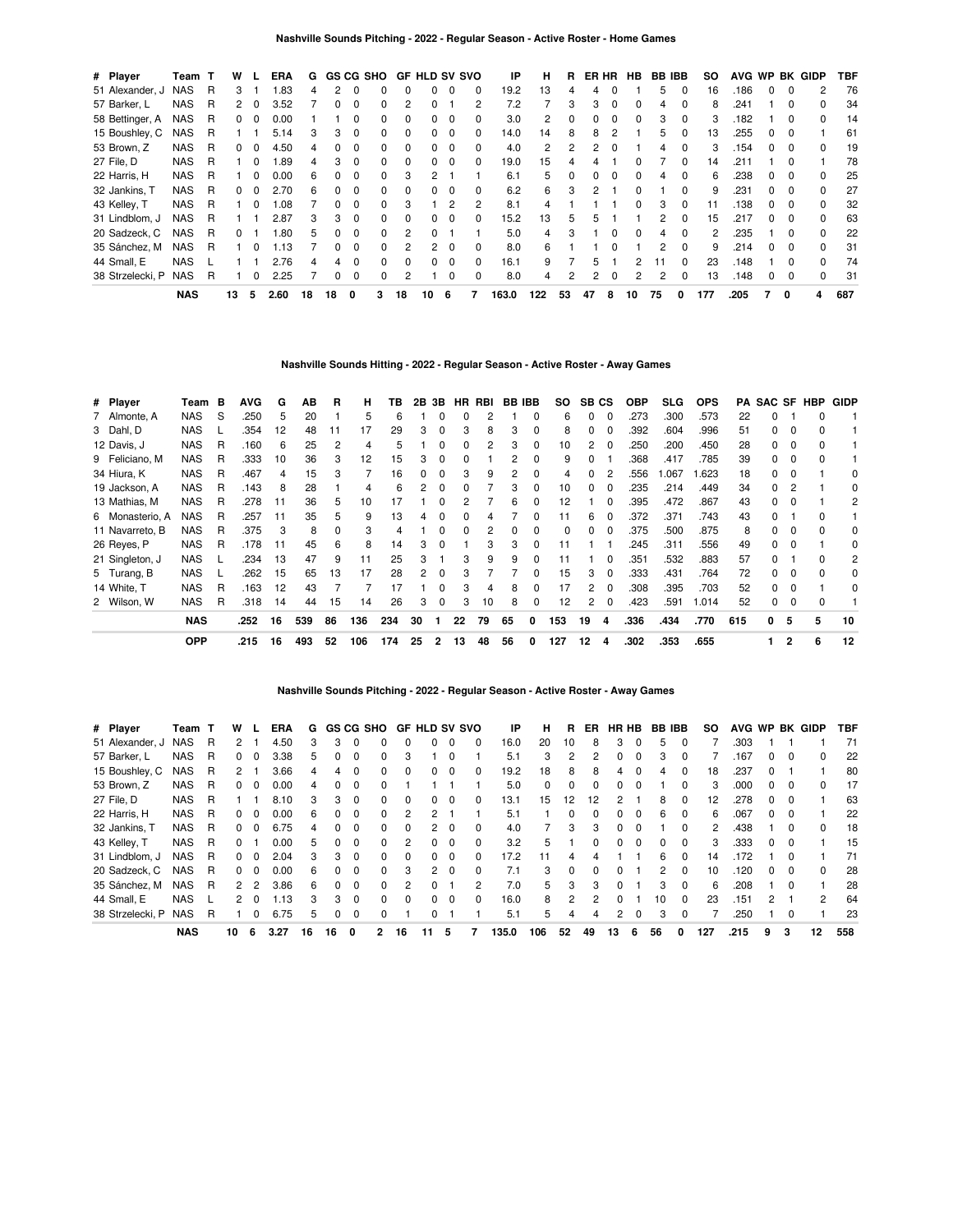### Nashville Sounds Pitching - 2022 - Regular Season - Active Roster - Home Games

| # | Player | Team | T | W | L | ERA | G | GS | CG | SHO | GF | HLD | SV | SVO | IP | H | R | ER | HR | HB | BB | IBB | SO | AVG | WP | BK | GIDP | TBF |
|---|---|---|---|---|---|---|---|---|---|---|---|---|---|---|---|---|---|---|---|---|---|---|---|---|---|---|---|---|
| 51 | Alexander, J | NAS | R | 3 | 1 | 1.83 | 4 | 2 | 0 | 0 | 0 | 0 | 0 | 0 | 19.2 | 13 | 4 | 4 | 0 | 1 | 5 | 0 | 16 | .186 | 0 | 0 | 2 | 76 |
| 57 | Barker, L | NAS | R | 2 | 0 | 3.52 | 7 | 0 | 0 | 0 | 2 | 0 | 1 | 2 | 7.2 | 7 | 3 | 3 | 0 | 0 | 4 | 0 | 8 | .241 | 1 | 0 | 0 | 34 |
| 58 | Bettinger, A | NAS | R | 0 | 0 | 0.00 | 1 | 1 | 0 | 0 | 0 | 0 | 0 | 0 | 3.0 | 2 | 0 | 0 | 0 | 0 | 3 | 0 | 3 | .182 | 1 | 0 | 0 | 14 |
| 15 | Boushley, C | NAS | R | 1 | 1 | 5.14 | 3 | 3 | 0 | 0 | 0 | 0 | 0 | 0 | 14.0 | 14 | 8 | 8 | 2 | 1 | 5 | 0 | 13 | .255 | 0 | 0 | 1 | 61 |
| 53 | Brown, Z | NAS | R | 0 | 0 | 4.50 | 4 | 0 | 0 | 0 | 0 | 0 | 0 | 0 | 4.0 | 2 | 2 | 2 | 0 | 1 | 4 | 0 | 3 | .154 | 0 | 0 | 0 | 19 |
| 27 | File, D | NAS | R | 1 | 0 | 1.89 | 4 | 3 | 0 | 0 | 0 | 0 | 0 | 0 | 19.0 | 15 | 4 | 4 | 1 | 0 | 7 | 0 | 14 | .211 | 1 | 0 | 1 | 78 |
| 22 | Harris, H | NAS | R | 1 | 0 | 0.00 | 6 | 0 | 0 | 0 | 3 | 2 | 1 | 1 | 6.1 | 5 | 0 | 0 | 0 | 0 | 4 | 0 | 6 | .238 | 0 | 0 | 0 | 25 |
| 32 | Jankins, T | NAS | R | 0 | 0 | 2.70 | 6 | 0 | 0 | 0 | 0 | 1 | 0 | 0 | 6.2 | 6 | 3 | 2 | 1 | 0 | 1 | 0 | 9 | .231 | 0 | 0 | 0 | 27 |
| 43 | Kelley, T | NAS | R | 1 | 0 | 1.08 | 7 | 0 | 0 | 0 | 3 | 1 | 2 | 2 | 8.1 | 4 | 1 | 1 | 1 | 0 | 3 | 0 | 11 | .138 | 0 | 0 | 0 | 32 |
| 31 | Lindblom, J | NAS | R | 1 | 1 | 2.87 | 3 | 3 | 0 | 0 | 0 | 0 | 0 | 0 | 15.2 | 13 | 5 | 5 | 1 | 1 | 2 | 0 | 15 | .217 | 0 | 0 | 0 | 63 |
| 20 | Sadzeck, C | NAS | R | 0 | 1 | 1.80 | 5 | 0 | 0 | 0 | 2 | 0 | 1 | 1 | 5.0 | 4 | 3 | 1 | 0 | 0 | 4 | 0 | 2 | .235 | 1 | 0 | 0 | 22 |
| 35 | Sánchez, M | NAS | R | 1 | 0 | 1.13 | 7 | 0 | 0 | 0 | 2 | 2 | 0 | 0 | 8.0 | 6 | 1 | 1 | 0 | 1 | 2 | 0 | 9 | .214 | 0 | 0 | 0 | 31 |
| 44 | Small, E | NAS | L | 1 | 1 | 2.76 | 4 | 4 | 0 | 0 | 0 | 0 | 0 | 0 | 16.1 | 9 | 7 | 5 | 1 | 2 | 11 | 0 | 23 | .148 | 1 | 0 | 0 | 74 |
| 38 | Strzelecki, P | NAS | R | 1 | 0 | 2.25 | 7 | 0 | 0 | 0 | 2 | 1 | 0 | 0 | 8.0 | 4 | 2 | 2 | 0 | 2 | 2 | 0 | 13 | .148 | 0 | 0 | 0 | 31 |
| | | **NAS** | | **13** | **5** | **2.60** | **18** | **18** | **0** | **3** | **18** | **10** | **6** | **7** | **163.0** | **122** | **53** | **47** | **8** | **10** | **75** | **0** | **177** | **.205** | **7** | **0** | **4** | **687** |

### Nashville Sounds Hitting - 2022 - Regular Season - Active Roster - Away Games

| # | Player | Team | B | AVG | G | AB | R | H | TB | 2B | 3B | HR | RBI | BB | IBB | SO | SB | CS | OBP | SLG | OPS | PA | SAC | SF | HBP | GIDP |
|---|---|---|---|---|---|---|---|---|---|---|---|---|---|---|---|---|---|---|---|---|---|---|---|---|---|---|
| 7 | Almonte, A | NAS | S | .250 | 5 | 20 | 1 | 5 | 6 | 1 | 0 | 0 | 2 | 1 | 0 | 6 | 0 | 0 | .273 | .300 | .573 | 22 | 0 | 1 | 0 | 1 |
| 3 | Dahl, D | NAS | L | .354 | 12 | 48 | 11 | 17 | 29 | 3 | 0 | 3 | 8 | 3 | 0 | 8 | 0 | 0 | .392 | .604 | .996 | 51 | 0 | 0 | 0 | 1 |
| 12 | Davis, J | NAS | R | .160 | 6 | 25 | 2 | 4 | 5 | 1 | 0 | 0 | 2 | 3 | 0 | 10 | 2 | 0 | .250 | .200 | .450 | 28 | 0 | 0 | 0 | 1 |
| 9 | Feliciano, M | NAS | R | .333 | 10 | 36 | 3 | 12 | 15 | 3 | 0 | 0 | 1 | 2 | 0 | 9 | 0 | 1 | .368 | .417 | .785 | 39 | 0 | 0 | 0 | 1 |
| 34 | Hiura, K | NAS | R | .467 | 4 | 15 | 3 | 7 | 16 | 0 | 0 | 3 | 9 | 2 | 0 | 4 | 0 | 2 | .556 | 1.067 | 1.623 | 18 | 0 | 0 | 1 | 0 |
| 19 | Jackson, A | NAS | R | .143 | 8 | 28 | 1 | 4 | 6 | 2 | 0 | 0 | 7 | 3 | 0 | 10 | 0 | 0 | .235 | .214 | .449 | 34 | 0 | 2 | 1 | 0 |
| 13 | Mathias, M | NAS | R | .278 | 11 | 36 | 5 | 10 | 17 | 1 | 0 | 2 | 7 | 6 | 0 | 12 | 1 | 0 | .395 | .472 | .867 | 43 | 0 | 0 | 1 | 2 |
| 6 | Monasterio, A | NAS | R | .257 | 11 | 35 | 5 | 9 | 13 | 4 | 0 | 0 | 4 | 7 | 0 | 11 | 6 | 0 | .372 | .371 | .743 | 43 | 0 | 1 | 0 | 1 |
| 11 | Navarreto, B | NAS | R | .375 | 3 | 8 | 0 | 3 | 4 | 1 | 0 | 0 | 2 | 0 | 0 | 0 | 0 | 0 | .375 | .500 | .875 | 8 | 0 | 0 | 0 | 0 |
| 26 | Reyes, P | NAS | R | .178 | 11 | 45 | 6 | 8 | 14 | 3 | 0 | 1 | 3 | 3 | 0 | 11 | 1 | 1 | .245 | .311 | .556 | 49 | 0 | 0 | 1 | 0 |
| 21 | Singleton, J | NAS | L | .234 | 13 | 47 | 9 | 11 | 25 | 3 | 1 | 3 | 9 | 9 | 0 | 11 | 1 | 0 | .351 | .532 | .883 | 57 | 0 | 1 | 0 | 2 |
| 5 | Turang, B | NAS | L | .262 | 15 | 65 | 13 | 17 | 28 | 2 | 0 | 3 | 7 | 7 | 0 | 15 | 3 | 0 | .333 | .431 | .764 | 72 | 0 | 0 | 0 | 0 |
| 14 | White, T | NAS | R | .163 | 12 | 43 | 7 | 7 | 17 | 1 | 0 | 3 | 4 | 8 | 0 | 17 | 2 | 0 | .308 | .395 | .703 | 52 | 0 | 0 | 1 | 0 |
| 2 | Wilson, W | NAS | R | .318 | 14 | 44 | 15 | 14 | 26 | 3 | 0 | 3 | 10 | 8 | 0 | 12 | 2 | 0 | .423 | .591 | 1.014 | 52 | 0 | 0 | 0 | 1 |
| | | **NAS** | | **.252** | **16** | **539** | **86** | **136** | **234** | **30** | **1** | **22** | **79** | **65** | **0** | **153** | **19** | **4** | **.336** | **.434** | **.770** | **615** | **0** | **5** | **5** | **10** |
| | | **OPP** | | **.215** | **16** | **493** | **52** | **106** | **174** | **25** | **2** | **13** | **48** | **56** | **0** | **127** | **12** | **4** | **.302** | **.353** | **.655** | | **1** | **2** | **6** | **12** |

### Nashville Sounds Pitching - 2022 - Regular Season - Active Roster - Away Games

| # | Player | Team | T | W | L | ERA | G | GS | CG | SHO | GF | HLD | SV | SVO | IP | H | R | ER | HR | HB | BB | IBB | SO | AVG | WP | BK | GIDP | TBF |
|---|---|---|---|---|---|---|---|---|---|---|---|---|---|---|---|---|---|---|---|---|---|---|---|---|---|---|---|---|
| 51 | Alexander, J | NAS | R | 2 | 1 | 4.50 | 3 | 3 | 0 | 0 | 0 | 0 | 0 | 0 | 16.0 | 20 | 10 | 8 | 3 | 0 | 5 | 0 | 7 | .303 | 1 | 1 | 1 | 71 |
| 57 | Barker, L | NAS | R | 0 | 0 | 3.38 | 5 | 0 | 0 | 0 | 3 | 1 | 0 | 1 | 5.1 | 3 | 2 | 2 | 0 | 0 | 3 | 0 | 7 | .167 | 0 | 0 | 0 | 22 |
| 15 | Boushley, C | NAS | R | 2 | 1 | 3.66 | 4 | 4 | 0 | 0 | 0 | 0 | 0 | 0 | 19.2 | 18 | 8 | 8 | 4 | 0 | 4 | 0 | 18 | .237 | 0 | 1 | 1 | 80 |
| 53 | Brown, Z | NAS | R | 0 | 0 | 0.00 | 4 | 0 | 0 | 0 | 1 | 1 | 1 | 1 | 5.0 | 0 | 0 | 0 | 0 | 0 | 1 | 0 | 3 | .000 | 0 | 0 | 0 | 17 |
| 27 | File, D | NAS | R | 1 | 1 | 8.10 | 3 | 3 | 0 | 0 | 0 | 0 | 0 | 0 | 13.1 | 15 | 12 | 12 | 2 | 1 | 8 | 0 | 12 | .278 | 0 | 0 | 1 | 63 |
| 22 | Harris, H | NAS | R | 0 | 0 | 0.00 | 6 | 0 | 0 | 0 | 2 | 2 | 1 | 1 | 5.1 | 1 | 0 | 0 | 0 | 0 | 6 | 0 | 6 | .067 | 0 | 0 | 1 | 22 |
| 32 | Jankins, T | NAS | R | 0 | 0 | 6.75 | 4 | 0 | 0 | 0 | 0 | 2 | 0 | 0 | 4.0 | 7 | 3 | 3 | 0 | 0 | 1 | 0 | 2 | .438 | 1 | 0 | 0 | 18 |
| 43 | Kelley, T | NAS | R | 0 | 1 | 0.00 | 5 | 0 | 0 | 0 | 2 | 0 | 0 | 0 | 3.2 | 5 | 1 | 0 | 0 | 0 | 0 | 0 | 3 | .333 | 0 | 0 | 1 | 15 |
| 31 | Lindblom, J | NAS | R | 0 | 0 | 2.04 | 3 | 3 | 0 | 0 | 0 | 0 | 0 | 0 | 17.2 | 11 | 4 | 4 | 1 | 1 | 6 | 0 | 14 | .172 | 1 | 0 | 1 | 71 |
| 20 | Sadzeck, C | NAS | R | 0 | 0 | 0.00 | 6 | 0 | 0 | 0 | 3 | 2 | 0 | 0 | 7.1 | 3 | 0 | 0 | 0 | 1 | 2 | 0 | 10 | .120 | 0 | 0 | 0 | 28 |
| 35 | Sánchez, M | NAS | R | 2 | 2 | 3.86 | 6 | 0 | 0 | 0 | 2 | 0 | 1 | 2 | 7.0 | 5 | 3 | 3 | 0 | 1 | 3 | 0 | 6 | .208 | 1 | 0 | 1 | 28 |
| 44 | Small, E | NAS | L | 2 | 0 | 1.13 | 3 | 3 | 0 | 0 | 0 | 0 | 0 | 0 | 16.0 | 8 | 2 | 2 | 0 | 1 | 10 | 0 | 23 | .151 | 2 | 1 | 2 | 64 |
| 38 | Strzelecki, P | NAS | R | 1 | 0 | 6.75 | 5 | 0 | 0 | 0 | 1 | 0 | 1 | 1 | 5.1 | 5 | 4 | 4 | 2 | 0 | 3 | 0 | 7 | .250 | 1 | 0 | 1 | 23 |
| | | **NAS** | | **10** | **6** | **3.27** | **16** | **16** | **0** | **2** | **16** | **11** | **5** | **7** | **135.0** | **106** | **52** | **49** | **13** | **6** | **56** | **0** | **127** | **.215** | **9** | **3** | **12** | **558** |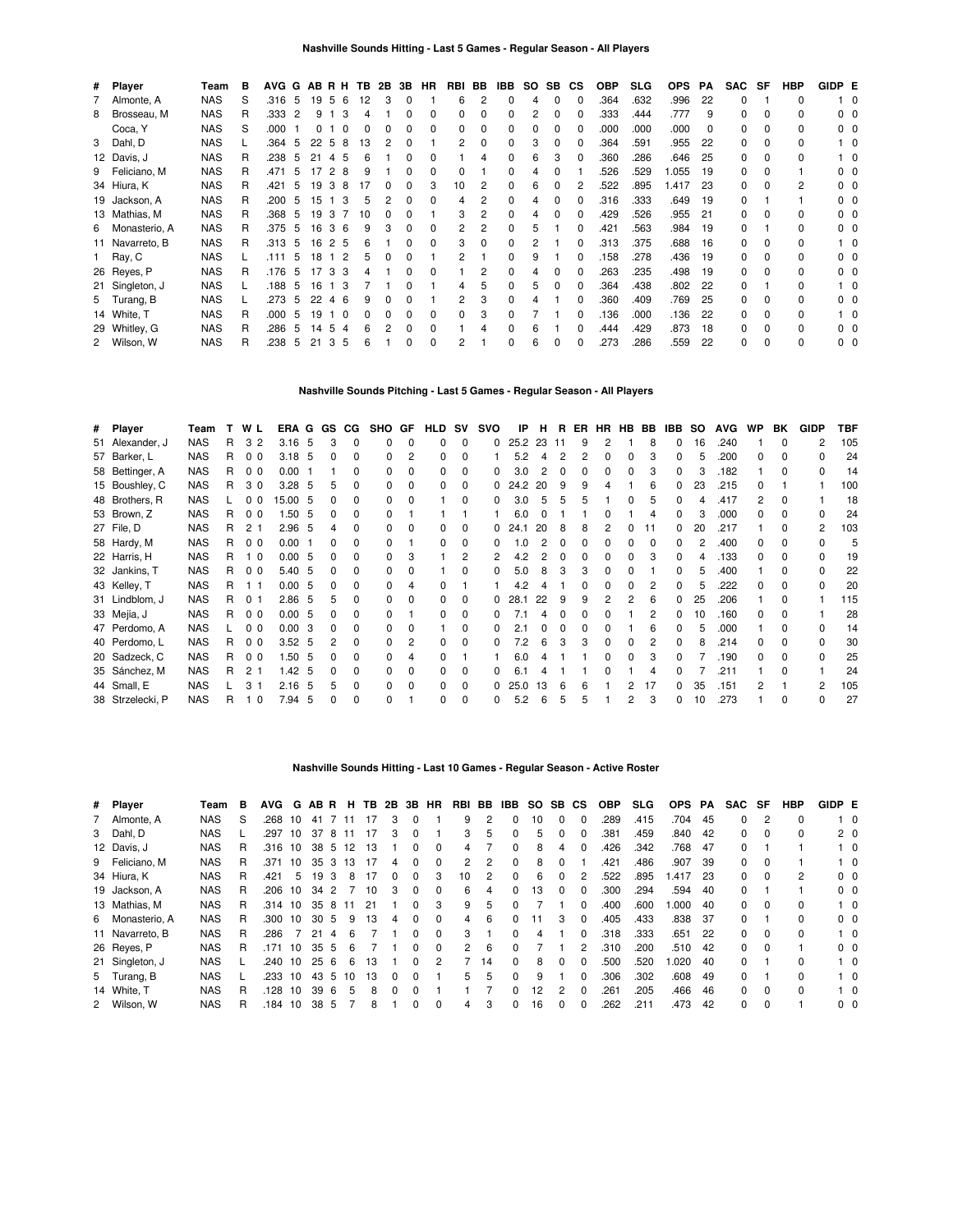## Nashville Sounds Hitting - Last 5 Games - Regular Season - All Players

| # | Player | Team | B | AVG | G | AB | R | H | TB | 2B | 3B | HR | RBI | BB | IBB | SO | SB | CS | OBP | SLG | OPS | PA | SAC | SF | HBP | GIDP | E |
|---|---|---|---|---|---|---|---|---|---|---|---|---|---|---|---|---|---|---|---|---|---|---|---|---|---|---|---|
| 7 | Almonte, A | NAS | S | .316 | 5 | 19 | 5 | 6 | 12 | 3 | 0 | 1 | 6 | 2 | 0 | 4 | 0 | 0 | .364 | .632 | .996 | 22 | 0 | 1 | 0 | 1 | 0 |
| 8 | Brosseau, M | NAS | R | .333 | 2 | 9 | 1 | 3 | 4 | 1 | 0 | 0 | 0 | 0 | 0 | 2 | 0 | 0 | .333 | .444 | .777 | 9 | 0 | 0 | 0 | 0 | 0 |
| | Coca, Y | NAS | S | .000 | 1 | 0 | 1 | 0 | 0 | 0 | 0 | 0 | 0 | 0 | 0 | 0 | 0 | 0 | .000 | .000 | .000 | 0 | 0 | 0 | 0 | 0 | 0 |
| 3 | Dahl, D | NAS | L | .364 | 5 | 22 | 5 | 8 | 13 | 2 | 0 | 1 | 2 | 0 | 0 | 3 | 0 | 0 | .364 | .591 | .955 | 22 | 0 | 0 | 0 | 1 | 0 |
| 12 | Davis, J | NAS | R | .238 | 5 | 21 | 4 | 5 | 6 | 1 | 0 | 0 | 1 | 4 | 0 | 6 | 3 | 0 | .360 | .286 | .646 | 25 | 0 | 0 | 0 | 1 | 0 |
| 9 | Feliciano, M | NAS | R | .471 | 5 | 17 | 2 | 8 | 9 | 1 | 0 | 0 | 0 | 1 | 0 | 4 | 0 | 1 | .526 | .529 | 1.055 | 19 | 0 | 0 | 1 | 0 | 0 |
| 34 | Hiura, K | NAS | R | .421 | 5 | 19 | 3 | 8 | 17 | 0 | 0 | 3 | 10 | 2 | 0 | 6 | 0 | 2 | .522 | .895 | 1.417 | 23 | 0 | 0 | 2 | 0 | 0 |
| 19 | Jackson, A | NAS | R | .200 | 5 | 15 | 1 | 3 | 5 | 2 | 0 | 0 | 4 | 2 | 0 | 4 | 0 | 0 | .316 | .333 | .649 | 19 | 0 | 1 | 1 | 0 | 0 |
| 13 | Mathias, M | NAS | R | .368 | 5 | 19 | 3 | 7 | 10 | 0 | 0 | 1 | 3 | 2 | 0 | 4 | 0 | 0 | .429 | .526 | .955 | 21 | 0 | 0 | 0 | 1 | 0 |
| 6 | Monasterio, A | NAS | R | .375 | 5 | 16 | 3 | 6 | 9 | 3 | 0 | 0 | 2 | 2 | 0 | 5 | 1 | 0 | .421 | .563 | .984 | 19 | 0 | 1 | 0 | 0 | 0 |
| 11 | Navarreto, B | NAS | R | .313 | 5 | 16 | 2 | 5 | 6 | 1 | 0 | 0 | 3 | 0 | 0 | 2 | 1 | 0 | .313 | .375 | .688 | 16 | 0 | 0 | 0 | 1 | 0 |
| 1 | Ray, C | NAS | L | .111 | 5 | 18 | 1 | 2 | 5 | 0 | 0 | 1 | 2 | 1 | 0 | 9 | 1 | 0 | .158 | .278 | .436 | 19 | 0 | 0 | 0 | 0 | 0 |
| 26 | Reyes, P | NAS | R | .176 | 5 | 17 | 3 | 3 | 4 | 1 | 0 | 0 | 1 | 2 | 0 | 4 | 0 | 0 | .263 | .235 | .498 | 19 | 0 | 0 | 0 | 0 | 0 |
| 21 | Singleton, J | NAS | L | .188 | 5 | 16 | 1 | 3 | 7 | 1 | 0 | 1 | 4 | 5 | 0 | 5 | 0 | 0 | .364 | .438 | .802 | 22 | 0 | 1 | 0 | 1 | 0 |
| 5 | Turang, B | NAS | L | .273 | 5 | 22 | 4 | 6 | 9 | 0 | 0 | 1 | 2 | 3 | 0 | 4 | 1 | 0 | .360 | .409 | .769 | 25 | 0 | 0 | 0 | 0 | 0 |
| 14 | White, T | NAS | R | .000 | 5 | 19 | 1 | 0 | 0 | 0 | 0 | 0 | 0 | 3 | 0 | 7 | 1 | 0 | .136 | .000 | .136 | 22 | 0 | 0 | 0 | 1 | 0 |
| 29 | Whitley, G | NAS | R | .286 | 5 | 14 | 5 | 4 | 6 | 2 | 0 | 0 | 1 | 4 | 0 | 6 | 1 | 0 | .444 | .429 | .873 | 18 | 0 | 0 | 0 | 0 | 0 |
| 2 | Wilson, W | NAS | R | .238 | 5 | 21 | 3 | 5 | 6 | 1 | 0 | 0 | 2 | 1 | 0 | 6 | 0 | 0 | .273 | .286 | .559 | 22 | 0 | 0 | 0 | 0 | 0 |

## Nashville Sounds Pitching - Last 5 Games - Regular Season - All Players

| # | Player | Team | T | W | L | ERA | G | GS | CG | SHO | GF | HLD | SV | SVO | IP | H | R | ER | HR | HB | BB | IBB | SO | AVG | WP | BK | GIDP | TBF |
|---|---|---|---|---|---|---|---|---|---|---|---|---|---|---|---|---|---|---|---|---|---|---|---|---|---|---|---|---|
| 51 | Alexander, J | NAS | R | 3 | 2 | 3.16 | 5 | 3 | 0 | 0 | 0 | 0 | 0 | 0 | 25.2 | 23 | 11 | 9 | 2 | 1 | 8 | 0 | 16 | .240 | 1 | 0 | 2 | 105 |
| 57 | Barker, L | NAS | R | 0 | 0 | 3.18 | 5 | 0 | 0 | 0 | 2 | 0 | 0 | 1 | 5.2 | 4 | 2 | 2 | 0 | 0 | 3 | 0 | 5 | .200 | 0 | 0 | 0 | 24 |
| 58 | Bettinger, A | NAS | R | 0 | 0 | 0.00 | 1 | 1 | 0 | 0 | 0 | 0 | 0 | 0 | 3.0 | 2 | 0 | 0 | 0 | 0 | 3 | 0 | 3 | .182 | 1 | 0 | 0 | 14 |
| 15 | Boushley, C | NAS | R | 3 | 0 | 3.28 | 5 | 5 | 0 | 0 | 0 | 0 | 0 | 0 | 24.2 | 20 | 9 | 9 | 4 | 1 | 6 | 0 | 23 | .215 | 0 | 1 | 1 | 100 |
| 48 | Brothers, R | NAS | L | 0 | 0 | 15.00 | 5 | 0 | 0 | 0 | 0 | 1 | 0 | 0 | 3.0 | 5 | 5 | 5 | 1 | 0 | 5 | 0 | 4 | .417 | 2 | 0 | 1 | 18 |
| 53 | Brown, Z | NAS | R | 0 | 0 | 1.50 | 5 | 0 | 0 | 0 | 1 | 1 | 1 | 1 | 6.0 | 0 | 1 | 1 | 0 | 1 | 4 | 0 | 3 | .000 | 0 | 0 | 0 | 24 |
| 27 | File, D | NAS | R | 2 | 1 | 2.96 | 5 | 4 | 0 | 0 | 0 | 0 | 0 | 0 | 24.1 | 20 | 8 | 8 | 2 | 0 | 11 | 0 | 20 | .217 | 1 | 0 | 2 | 103 |
| 58 | Hardy, M | NAS | R | 0 | 0 | 0.00 | 1 | 0 | 0 | 0 | 1 | 0 | 0 | 0 | 1.0 | 2 | 0 | 0 | 0 | 0 | 0 | 0 | 2 | .400 | 0 | 0 | 0 | 5 |
| 22 | Harris, H | NAS | R | 1 | 0 | 0.00 | 5 | 0 | 0 | 0 | 3 | 1 | 2 | 2 | 4.2 | 2 | 0 | 0 | 0 | 0 | 3 | 0 | 4 | .133 | 0 | 0 | 0 | 19 |
| 32 | Jankins, T | NAS | R | 0 | 0 | 5.40 | 5 | 0 | 0 | 0 | 0 | 1 | 0 | 0 | 5.0 | 8 | 3 | 3 | 0 | 0 | 1 | 0 | 5 | .400 | 1 | 0 | 0 | 22 |
| 43 | Kelley, T | NAS | R | 1 | 1 | 0.00 | 5 | 0 | 0 | 0 | 4 | 0 | 1 | 1 | 4.2 | 4 | 1 | 0 | 0 | 0 | 2 | 0 | 5 | .222 | 0 | 0 | 0 | 20 |
| 31 | Lindblom, J | NAS | R | 0 | 1 | 2.86 | 5 | 5 | 0 | 0 | 0 | 0 | 0 | 0 | 28.1 | 22 | 9 | 9 | 2 | 2 | 6 | 0 | 25 | .206 | 1 | 0 | 1 | 115 |
| 33 | Mejía, J | NAS | R | 0 | 0 | 0.00 | 5 | 0 | 0 | 0 | 1 | 0 | 0 | 0 | 7.1 | 4 | 0 | 0 | 0 | 1 | 2 | 0 | 10 | .160 | 0 | 0 | 1 | 28 |
| 47 | Perdomo, A | NAS | L | 0 | 0 | 0.00 | 3 | 0 | 0 | 0 | 0 | 1 | 0 | 0 | 2.1 | 0 | 0 | 0 | 0 | 1 | 6 | 0 | 5 | .000 | 1 | 0 | 0 | 14 |
| 40 | Perdomo, L | NAS | R | 0 | 0 | 3.52 | 5 | 2 | 0 | 0 | 2 | 0 | 0 | 0 | 7.2 | 6 | 3 | 3 | 0 | 0 | 2 | 0 | 8 | .214 | 0 | 0 | 0 | 30 |
| 20 | Sadzeck, C | NAS | R | 0 | 0 | 1.50 | 5 | 0 | 0 | 0 | 4 | 0 | 1 | 1 | 6.0 | 4 | 1 | 1 | 0 | 0 | 3 | 0 | 7 | .190 | 0 | 0 | 0 | 25 |
| 35 | Sánchez, M | NAS | R | 2 | 1 | 1.42 | 5 | 0 | 0 | 0 | 0 | 0 | 0 | 0 | 6.1 | 4 | 1 | 1 | 0 | 1 | 4 | 0 | 7 | .211 | 1 | 0 | 1 | 24 |
| 44 | Small, E | NAS | L | 3 | 1 | 2.16 | 5 | 5 | 0 | 0 | 0 | 0 | 0 | 0 | 25.0 | 13 | 6 | 6 | 1 | 2 | 17 | 0 | 35 | .151 | 2 | 1 | 2 | 105 |
| 38 | Strzelecki, P | NAS | R | 1 | 0 | 7.94 | 5 | 0 | 0 | 0 | 1 | 0 | 0 | 0 | 5.2 | 6 | 5 | 5 | 1 | 2 | 3 | 0 | 10 | .273 | 1 | 0 | 0 | 27 |

## Nashville Sounds Hitting - Last 10 Games - Regular Season - Active Roster

| # | Player | Team | B | AVG | G | AB | R | H | TB | 2B | 3B | HR | RBI | BB | IBB | SO | SB | CS | OBP | SLG | OPS | PA | SAC | SF | HBP | GIDP | E |
|---|---|---|---|---|---|---|---|---|---|---|---|---|---|---|---|---|---|---|---|---|---|---|---|---|---|---|---|
| 7 | Almonte, A | NAS | S | .268 | 10 | 41 | 7 | 11 | 17 | 3 | 0 | 1 | 9 | 2 | 0 | 10 | 0 | 0 | .289 | .415 | .704 | 45 | 0 | 2 | 0 | 1 | 0 |
| 3 | Dahl, D | NAS | L | .297 | 10 | 37 | 8 | 11 | 17 | 3 | 0 | 1 | 3 | 5 | 0 | 5 | 0 | 0 | .381 | .459 | .840 | 42 | 0 | 0 | 0 | 2 | 0 |
| 12 | Davis, J | NAS | R | .316 | 10 | 38 | 5 | 12 | 13 | 1 | 0 | 0 | 4 | 7 | 0 | 8 | 4 | 0 | .426 | .342 | .768 | 47 | 0 | 1 | 1 | 1 | 0 |
| 9 | Feliciano, M | NAS | R | .371 | 10 | 35 | 3 | 13 | 17 | 4 | 0 | 0 | 2 | 2 | 0 | 8 | 0 | 1 | .421 | .486 | .907 | 39 | 0 | 0 | 1 | 1 | 0 |
| 34 | Hiura, K | NAS | R | .421 | 5 | 19 | 3 | 8 | 17 | 0 | 0 | 3 | 10 | 2 | 0 | 6 | 0 | 2 | .522 | .895 | 1.417 | 23 | 0 | 0 | 2 | 0 | 0 |
| 19 | Jackson, A | NAS | R | .206 | 10 | 34 | 2 | 7 | 10 | 3 | 0 | 0 | 6 | 4 | 0 | 13 | 0 | 0 | .300 | .294 | .594 | 40 | 0 | 1 | 1 | 0 | 0 |
| 13 | Mathias, M | NAS | R | .314 | 10 | 35 | 8 | 11 | 21 | 1 | 0 | 3 | 9 | 5 | 0 | 7 | 1 | 0 | .400 | .600 | 1.000 | 40 | 0 | 0 | 0 | 1 | 0 |
| 6 | Monasterio, A | NAS | R | .300 | 10 | 30 | 5 | 9 | 13 | 4 | 0 | 0 | 4 | 6 | 0 | 11 | 3 | 0 | .405 | .433 | .838 | 37 | 0 | 1 | 0 | 0 | 0 |
| 11 | Navarreto, B | NAS | R | .286 | 7 | 21 | 4 | 6 | 7 | 1 | 0 | 0 | 3 | 1 | 0 | 4 | 1 | 0 | .318 | .333 | .651 | 22 | 0 | 0 | 0 | 1 | 0 |
| 26 | Reyes, P | NAS | R | .171 | 10 | 35 | 5 | 6 | 7 | 1 | 0 | 0 | 2 | 6 | 0 | 7 | 1 | 2 | .310 | .200 | .510 | 42 | 0 | 0 | 1 | 0 | 0 |
| 21 | Singleton, J | NAS | L | .240 | 10 | 25 | 6 | 6 | 13 | 1 | 0 | 2 | 7 | 14 | 0 | 8 | 0 | 0 | .500 | .520 | 1.020 | 40 | 0 | 1 | 0 | 1 | 0 |
| 5 | Turang, B | NAS | L | .233 | 10 | 43 | 5 | 10 | 13 | 0 | 0 | 1 | 5 | 5 | 0 | 9 | 1 | 0 | .306 | .302 | .608 | 49 | 0 | 1 | 0 | 1 | 0 |
| 14 | White, T | NAS | R | .128 | 10 | 39 | 6 | 5 | 8 | 0 | 0 | 1 | 1 | 7 | 0 | 12 | 2 | 0 | .261 | .205 | .466 | 46 | 0 | 0 | 0 | 1 | 0 |
| 2 | Wilson, W | NAS | R | .184 | 10 | 38 | 5 | 7 | 8 | 1 | 0 | 0 | 4 | 3 | 0 | 16 | 0 | 0 | .262 | .211 | .473 | 42 | 0 | 0 | 1 | 0 | 0 |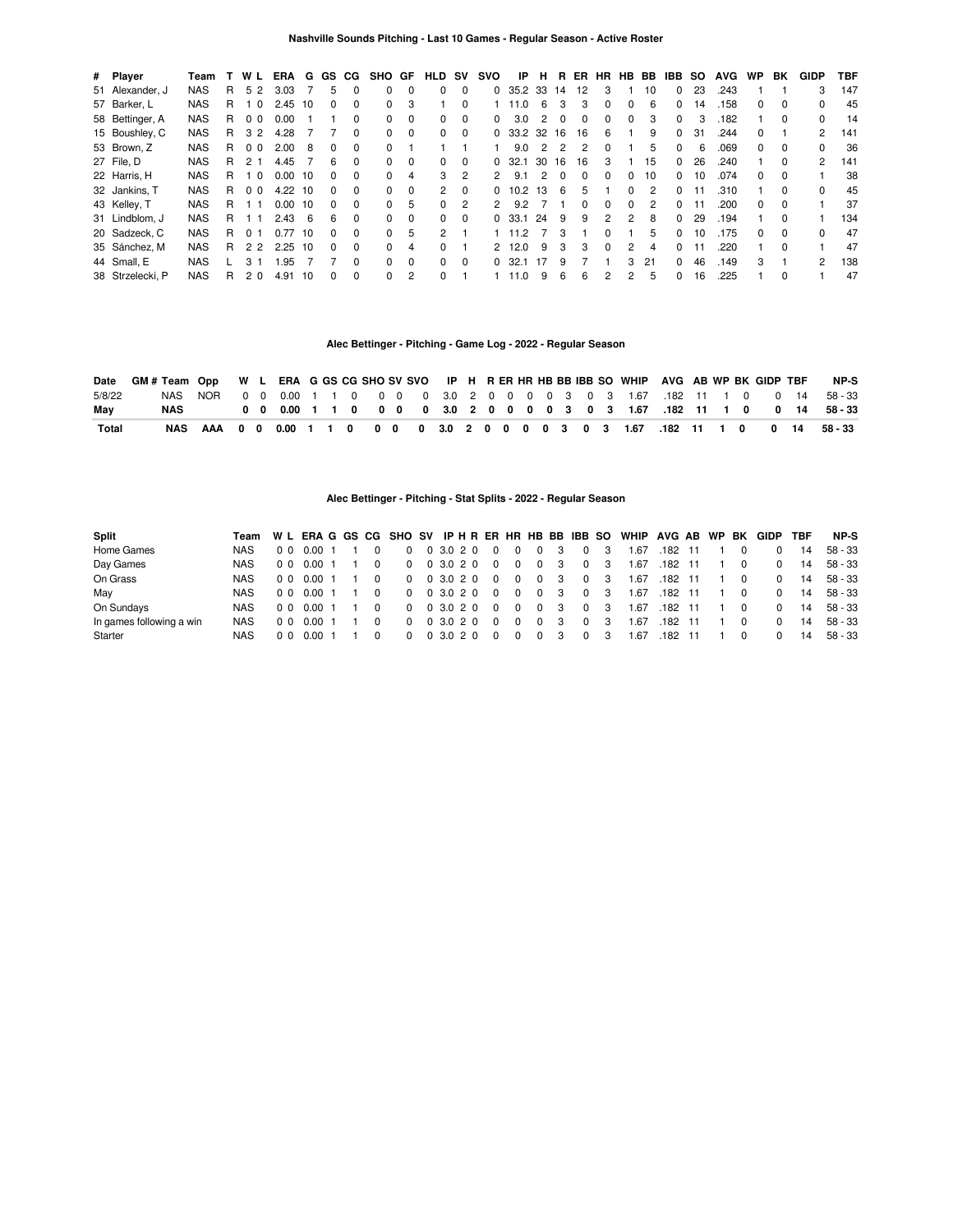### Nashville Sounds Pitching - Last 10 Games - Regular Season - Active Roster

| # | Player | Team | T | W | L | ERA | G | GS | CG | SHO | GF | HLD | SV | SVO | IP | H | R | ER | HR | HB | BB | IBB | SO | AVG | WP | BK | GIDP | TBF |
|---|---|---|---|---|---|---|---|---|---|---|---|---|---|---|---|---|---|---|---|---|---|---|---|---|---|---|---|---|
| 51 | Alexander, J | NAS | R | 5 | 2 | 3.03 | 7 | 5 | 0 | 0 | 0 | 0 | 0 | 0 | 35.2 | 33 | 14 | 12 | 3 | 1 | 10 | 0 | 23 | .243 | 1 | 1 | 3 | 147 |
| 57 | Barker, L | NAS | R | 1 | 0 | 2.45 | 10 | 0 | 0 | 0 | 3 | 1 | 0 | 1 | 11.0 | 6 | 3 | 3 | 0 | 0 | 6 | 0 | 14 | .158 | 0 | 0 | 0 | 45 |
| 58 | Bettinger, A | NAS | R | 0 | 0 | 0.00 | 1 | 1 | 0 | 0 | 0 | 0 | 0 | 0 | 3.0 | 2 | 0 | 0 | 0 | 0 | 3 | 0 | 3 | .182 | 1 | 0 | 0 | 14 |
| 15 | Boushley, C | NAS | R | 3 | 2 | 4.28 | 7 | 7 | 0 | 0 | 0 | 0 | 0 | 0 | 33.2 | 32 | 16 | 16 | 6 | 1 | 9 | 0 | 31 | .244 | 0 | 1 | 2 | 141 |
| 53 | Brown, Z | NAS | R | 0 | 0 | 2.00 | 8 | 0 | 0 | 0 | 1 | 1 | 1 | 1 | 9.0 | 2 | 2 | 2 | 0 | 1 | 5 | 0 | 6 | .069 | 0 | 0 | 0 | 36 |
| 27 | File, D | NAS | R | 2 | 1 | 4.45 | 7 | 6 | 0 | 0 | 0 | 0 | 0 | 0 | 32.1 | 30 | 16 | 16 | 3 | 1 | 15 | 0 | 26 | .240 | 1 | 0 | 2 | 141 |
| 22 | Harris, H | NAS | R | 1 | 0 | 0.00 | 10 | 0 | 0 | 0 | 4 | 3 | 2 | 2 | 9.1 | 2 | 0 | 0 | 0 | 0 | 10 | 0 | 10 | .074 | 0 | 0 | 1 | 38 |
| 32 | Jankins, T | NAS | R | 0 | 0 | 4.22 | 10 | 0 | 0 | 0 | 0 | 2 | 0 | 0 | 10.2 | 13 | 6 | 5 | 1 | 0 | 2 | 0 | 11 | .310 | 1 | 0 | 0 | 45 |
| 43 | Kelley, T | NAS | R | 1 | 1 | 0.00 | 10 | 0 | 0 | 0 | 5 | 0 | 2 | 2 | 9.2 | 7 | 1 | 0 | 0 | 0 | 2 | 0 | 11 | .200 | 0 | 0 | 1 | 37 |
| 31 | Lindblom, J | NAS | R | 1 | 1 | 2.43 | 6 | 6 | 0 | 0 | 0 | 0 | 0 | 0 | 33.1 | 24 | 9 | 9 | 2 | 2 | 8 | 0 | 29 | .194 | 1 | 0 | 1 | 134 |
| 20 | Sadzeck, C | NAS | R | 0 | 1 | 0.77 | 10 | 0 | 0 | 0 | 5 | 2 | 1 | 1 | 11.2 | 7 | 3 | 1 | 0 | 1 | 5 | 0 | 10 | .175 | 0 | 0 | 0 | 47 |
| 35 | Sánchez, M | NAS | R | 2 | 2 | 2.25 | 10 | 0 | 0 | 0 | 4 | 0 | 1 | 2 | 12.0 | 9 | 3 | 3 | 0 | 2 | 4 | 0 | 11 | .220 | 1 | 0 | 1 | 47 |
| 44 | Small, E | NAS | L | 3 | 1 | 1.95 | 7 | 7 | 0 | 0 | 0 | 0 | 0 | 0 | 32.1 | 17 | 9 | 7 | 1 | 3 | 21 | 0 | 46 | .149 | 3 | 1 | 2 | 138 |
| 38 | Strzelecki, P | NAS | R | 2 | 0 | 4.91 | 10 | 0 | 0 | 0 | 2 | 0 | 1 | 1 | 11.0 | 9 | 6 | 6 | 2 | 2 | 5 | 0 | 16 | .225 | 1 | 0 | 1 | 47 |

### Alec Bettinger - Pitching - Game Log - 2022 - Regular Season

| Date | GM # | Team | Opp | W | L | ERA | G | GS | CG | SHO | SV | SVO | IP | H | R | ER | HR | HB | BB | IBB | SO | WHIP | AVG | AB | WP | BK | GIDP | TBF | NP-S |
|---|---|---|---|---|---|---|---|---|---|---|---|---|---|---|---|---|---|---|---|---|---|---|---|---|---|---|---|---|---|
| 5/8/22 | | NAS | NOR | 0 | 0 | 0.00 | 1 | 1 | 0 | 0 | 0 | 0 | 3.0 | 2 | 0 | 0 | 0 | 0 | 3 | 0 | 3 | 1.67 | .182 | 11 | 1 | 0 | 0 | 14 | 58 - 33 |
| **May** | | **NAS** | | **0** | **0** | **0.00** | **1** | **1** | **0** | **0** | **0** | **0** | **3.0** | **2** | **0** | **0** | **0** | **0** | **3** | **0** | **3** | **1.67** | **.182** | **11** | **1** | **0** | **0** | **14** | **58 - 33** |
| **Total** | | **NAS** | **AAA** | **0** | **0** | **0.00** | **1** | **1** | **0** | **0** | **0** | **0** | **3.0** | **2** | **0** | **0** | **0** | **0** | **3** | **0** | **3** | **1.67** | **.182** | **11** | **1** | **0** | **0** | **14** | **58 - 33** |

### Alec Bettinger - Pitching - Stat Splits - 2022 - Regular Season

| Split | Team | W | L | ERA | G | GS | CG | SHO | SV | IP | H | R | ER | HR | HB | BB | IBB | SO | WHIP | AVG | AB | WP | BK | GIDP | TBF | NP-S |
|---|---|---|---|---|---|---|---|---|---|---|---|---|---|---|---|---|---|---|---|---|---|---|---|---|---|---|
| Home Games | NAS | 0 | 0 | 0.00 | 1 | 1 | 0 | 0 | 0 | 3.0 | 2 | 0 | 0 | 0 | 0 | 3 | 0 | 3 | 1.67 | .182 | 11 | 1 | 0 | 0 | 14 | 58 - 33 |
| Day Games | NAS | 0 | 0 | 0.00 | 1 | 1 | 0 | 0 | 0 | 3.0 | 2 | 0 | 0 | 0 | 0 | 3 | 0 | 3 | 1.67 | .182 | 11 | 1 | 0 | 0 | 14 | 58 - 33 |
| On Grass | NAS | 0 | 0 | 0.00 | 1 | 1 | 0 | 0 | 0 | 3.0 | 2 | 0 | 0 | 0 | 0 | 3 | 0 | 3 | 1.67 | .182 | 11 | 1 | 0 | 0 | 14 | 58 - 33 |
| May | NAS | 0 | 0 | 0.00 | 1 | 1 | 0 | 0 | 0 | 3.0 | 2 | 0 | 0 | 0 | 0 | 3 | 0 | 3 | 1.67 | .182 | 11 | 1 | 0 | 0 | 14 | 58 - 33 |
| On Sundays | NAS | 0 | 0 | 0.00 | 1 | 1 | 0 | 0 | 0 | 3.0 | 2 | 0 | 0 | 0 | 0 | 3 | 0 | 3 | 1.67 | .182 | 11 | 1 | 0 | 0 | 14 | 58 - 33 |
| In games following a win | NAS | 0 | 0 | 0.00 | 1 | 1 | 0 | 0 | 0 | 3.0 | 2 | 0 | 0 | 0 | 0 | 3 | 0 | 3 | 1.67 | .182 | 11 | 1 | 0 | 0 | 14 | 58 - 33 |
| Starter | NAS | 0 | 0 | 0.00 | 1 | 1 | 0 | 0 | 0 | 3.0 | 2 | 0 | 0 | 0 | 0 | 3 | 0 | 3 | 1.67 | .182 | 11 | 1 | 0 | 0 | 14 | 58 - 33 |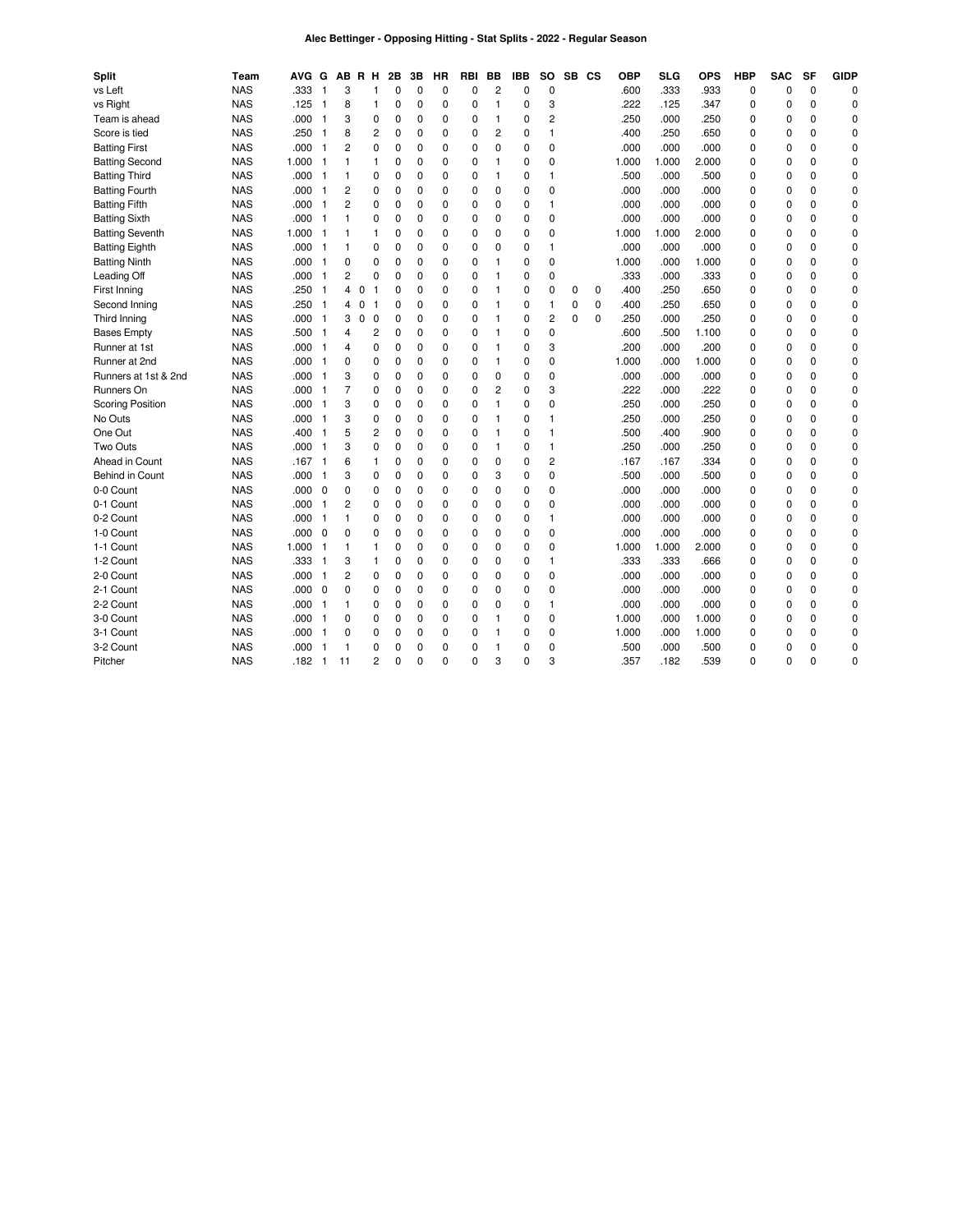# Alec Bettinger - Opposing Hitting - Stat Splits - 2022 - Regular Season

| Split | Team | AVG | G | AB | R | H | 2B | 3B | HR | RBI | BB | IBB | SO | SB | CS | OBP | SLG | OPS | HBP | SAC | SF | GIDP |
|---|---|---|---|---|---|---|---|---|---|---|---|---|---|---|---|---|---|---|---|---|---|---|
| vs Left | NAS | .333 | 1 | 3 | | 1 | 0 | 0 | 0 | 0 | 2 | 0 | 0 | | | .600 | .333 | .933 | 0 | 0 | 0 | 0 |
| vs Right | NAS | .125 | 1 | 8 | | 1 | 0 | 0 | 0 | 0 | 1 | 0 | 3 | | | .222 | .125 | .347 | 0 | 0 | 0 | 0 |
| Team is ahead | NAS | .000 | 1 | 3 | | 0 | 0 | 0 | 0 | 0 | 1 | 0 | 2 | | | .250 | .000 | .250 | 0 | 0 | 0 | 0 |
| Score is tied | NAS | .250 | 1 | 8 | | 2 | 0 | 0 | 0 | 0 | 2 | 0 | 1 | | | .400 | .250 | .650 | 0 | 0 | 0 | 0 |
| Batting First | NAS | .000 | 1 | 2 | | 0 | 0 | 0 | 0 | 0 | 0 | 0 | 0 | | | .000 | .000 | .000 | 0 | 0 | 0 | 0 |
| Batting Second | NAS | 1.000 | 1 | 1 | | 1 | 0 | 0 | 0 | 0 | 1 | 0 | 0 | | | 1.000 | 1.000 | 2.000 | 0 | 0 | 0 | 0 |
| Batting Third | NAS | .000 | 1 | 1 | | 0 | 0 | 0 | 0 | 0 | 1 | 0 | 1 | | | .500 | .000 | .500 | 0 | 0 | 0 | 0 |
| Batting Fourth | NAS | .000 | 1 | 2 | | 0 | 0 | 0 | 0 | 0 | 0 | 0 | 0 | | | .000 | .000 | .000 | 0 | 0 | 0 | 0 |
| Batting Fifth | NAS | .000 | 1 | 2 | | 0 | 0 | 0 | 0 | 0 | 0 | 0 | 1 | | | .000 | .000 | .000 | 0 | 0 | 0 | 0 |
| Batting Sixth | NAS | .000 | 1 | 1 | | 0 | 0 | 0 | 0 | 0 | 0 | 0 | 0 | | | .000 | .000 | .000 | 0 | 0 | 0 | 0 |
| Batting Seventh | NAS | 1.000 | 1 | 1 | | 1 | 0 | 0 | 0 | 0 | 0 | 0 | 0 | | | 1.000 | 1.000 | 2.000 | 0 | 0 | 0 | 0 |
| Batting Eighth | NAS | .000 | 1 | 1 | | 0 | 0 | 0 | 0 | 0 | 0 | 0 | 1 | | | .000 | .000 | .000 | 0 | 0 | 0 | 0 |
| Batting Ninth | NAS | .000 | 1 | 0 | | 0 | 0 | 0 | 0 | 0 | 1 | 0 | 0 | | | 1.000 | .000 | 1.000 | 0 | 0 | 0 | 0 |
| Leading Off | NAS | .000 | 1 | 2 | | 0 | 0 | 0 | 0 | 0 | 1 | 0 | 0 | | | .333 | .000 | .333 | 0 | 0 | 0 | 0 |
| First Inning | NAS | .250 | 1 | 4 | 0 | 1 | 0 | 0 | 0 | 0 | 1 | 0 | 0 | 0 | 0 | .400 | .250 | .650 | 0 | 0 | 0 | 0 |
| Second Inning | NAS | .250 | 1 | 4 | 0 | 1 | 0 | 0 | 0 | 0 | 1 | 0 | 1 | 0 | 0 | .400 | .250 | .650 | 0 | 0 | 0 | 0 |
| Third Inning | NAS | .000 | 1 | 3 | 0 | 0 | 0 | 0 | 0 | 0 | 1 | 0 | 2 | 0 | 0 | .250 | .000 | .250 | 0 | 0 | 0 | 0 |
| Bases Empty | NAS | .500 | 1 | 4 | | 2 | 0 | 0 | 0 | 0 | 1 | 0 | 0 | | | .600 | .500 | 1.100 | 0 | 0 | 0 | 0 |
| Runner at 1st | NAS | .000 | 1 | 4 | | 0 | 0 | 0 | 0 | 0 | 1 | 0 | 3 | | | .200 | .000 | .200 | 0 | 0 | 0 | 0 |
| Runner at 2nd | NAS | .000 | 1 | 0 | | 0 | 0 | 0 | 0 | 0 | 1 | 0 | 0 | | | 1.000 | .000 | 1.000 | 0 | 0 | 0 | 0 |
| Runners at 1st & 2nd | NAS | .000 | 1 | 3 | | 0 | 0 | 0 | 0 | 0 | 0 | 0 | 0 | | | .000 | .000 | .000 | 0 | 0 | 0 | 0 |
| Runners On | NAS | .000 | 1 | 7 | | 0 | 0 | 0 | 0 | 0 | 2 | 0 | 3 | | | .222 | .000 | .222 | 0 | 0 | 0 | 0 |
| Scoring Position | NAS | .000 | 1 | 3 | | 0 | 0 | 0 | 0 | 0 | 1 | 0 | 0 | | | .250 | .000 | .250 | 0 | 0 | 0 | 0 |
| No Outs | NAS | .000 | 1 | 3 | | 0 | 0 | 0 | 0 | 0 | 1 | 0 | 1 | | | .250 | .000 | .250 | 0 | 0 | 0 | 0 |
| One Out | NAS | .400 | 1 | 5 | | 2 | 0 | 0 | 0 | 0 | 1 | 0 | 1 | | | .500 | .400 | .900 | 0 | 0 | 0 | 0 |
| Two Outs | NAS | .000 | 1 | 3 | | 0 | 0 | 0 | 0 | 0 | 1 | 0 | 1 | | | .250 | .000 | .250 | 0 | 0 | 0 | 0 |
| Ahead in Count | NAS | .167 | 1 | 6 | | 1 | 0 | 0 | 0 | 0 | 0 | 0 | 2 | | | .167 | .167 | .334 | 0 | 0 | 0 | 0 |
| Behind in Count | NAS | .000 | 1 | 3 | | 0 | 0 | 0 | 0 | 0 | 3 | 0 | 0 | | | .500 | .000 | .500 | 0 | 0 | 0 | 0 |
| 0-0 Count | NAS | .000 | 0 | 0 | | 0 | 0 | 0 | 0 | 0 | 0 | 0 | 0 | | | .000 | .000 | .000 | 0 | 0 | 0 | 0 |
| 0-1 Count | NAS | .000 | 1 | 2 | | 0 | 0 | 0 | 0 | 0 | 0 | 0 | 0 | | | .000 | .000 | .000 | 0 | 0 | 0 | 0 |
| 0-2 Count | NAS | .000 | 1 | 1 | | 0 | 0 | 0 | 0 | 0 | 0 | 0 | 1 | | | .000 | .000 | .000 | 0 | 0 | 0 | 0 |
| 1-0 Count | NAS | .000 | 0 | 0 | | 0 | 0 | 0 | 0 | 0 | 0 | 0 | 0 | | | .000 | .000 | .000 | 0 | 0 | 0 | 0 |
| 1-1 Count | NAS | 1.000 | 1 | 1 | | 1 | 0 | 0 | 0 | 0 | 0 | 0 | 0 | | | 1.000 | 1.000 | 2.000 | 0 | 0 | 0 | 0 |
| 1-2 Count | NAS | .333 | 1 | 3 | | 1 | 0 | 0 | 0 | 0 | 0 | 0 | 1 | | | .333 | .333 | .666 | 0 | 0 | 0 | 0 |
| 2-0 Count | NAS | .000 | 1 | 2 | | 0 | 0 | 0 | 0 | 0 | 0 | 0 | 0 | | | .000 | .000 | .000 | 0 | 0 | 0 | 0 |
| 2-1 Count | NAS | .000 | 0 | 0 | | 0 | 0 | 0 | 0 | 0 | 0 | 0 | 0 | | | .000 | .000 | .000 | 0 | 0 | 0 | 0 |
| 2-2 Count | NAS | .000 | 1 | 1 | | 0 | 0 | 0 | 0 | 0 | 0 | 0 | 1 | | | .000 | .000 | .000 | 0 | 0 | 0 | 0 |
| 3-0 Count | NAS | .000 | 1 | 0 | | 0 | 0 | 0 | 0 | 0 | 1 | 0 | 0 | | | 1.000 | .000 | 1.000 | 0 | 0 | 0 | 0 |
| 3-1 Count | NAS | .000 | 1 | 0 | | 0 | 0 | 0 | 0 | 0 | 1 | 0 | 0 | | | 1.000 | .000 | 1.000 | 0 | 0 | 0 | 0 |
| 3-2 Count | NAS | .000 | 1 | 1 | | 0 | 0 | 0 | 0 | 0 | 1 | 0 | 0 | | | .500 | .000 | .500 | 0 | 0 | 0 | 0 |
| Pitcher | NAS | .182 | 1 | 11 | | 2 | 0 | 0 | 0 | 0 | 3 | 0 | 3 | | | .357 | .182 | .539 | 0 | 0 | 0 | 0 |